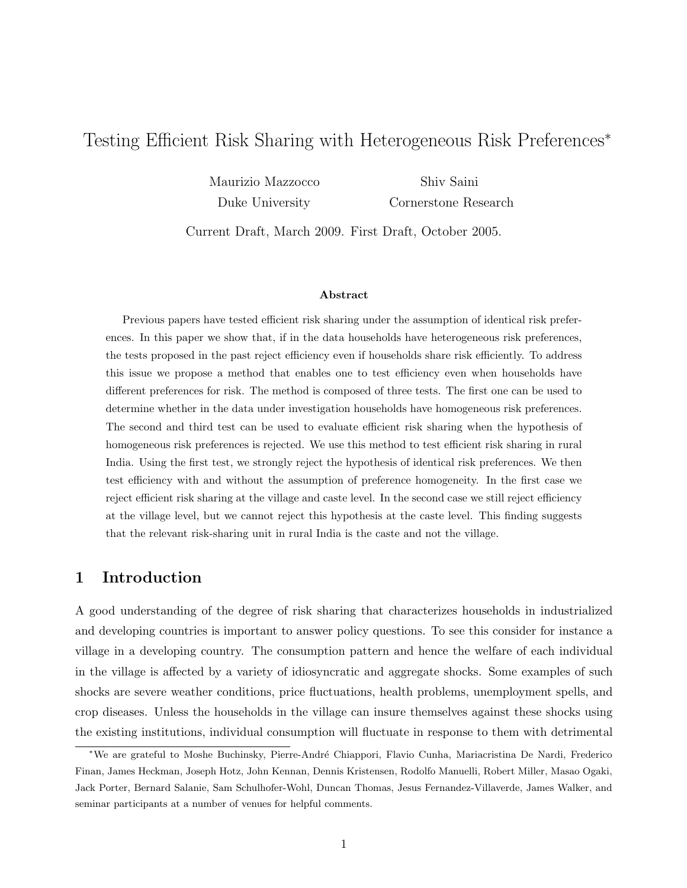# Testing Efficient Risk Sharing with Heterogeneous Risk Preferences*

Maurizio Mazzocco
Duke University

Shiv Saini
Cornerstone Research

Current Draft, March 2009. First Draft, October 2005.

### Abstract

Previous papers have tested efficient risk sharing under the assumption of identical risk preferences. In this paper we show that, if in the data households have heterogeneous risk preferences, the tests proposed in the past reject efficiency even if households share risk efficiently. To address this issue we propose a method that enables one to test efficiency even when households have different preferences for risk. The method is composed of three tests. The first one can be used to determine whether in the data under investigation households have homogeneous risk preferences. The second and third test can be used to evaluate efficient risk sharing when the hypothesis of homogeneous risk preferences is rejected. We use this method to test efficient risk sharing in rural India. Using the first test, we strongly reject the hypothesis of identical risk preferences. We then test efficiency with and without the assumption of preference homogeneity. In the first case we reject efficient risk sharing at the village and caste level. In the second case we still reject efficiency at the village level, but we cannot reject this hypothesis at the caste level. This finding suggests that the relevant risk-sharing unit in rural India is the caste and not the village.

## 1 Introduction

A good understanding of the degree of risk sharing that characterizes households in industrialized and developing countries is important to answer policy questions. To see this consider for instance a village in a developing country. The consumption pattern and hence the welfare of each individual in the village is affected by a variety of idiosyncratic and aggregate shocks. Some examples of such shocks are severe weather conditions, price fluctuations, health problems, unemployment spells, and crop diseases. Unless the households in the village can insure themselves against these shocks using the existing institutions, individual consumption will fluctuate in response to them with detrimental

*We are grateful to Moshe Buchinsky, Pierre-André Chiappori, Flavio Cunha, Mariacristina De Nardi, Frederico Finan, James Heckman, Joseph Hotz, John Kennan, Dennis Kristensen, Rodolfo Manuelli, Robert Miller, Masao Ogaki, Jack Porter, Bernard Salanie, Sam Schulhofer-Wohl, Duncan Thomas, Jesus Fernandez-Villaverde, James Walker, and seminar participants at a number of venues for helpful comments.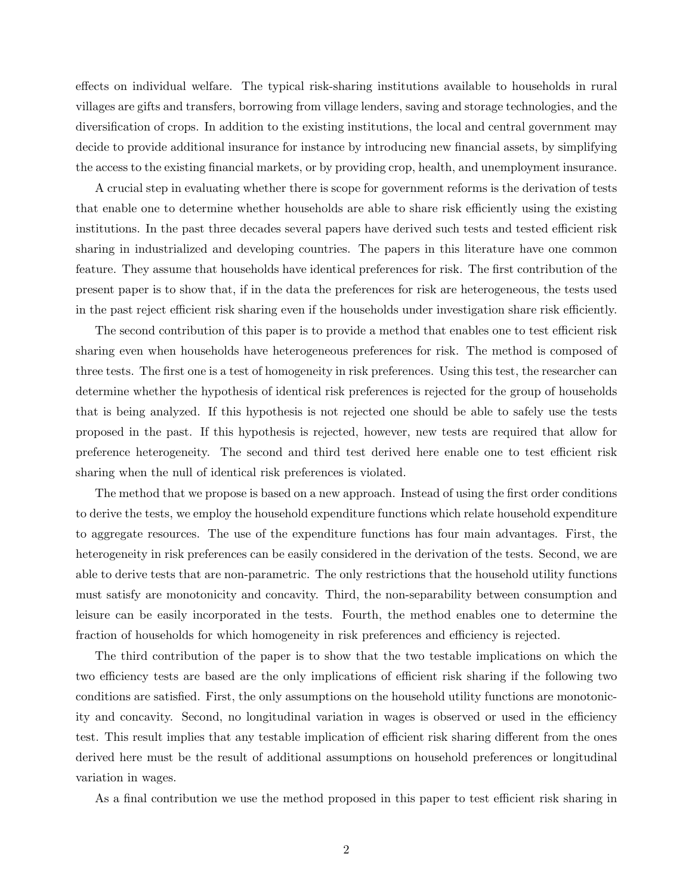effects on individual welfare. The typical risk-sharing institutions available to households in rural villages are gifts and transfers, borrowing from village lenders, saving and storage technologies, and the diversification of crops. In addition to the existing institutions, the local and central government may decide to provide additional insurance for instance by introducing new financial assets, by simplifying the access to the existing financial markets, or by providing crop, health, and unemployment insurance.

A crucial step in evaluating whether there is scope for government reforms is the derivation of tests that enable one to determine whether households are able to share risk efficiently using the existing institutions. In the past three decades several papers have derived such tests and tested efficient risk sharing in industrialized and developing countries. The papers in this literature have one common feature. They assume that households have identical preferences for risk. The first contribution of the present paper is to show that, if in the data the preferences for risk are heterogeneous, the tests used in the past reject efficient risk sharing even if the households under investigation share risk efficiently.

The second contribution of this paper is to provide a method that enables one to test efficient risk sharing even when households have heterogeneous preferences for risk. The method is composed of three tests. The first one is a test of homogeneity in risk preferences. Using this test, the researcher can determine whether the hypothesis of identical risk preferences is rejected for the group of households that is being analyzed. If this hypothesis is not rejected one should be able to safely use the tests proposed in the past. If this hypothesis is rejected, however, new tests are required that allow for preference heterogeneity. The second and third test derived here enable one to test efficient risk sharing when the null of identical risk preferences is violated.

The method that we propose is based on a new approach. Instead of using the first order conditions to derive the tests, we employ the household expenditure functions which relate household expenditure to aggregate resources. The use of the expenditure functions has four main advantages. First, the heterogeneity in risk preferences can be easily considered in the derivation of the tests. Second, we are able to derive tests that are non-parametric. The only restrictions that the household utility functions must satisfy are monotonicity and concavity. Third, the non-separability between consumption and leisure can be easily incorporated in the tests. Fourth, the method enables one to determine the fraction of households for which homogeneity in risk preferences and efficiency is rejected.

The third contribution of the paper is to show that the two testable implications on which the two efficiency tests are based are the only implications of efficient risk sharing if the following two conditions are satisfied. First, the only assumptions on the household utility functions are monotonicity and concavity. Second, no longitudinal variation in wages is observed or used in the efficiency test. This result implies that any testable implication of efficient risk sharing different from the ones derived here must be the result of additional assumptions on household preferences or longitudinal variation in wages.

As a final contribution we use the method proposed in this paper to test efficient risk sharing in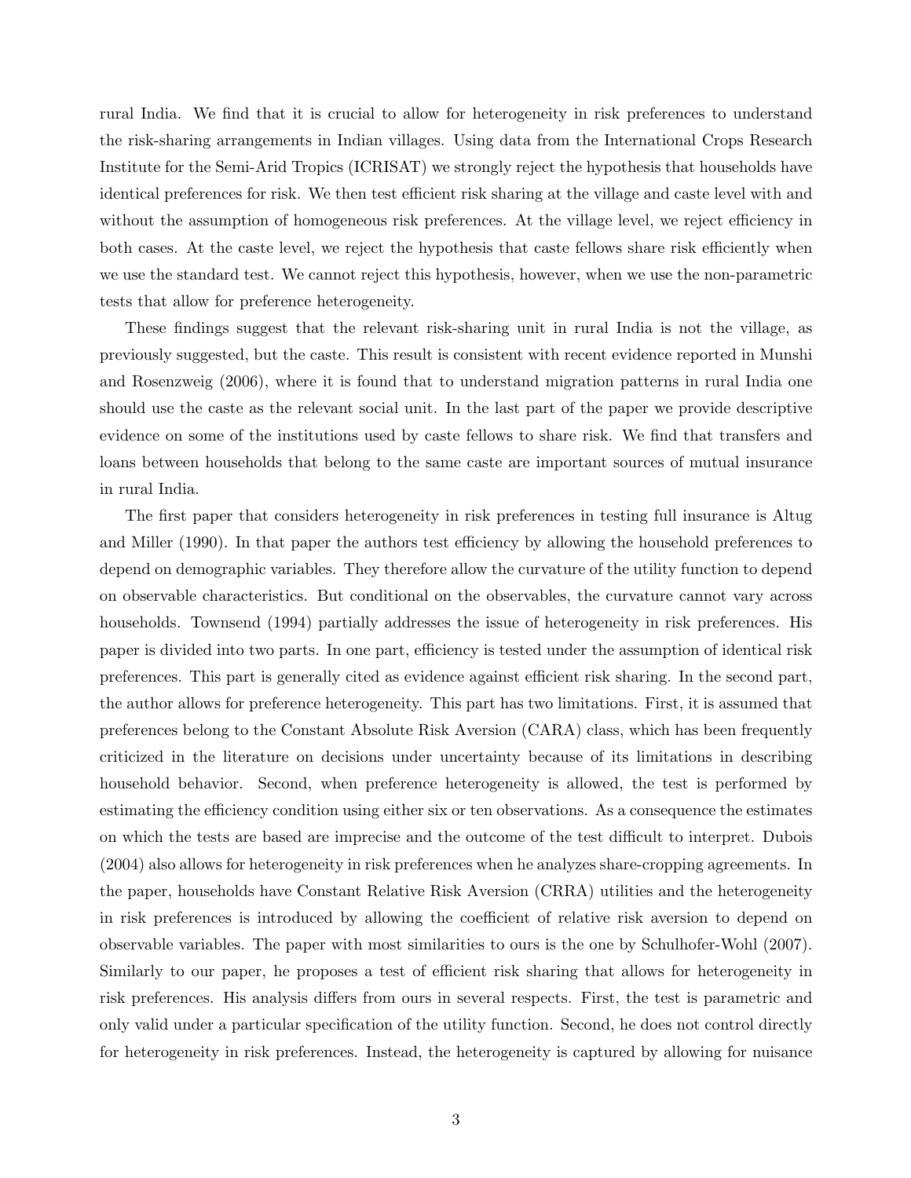rural India. We find that it is crucial to allow for heterogeneity in risk preferences to understand the risk-sharing arrangements in Indian villages. Using data from the International Crops Research Institute for the Semi-Arid Tropics (ICRISAT) we strongly reject the hypothesis that households have identical preferences for risk. We then test efficient risk sharing at the village and caste level with and without the assumption of homogeneous risk preferences. At the village level, we reject efficiency in both cases. At the caste level, we reject the hypothesis that caste fellows share risk efficiently when we use the standard test. We cannot reject this hypothesis, however, when we use the non-parametric tests that allow for preference heterogeneity.

These findings suggest that the relevant risk-sharing unit in rural India is not the village, as previously suggested, but the caste. This result is consistent with recent evidence reported in Munshi and Rosenzweig (2006), where it is found that to understand migration patterns in rural India one should use the caste as the relevant social unit. In the last part of the paper we provide descriptive evidence on some of the institutions used by caste fellows to share risk. We find that transfers and loans between households that belong to the same caste are important sources of mutual insurance in rural India.

The first paper that considers heterogeneity in risk preferences in testing full insurance is Altug and Miller (1990). In that paper the authors test efficiency by allowing the household preferences to depend on demographic variables. They therefore allow the curvature of the utility function to depend on observable characteristics. But conditional on the observables, the curvature cannot vary across households. Townsend (1994) partially addresses the issue of heterogeneity in risk preferences. His paper is divided into two parts. In one part, efficiency is tested under the assumption of identical risk preferences. This part is generally cited as evidence against efficient risk sharing. In the second part, the author allows for preference heterogeneity. This part has two limitations. First, it is assumed that preferences belong to the Constant Absolute Risk Aversion (CARA) class, which has been frequently criticized in the literature on decisions under uncertainty because of its limitations in describing household behavior. Second, when preference heterogeneity is allowed, the test is performed by estimating the efficiency condition using either six or ten observations. As a consequence the estimates on which the tests are based are imprecise and the outcome of the test difficult to interpret. Dubois (2004) also allows for heterogeneity in risk preferences when he analyzes share-cropping agreements. In the paper, households have Constant Relative Risk Aversion (CRRA) utilities and the heterogeneity in risk preferences is introduced by allowing the coefficient of relative risk aversion to depend on observable variables. The paper with most similarities to ours is the one by Schulhofer-Wohl (2007). Similarly to our paper, he proposes a test of efficient risk sharing that allows for heterogeneity in risk preferences. His analysis differs from ours in several respects. First, the test is parametric and only valid under a particular specification of the utility function. Second, he does not control directly for heterogeneity in risk preferences. Instead, the heterogeneity is captured by allowing for nuisance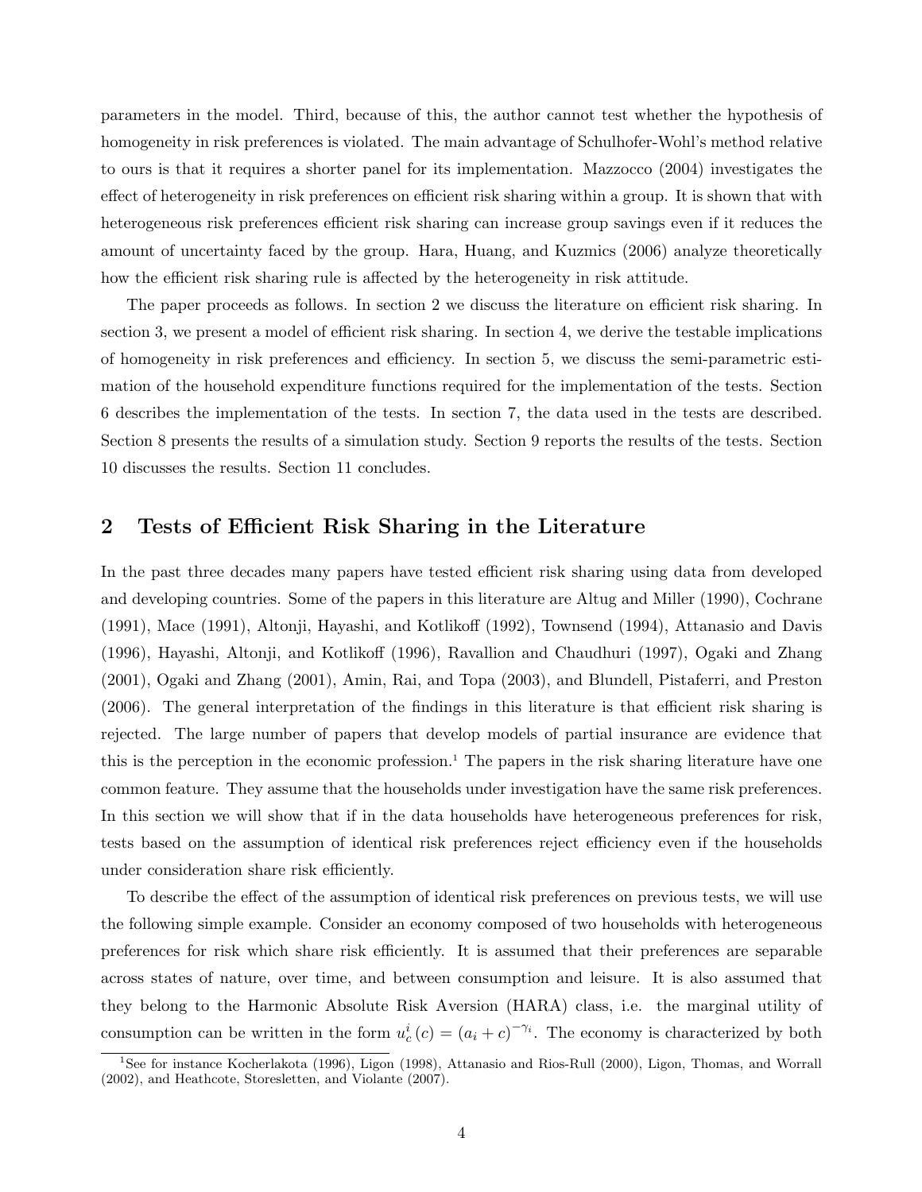parameters in the model. Third, because of this, the author cannot test whether the hypothesis of homogeneity in risk preferences is violated. The main advantage of Schulhofer-Wohl's method relative to ours is that it requires a shorter panel for its implementation. Mazzocco (2004) investigates the effect of heterogeneity in risk preferences on efficient risk sharing within a group. It is shown that with heterogeneous risk preferences efficient risk sharing can increase group savings even if it reduces the amount of uncertainty faced by the group. Hara, Huang, and Kuzmics (2006) analyze theoretically how the efficient risk sharing rule is affected by the heterogeneity in risk attitude.

The paper proceeds as follows. In section 2 we discuss the literature on efficient risk sharing. In section 3, we present a model of efficient risk sharing. In section 4, we derive the testable implications of homogeneity in risk preferences and efficiency. In section 5, we discuss the semi-parametric estimation of the household expenditure functions required for the implementation of the tests. Section 6 describes the implementation of the tests. In section 7, the data used in the tests are described. Section 8 presents the results of a simulation study. Section 9 reports the results of the tests. Section 10 discusses the results. Section 11 concludes.

## 2 Tests of Efficient Risk Sharing in the Literature

In the past three decades many papers have tested efficient risk sharing using data from developed and developing countries. Some of the papers in this literature are Altug and Miller (1990), Cochrane (1991), Mace (1991), Altonji, Hayashi, and Kotlikoff (1992), Townsend (1994), Attanasio and Davis (1996), Hayashi, Altonji, and Kotlikoff (1996), Ravallion and Chaudhuri (1997), Ogaki and Zhang (2001), Ogaki and Zhang (2001), Amin, Rai, and Topa (2003), and Blundell, Pistaferri, and Preston (2006). The general interpretation of the findings in this literature is that efficient risk sharing is rejected. The large number of papers that develop models of partial insurance are evidence that this is the perception in the economic profession.[1] The papers in the risk sharing literature have one common feature. They assume that the households under investigation have the same risk preferences. In this section we will show that if in the data households have heterogeneous preferences for risk, tests based on the assumption of identical risk preferences reject efficiency even if the households under consideration share risk efficiently.

To describe the effect of the assumption of identical risk preferences on previous tests, we will use the following simple example. Consider an economy composed of two households with heterogeneous preferences for risk which share risk efficiently. It is assumed that their preferences are separable across states of nature, over time, and between consumption and leisure. It is also assumed that they belong to the Harmonic Absolute Risk Aversion (HARA) class, i.e. the marginal utility of consumption can be written in the form $u_c^i(c) = (a_i + c)^{-\gamma_i}$. The economy is characterized by both

[1] See for instance Kocherlakota (1996), Ligon (1998), Attanasio and Rios-Rull (2000), Ligon, Thomas, and Worrall (2002), and Heathcote, Storesletten, and Violante (2007).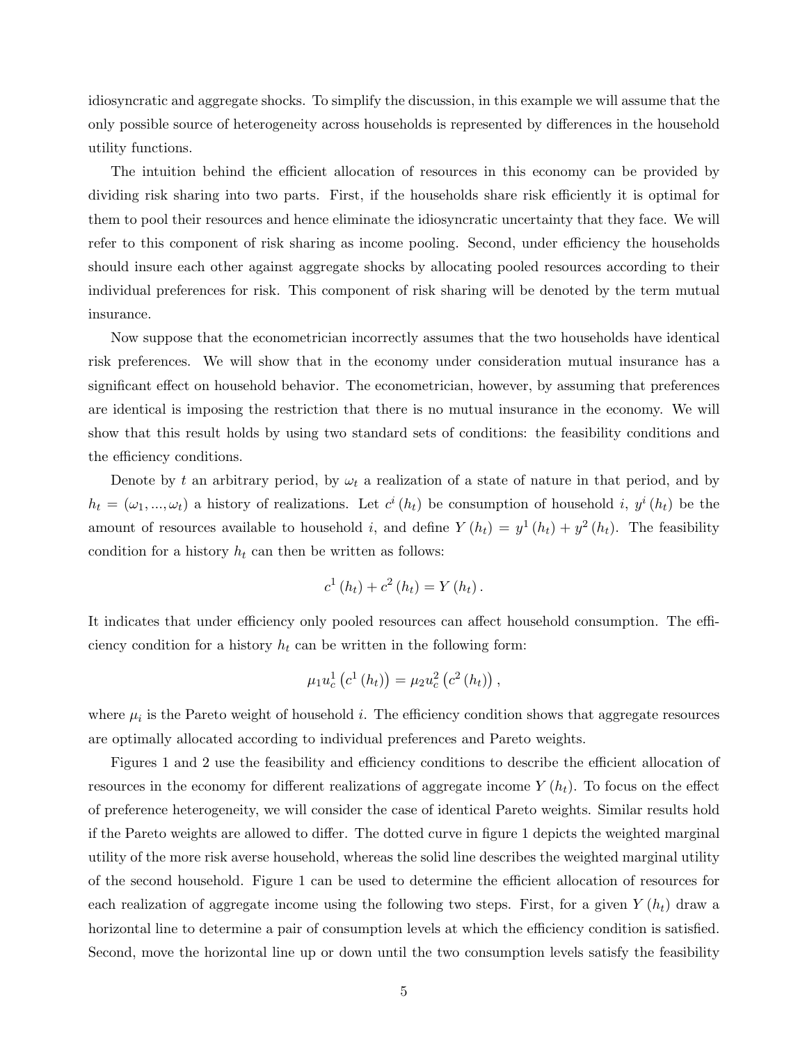idiosyncratic and aggregate shocks. To simplify the discussion, in this example we will assume that the only possible source of heterogeneity across households is represented by differences in the household utility functions.

The intuition behind the efficient allocation of resources in this economy can be provided by dividing risk sharing into two parts. First, if the households share risk efficiently it is optimal for them to pool their resources and hence eliminate the idiosyncratic uncertainty that they face. We will refer to this component of risk sharing as income pooling. Second, under efficiency the households should insure each other against aggregate shocks by allocating pooled resources according to their individual preferences for risk. This component of risk sharing will be denoted by the term mutual insurance.

Now suppose that the econometrician incorrectly assumes that the two households have identical risk preferences. We will show that in the economy under consideration mutual insurance has a significant effect on household behavior. The econometrician, however, by assuming that preferences are identical is imposing the restriction that there is no mutual insurance in the economy. We will show that this result holds by using two standard sets of conditions: the feasibility conditions and the efficiency conditions.

Denote by $t$ an arbitrary period, by $\omega_t$ a realization of a state of nature in that period, and by $h_t = (\omega_1, ..., \omega_t)$ a history of realizations. Let $c^i(h_t)$ be consumption of household $i$, $y^i(h_t)$ be the amount of resources available to household $i$, and define $Y(h_t) = y^1(h_t) + y^2(h_t)$. The feasibility condition for a history $h_t$ can then be written as follows:

$$c^1(h_t) + c^2(h_t) = Y(h_t).$$

It indicates that under efficiency only pooled resources can affect household consumption. The efficiency condition for a history $h_t$ can be written in the following form:

$$\mu_1 u_c^1\left(c^1(h_t)\right) = \mu_2 u_c^2\left(c^2(h_t)\right),$$

where $\mu_i$ is the Pareto weight of household $i$. The efficiency condition shows that aggregate resources are optimally allocated according to individual preferences and Pareto weights.

Figures 1 and 2 use the feasibility and efficiency conditions to describe the efficient allocation of resources in the economy for different realizations of aggregate income $Y(h_t)$. To focus on the effect of preference heterogeneity, we will consider the case of identical Pareto weights. Similar results hold if the Pareto weights are allowed to differ. The dotted curve in figure 1 depicts the weighted marginal utility of the more risk averse household, whereas the solid line describes the weighted marginal utility of the second household. Figure 1 can be used to determine the efficient allocation of resources for each realization of aggregate income using the following two steps. First, for a given $Y(h_t)$ draw a horizontal line to determine a pair of consumption levels at which the efficiency condition is satisfied. Second, move the horizontal line up or down until the two consumption levels satisfy the feasibility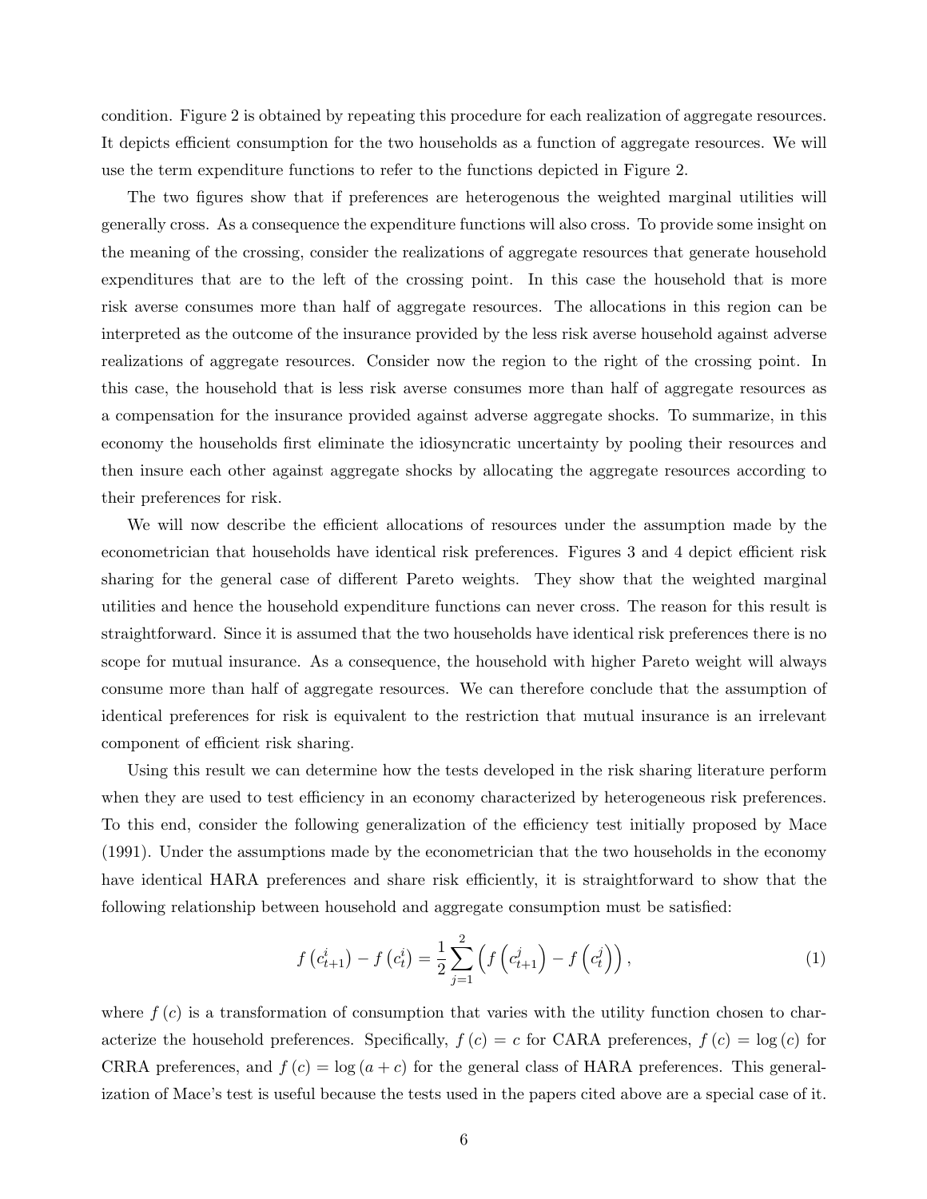condition. Figure 2 is obtained by repeating this procedure for each realization of aggregate resources. It depicts efficient consumption for the two households as a function of aggregate resources. We will use the term expenditure functions to refer to the functions depicted in Figure 2.

The two figures show that if preferences are heterogenous the weighted marginal utilities will generally cross. As a consequence the expenditure functions will also cross. To provide some insight on the meaning of the crossing, consider the realizations of aggregate resources that generate household expenditures that are to the left of the crossing point. In this case the household that is more risk averse consumes more than half of aggregate resources. The allocations in this region can be interpreted as the outcome of the insurance provided by the less risk averse household against adverse realizations of aggregate resources. Consider now the region to the right of the crossing point. In this case, the household that is less risk averse consumes more than half of aggregate resources as a compensation for the insurance provided against adverse aggregate shocks. To summarize, in this economy the households first eliminate the idiosyncratic uncertainty by pooling their resources and then insure each other against aggregate shocks by allocating the aggregate resources according to their preferences for risk.

We will now describe the efficient allocations of resources under the assumption made by the econometrician that households have identical risk preferences. Figures 3 and 4 depict efficient risk sharing for the general case of different Pareto weights. They show that the weighted marginal utilities and hence the household expenditure functions can never cross. The reason for this result is straightforward. Since it is assumed that the two households have identical risk preferences there is no scope for mutual insurance. As a consequence, the household with higher Pareto weight will always consume more than half of aggregate resources. We can therefore conclude that the assumption of identical preferences for risk is equivalent to the restriction that mutual insurance is an irrelevant component of efficient risk sharing.

Using this result we can determine how the tests developed in the risk sharing literature perform when they are used to test efficiency in an economy characterized by heterogeneous risk preferences. To this end, consider the following generalization of the efficiency test initially proposed by Mace (1991). Under the assumptions made by the econometrician that the two households in the economy have identical HARA preferences and share risk efficiently, it is straightforward to show that the following relationship between household and aggregate consumption must be satisfied:

$$f\left(c_{t+1}^{i}\right) - f\left(c_{t}^{i}\right) = \frac{1}{2}\sum_{j=1}^{2}\left(f\left(c_{t+1}^{j}\right) - f\left(c_{t}^{j}\right)\right), \tag{1}$$

where $f(c)$ is a transformation of consumption that varies with the utility function chosen to characterize the household preferences. Specifically, $f(c) = c$ for CARA preferences, $f(c) = \log(c)$ for CRRA preferences, and $f(c) = \log(a + c)$ for the general class of HARA preferences. This generalization of Mace's test is useful because the tests used in the papers cited above are a special case of it.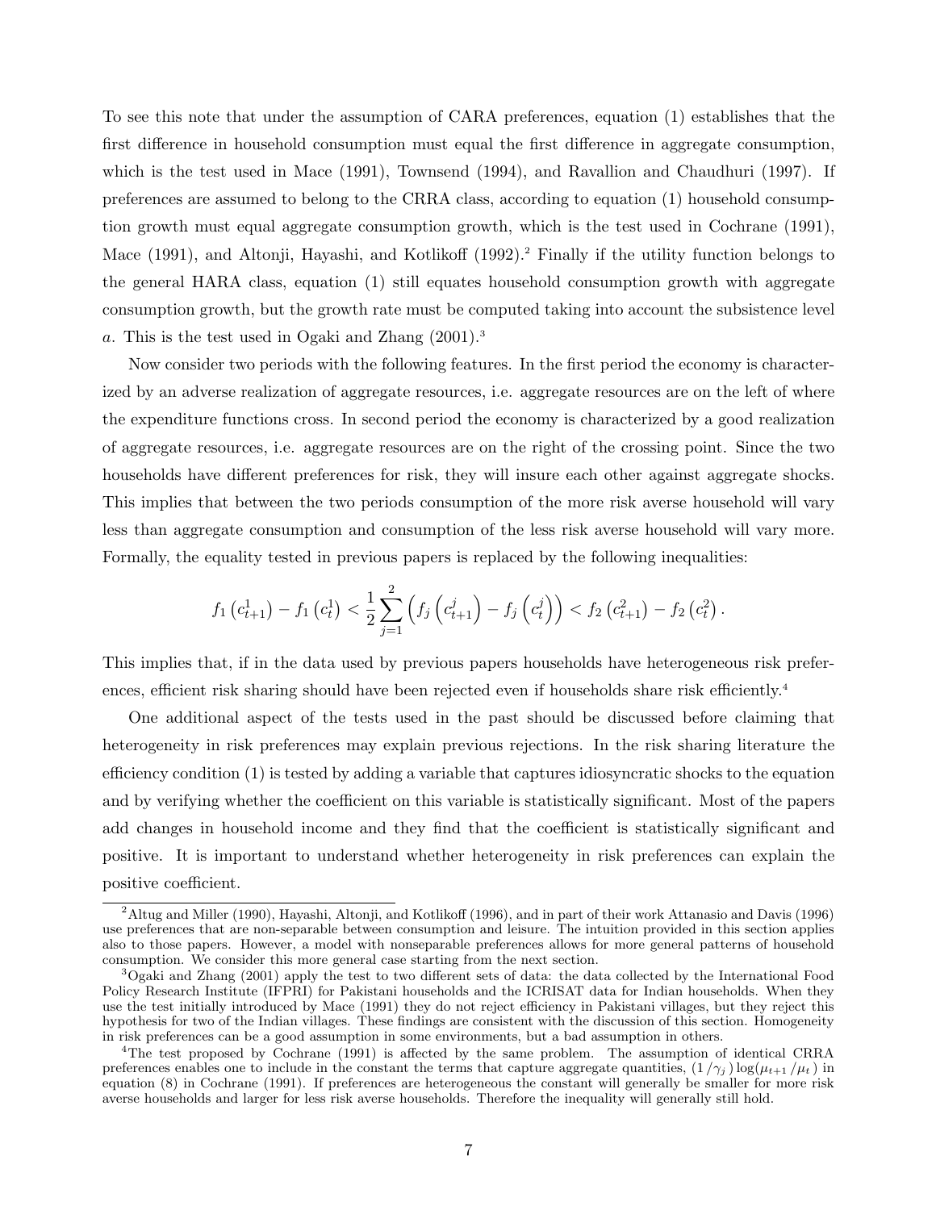To see this note that under the assumption of CARA preferences, equation (1) establishes that the first difference in household consumption must equal the first difference in aggregate consumption, which is the test used in Mace (1991), Townsend (1994), and Ravallion and Chaudhuri (1997). If preferences are assumed to belong to the CRRA class, according to equation (1) household consumption growth must equal aggregate consumption growth, which is the test used in Cochrane (1991), Mace (1991), and Altonji, Hayashi, and Kotlikoff (1992).[2] Finally if the utility function belongs to the general HARA class, equation (1) still equates household consumption growth with aggregate consumption growth, but the growth rate must be computed taking into account the subsistence level $a$. This is the test used in Ogaki and Zhang (2001).[3]

Now consider two periods with the following features. In the first period the economy is characterized by an adverse realization of aggregate resources, i.e. aggregate resources are on the left of where the expenditure functions cross. In second period the economy is characterized by a good realization of aggregate resources, i.e. aggregate resources are on the right of the crossing point. Since the two households have different preferences for risk, they will insure each other against aggregate shocks. This implies that between the two periods consumption of the more risk averse household will vary less than aggregate consumption and consumption of the less risk averse household will vary more. Formally, the equality tested in previous papers is replaced by the following inequalities:

$$f_1\left(c_{t+1}^1\right) - f_1\left(c_t^1\right) < \frac{1}{2}\sum_{j=1}^{2}\left(f_j\left(c_{t+1}^j\right) - f_j\left(c_t^j\right)\right) < f_2\left(c_{t+1}^2\right) - f_2\left(c_t^2\right).$$

This implies that, if in the data used by previous papers households have heterogeneous risk preferences, efficient risk sharing should have been rejected even if households share risk efficiently.[4]

One additional aspect of the tests used in the past should be discussed before claiming that heterogeneity in risk preferences may explain previous rejections. In the risk sharing literature the efficiency condition (1) is tested by adding a variable that captures idiosyncratic shocks to the equation and by verifying whether the coefficient on this variable is statistically significant. Most of the papers add changes in household income and they find that the coefficient is statistically significant and positive. It is important to understand whether heterogeneity in risk preferences can explain the positive coefficient.

---

[2] Altug and Miller (1990), Hayashi, Altonji, and Kotlikoff (1996), and in part of their work Attanasio and Davis (1996) use preferences that are non-separable between consumption and leisure. The intuition provided in this section applies also to those papers. However, a model with nonseparable preferences allows for more general patterns of household consumption. We consider this more general case starting from the next section.

[3] Ogaki and Zhang (2001) apply the test to two different sets of data: the data collected by the International Food Policy Research Institute (IFPRI) for Pakistani households and the ICRISAT data for Indian households. When they use the test initially introduced by Mace (1991) they do not reject efficiency in Pakistani villages, but they reject this hypothesis for two of the Indian villages. These findings are consistent with the discussion of this section. Homogeneity in risk preferences can be a good assumption in some environments, but a bad assumption in others.

[4] The test proposed by Cochrane (1991) is affected by the same problem. The assumption of identical CRRA preferences enables one to include in the constant the terms that capture aggregate quantities, $(1/\gamma_j)\log(\mu_{t+1}/\mu_t)$ in equation (8) in Cochrane (1991). If preferences are heterogeneous the constant will generally be smaller for more risk averse households and larger for less risk averse households. Therefore the inequality will generally still hold.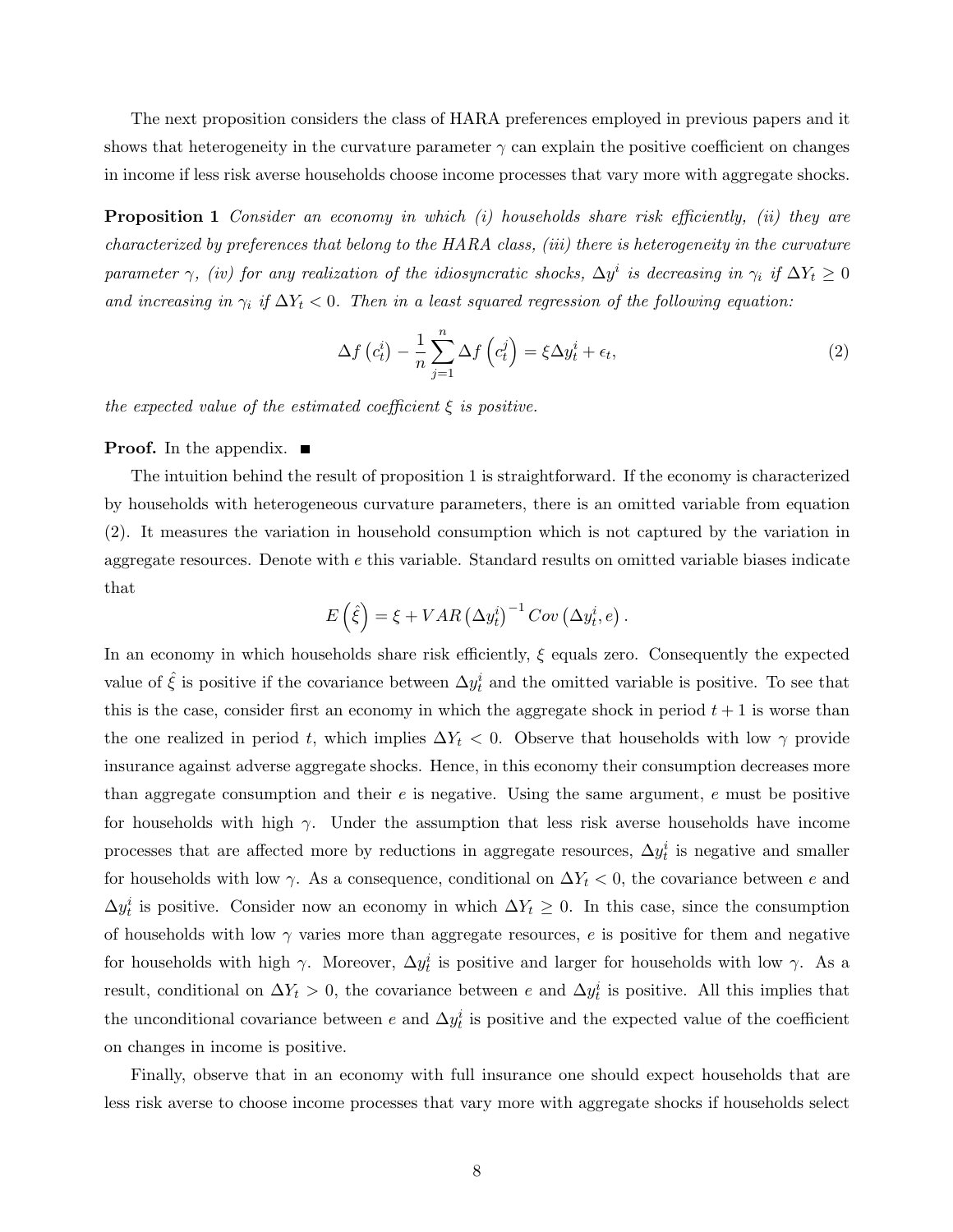The next proposition considers the class of HARA preferences employed in previous papers and it shows that heterogeneity in the curvature parameter $\gamma$ can explain the positive coefficient on changes in income if less risk averse households choose income processes that vary more with aggregate shocks.

**Proposition 1** *Consider an economy in which (i) households share risk efficiently, (ii) they are characterized by preferences that belong to the HARA class, (iii) there is heterogeneity in the curvature parameter* $\gamma$*, (iv) for any realization of the idiosyncratic shocks,* $\Delta y^i$ *is decreasing in* $\gamma_i$ *if* $\Delta Y_t \geq 0$ *and increasing in* $\gamma_i$ *if* $\Delta Y_t < 0$*. Then in a least squared regression of the following equation:*

$$\Delta f\left(c_t^i\right) - \frac{1}{n}\sum_{j=1}^{n} \Delta f\left(c_t^j\right) = \xi \Delta y_t^i + \epsilon_t, \tag{2}$$

*the expected value of the estimated coefficient* $\xi$ *is positive.*

**Proof.** In the appendix. ■

The intuition behind the result of proposition 1 is straightforward. If the economy is characterized by households with heterogeneous curvature parameters, there is an omitted variable from equation (2). It measures the variation in household consumption which is not captured by the variation in aggregate resources. Denote with $e$ this variable. Standard results on omitted variable biases indicate that

$$E\left(\hat{\xi}\right) = \xi + VAR\left(\Delta y_t^i\right)^{-1} Cov\left(\Delta y_t^i, e\right).$$

In an economy in which households share risk efficiently, $\xi$ equals zero. Consequently the expected value of $\hat{\xi}$ is positive if the covariance between $\Delta y_t^i$ and the omitted variable is positive. To see that this is the case, consider first an economy in which the aggregate shock in period $t+1$ is worse than the one realized in period $t$, which implies $\Delta Y_t < 0$. Observe that households with low $\gamma$ provide insurance against adverse aggregate shocks. Hence, in this economy their consumption decreases more than aggregate consumption and their $e$ is negative. Using the same argument, $e$ must be positive for households with high $\gamma$. Under the assumption that less risk averse households have income processes that are affected more by reductions in aggregate resources, $\Delta y_t^i$ is negative and smaller for households with low $\gamma$. As a consequence, conditional on $\Delta Y_t < 0$, the covariance between $e$ and $\Delta y_t^i$ is positive. Consider now an economy in which $\Delta Y_t \geq 0$. In this case, since the consumption of households with low $\gamma$ varies more than aggregate resources, $e$ is positive for them and negative for households with high $\gamma$. Moreover, $\Delta y_t^i$ is positive and larger for households with low $\gamma$. As a result, conditional on $\Delta Y_t > 0$, the covariance between $e$ and $\Delta y_t^i$ is positive. All this implies that the unconditional covariance between $e$ and $\Delta y_t^i$ is positive and the expected value of the coefficient on changes in income is positive.

Finally, observe that in an economy with full insurance one should expect households that are less risk averse to choose income processes that vary more with aggregate shocks if households select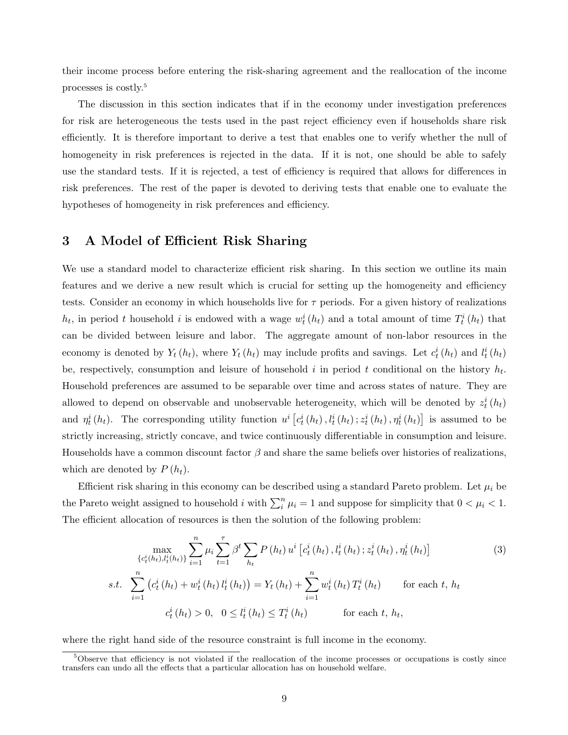their income process before entering the risk-sharing agreement and the reallocation of the income processes is costly.[5]

The discussion in this section indicates that if in the economy under investigation preferences for risk are heterogeneous the tests used in the past reject efficiency even if households share risk efficiently. It is therefore important to derive a test that enables one to verify whether the null of homogeneity in risk preferences is rejected in the data. If it is not, one should be able to safely use the standard tests. If it is rejected, a test of efficiency is required that allows for differences in risk preferences. The rest of the paper is devoted to deriving tests that enable one to evaluate the hypotheses of homogeneity in risk preferences and efficiency.

# 3 A Model of Efficient Risk Sharing

We use a standard model to characterize efficient risk sharing. In this section we outline its main features and we derive a new result which is crucial for setting up the homogeneity and efficiency tests. Consider an economy in which households live for $\tau$ periods. For a given history of realizations $h_t$, in period $t$ household $i$ is endowed with a wage $w_t^i(h_t)$ and a total amount of time $T_t^i(h_t)$ that can be divided between leisure and labor. The aggregate amount of non-labor resources in the economy is denoted by $Y_t(h_t)$, where $Y_t(h_t)$ may include profits and savings. Let $c_t^i(h_t)$ and $l_t^i(h_t)$ be, respectively, consumption and leisure of household $i$ in period $t$ conditional on the history $h_t$. Household preferences are assumed to be separable over time and across states of nature. They are allowed to depend on observable and unobservable heterogeneity, which will be denoted by $z_t^i(h_t)$ and $\eta_t^i(h_t)$. The corresponding utility function $u^i\left[c_t^i(h_t), l_t^i(h_t); z_t^i(h_t), \eta_t^i(h_t)\right]$ is assumed to be strictly increasing, strictly concave, and twice continuously differentiable in consumption and leisure. Households have a common discount factor $\beta$ and share the same beliefs over histories of realizations, which are denoted by $P(h_t)$.

Efficient risk sharing in this economy can be described using a standard Pareto problem. Let $\mu_i$ be the Pareto weight assigned to household $i$ with $\sum_i^n \mu_i = 1$ and suppose for simplicity that $0 < \mu_i < 1$. The efficient allocation of resources is then the solution of the following problem:

$$
\max_{\{c_t^i(h_t), l_t^i(h_t)\}} \sum_{i=1}^{n} \mu_i \sum_{t=1}^{\tau} \beta^t \sum_{h_t} P(h_t)\, u^i\left[c_t^i(h_t), l_t^i(h_t); z_t^i(h_t), \eta_t^i(h_t)\right] \tag{3}
$$

$$
s.t. \quad \sum_{i=1}^{n} \left(c_t^i(h_t) + w_t^i(h_t)\, l_t^i(h_t)\right) = Y_t(h_t) + \sum_{i=1}^{n} w_t^i(h_t)\, T_t^i(h_t) \qquad \text{for each } t,\ h_t
$$

$$
c_t^i(h_t) > 0, \quad 0 \leq l_t^i(h_t) \leq T_t^i(h_t) \qquad \text{for each } t,\ h_t,
$$

where the right hand side of the resource constraint is full income in the economy.

[5] Observe that efficiency is not violated if the reallocation of the income processes or occupations is costly since transfers can undo all the effects that a particular allocation has on household welfare.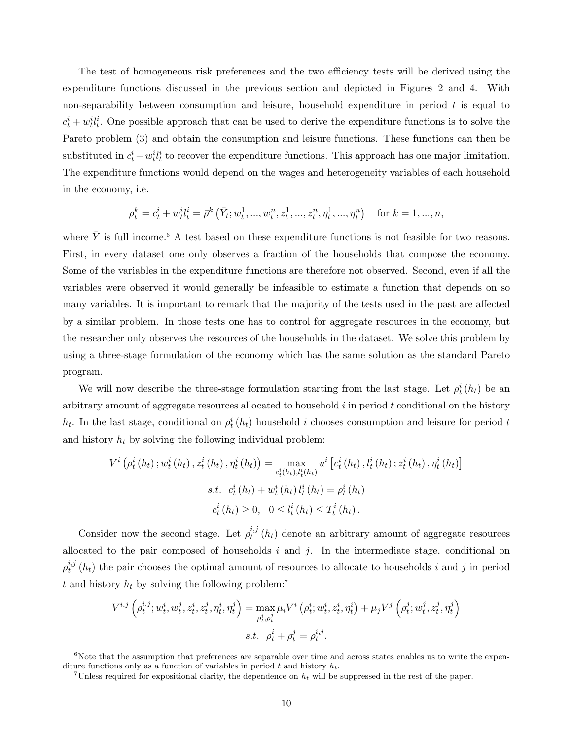The test of homogeneous risk preferences and the two efficiency tests will be derived using the expenditure functions discussed in the previous section and depicted in Figures 2 and 4. With non-separability between consumption and leisure, household expenditure in period $t$ is equal to $c_t^i + w_t^i l_t^i$. One possible approach that can be used to derive the expenditure functions is to solve the Pareto problem (3) and obtain the consumption and leisure functions. These functions can then be substituted in $c_t^i + w_t^i l_t^i$ to recover the expenditure functions. This approach has one major limitation. The expenditure functions would depend on the wages and heterogeneity variables of each household in the economy, i.e.

$$\rho_t^k = c_t^i + w_t^i l_t^i = \bar{\rho}^k \left(\bar{Y}_t; w_t^1, ..., w_t^n, z_t^1, ..., z_t^n, \eta_t^1, ..., \eta_t^n\right) \quad \text{for } k = 1, ..., n,$$

where $\bar{Y}$ is full income.[6] A test based on these expenditure functions is not feasible for two reasons. First, in every dataset one only observes a fraction of the households that compose the economy. Some of the variables in the expenditure functions are therefore not observed. Second, even if all the variables were observed it would generally be infeasible to estimate a function that depends on so many variables. It is important to remark that the majority of the tests used in the past are affected by a similar problem. In those tests one has to control for aggregate resources in the economy, but the researcher only observes the resources of the households in the dataset. We solve this problem by using a three-stage formulation of the economy which has the same solution as the standard Pareto program.

We will now describe the three-stage formulation starting from the last stage. Let $\rho_t^i(h_t)$ be an arbitrary amount of aggregate resources allocated to household $i$ in period $t$ conditional on the history $h_t$. In the last stage, conditional on $\rho_t^i(h_t)$ household $i$ chooses consumption and leisure for period $t$ and history $h_t$ by solving the following individual problem:

$$V^i\left(\rho_t^i(h_t); w_t^i(h_t), z_t^i(h_t), \eta_t^i(h_t)\right) = \max_{c_t^i(h_t), l_t^i(h_t)} u^i\left[c_t^i(h_t), l_t^i(h_t); z_t^i(h_t), \eta_t^i(h_t)\right]$$

$$s.t. \;\; c_t^i(h_t) + w_t^i(h_t) l_t^i(h_t) = \rho_t^i(h_t)$$

$$c_t^i(h_t) \geq 0, \quad 0 \leq l_t^i(h_t) \leq T_t^i(h_t).$$

Consider now the second stage. Let $\rho_t^{i,j}(h_t)$ denote an arbitrary amount of aggregate resources allocated to the pair composed of households $i$ and $j$. In the intermediate stage, conditional on $\rho_t^{i,j}(h_t)$ the pair chooses the optimal amount of resources to allocate to households $i$ and $j$ in period $t$ and history $h_t$ by solving the following problem:[7]

$$V^{i,j}\left(\rho_t^{i,j}; w_t^i, w_t^j, z_t^i, z_t^j, \eta_t^i, \eta_t^j\right) = \max_{\rho_t^i, \rho_t^j} \mu_i V^i\left(\rho_t^i; w_t^i, z_t^i, \eta_t^i\right) + \mu_j V^j\left(\rho_t^j; w_t^j, z_t^j, \eta_t^j\right)$$

$$s.t. \;\; \rho_t^i + \rho_t^j = \rho_t^{i,j}.$$

---

[6] Note that the assumption that preferences are separable over time and across states enables us to write the expenditure functions only as a function of variables in period $t$ and history $h_t$.

[7] Unless required for expositional clarity, the dependence on $h_t$ will be suppressed in the rest of the paper.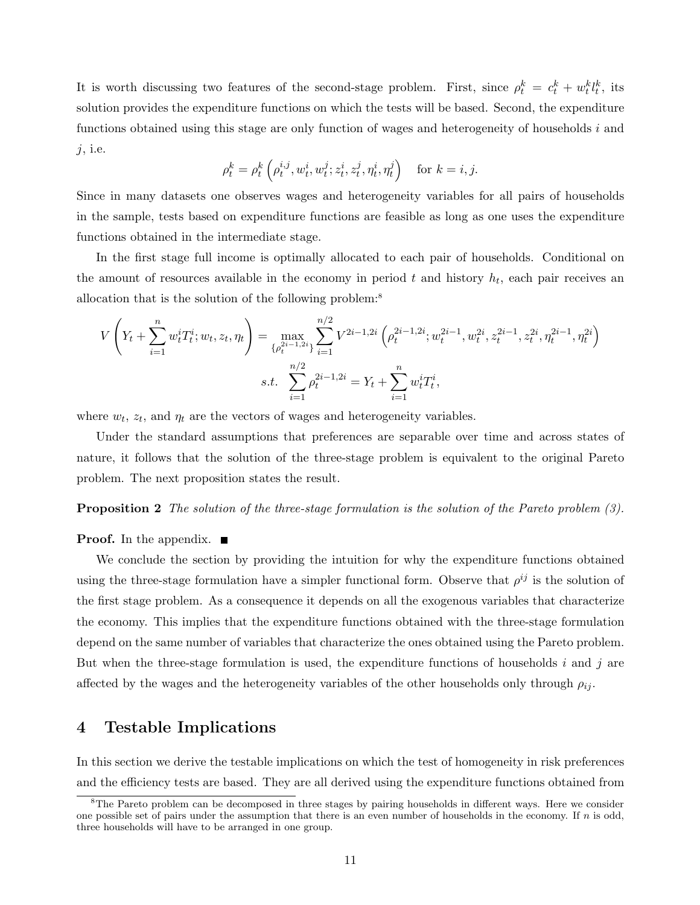It is worth discussing two features of the second-stage problem. First, since $\rho_t^k = c_t^k + w_t^k l_t^k$, its solution provides the expenditure functions on which the tests will be based. Second, the expenditure functions obtained using this stage are only function of wages and heterogeneity of households $i$ and $j$, i.e.

$$\rho_t^k = \rho_t^k \left( \rho_t^{i,j}, w_t^i, w_t^j; z_t^i, z_t^j, \eta_t^i, \eta_t^j \right) \quad \text{for } k = i, j.$$

Since in many datasets one observes wages and heterogeneity variables for all pairs of households in the sample, tests based on expenditure functions are feasible as long as one uses the expenditure functions obtained in the intermediate stage.

In the first stage full income is optimally allocated to each pair of households. Conditional on the amount of resources available in the economy in period $t$ and history $h_t$, each pair receives an allocation that is the solution of the following problem:[8]

$$V\left(Y_t + \sum_{i=1}^{n} w_t^i T_t^i; w_t, z_t, \eta_t\right) = \max_{\{\rho_t^{2i-1,2i}\}} \sum_{i=1}^{n/2} V^{2i-1,2i}\left(\rho_t^{2i-1,2i}; w_t^{2i-1}, w_t^{2i}, z_t^{2i-1}, z_t^{2i}, \eta_t^{2i-1}, \eta_t^{2i}\right)$$

$$s.t. \quad \sum_{i=1}^{n/2} \rho_t^{2i-1,2i} = Y_t + \sum_{i=1}^{n} w_t^i T_t^i,$$

where $w_t$, $z_t$, and $\eta_t$ are the vectors of wages and heterogeneity variables.

Under the standard assumptions that preferences are separable over time and across states of nature, it follows that the solution of the three-stage problem is equivalent to the original Pareto problem. The next proposition states the result.

**Proposition 2** *The solution of the three-stage formulation is the solution of the Pareto problem (3).*

**Proof.** In the appendix. ■

We conclude the section by providing the intuition for why the expenditure functions obtained using the three-stage formulation have a simpler functional form. Observe that $\rho^{ij}$ is the solution of the first stage problem. As a consequence it depends on all the exogenous variables that characterize the economy. This implies that the expenditure functions obtained with the three-stage formulation depend on the same number of variables that characterize the ones obtained using the Pareto problem. But when the three-stage formulation is used, the expenditure functions of households $i$ and $j$ are affected by the wages and the heterogeneity variables of the other households only through $\rho_{ij}$.

# 4 Testable Implications

In this section we derive the testable implications on which the test of homogeneity in risk preferences and the efficiency tests are based. They are all derived using the expenditure functions obtained from

[8] The Pareto problem can be decomposed in three stages by pairing households in different ways. Here we consider one possible set of pairs under the assumption that there is an even number of households in the economy. If $n$ is odd, three households will have to be arranged in one group.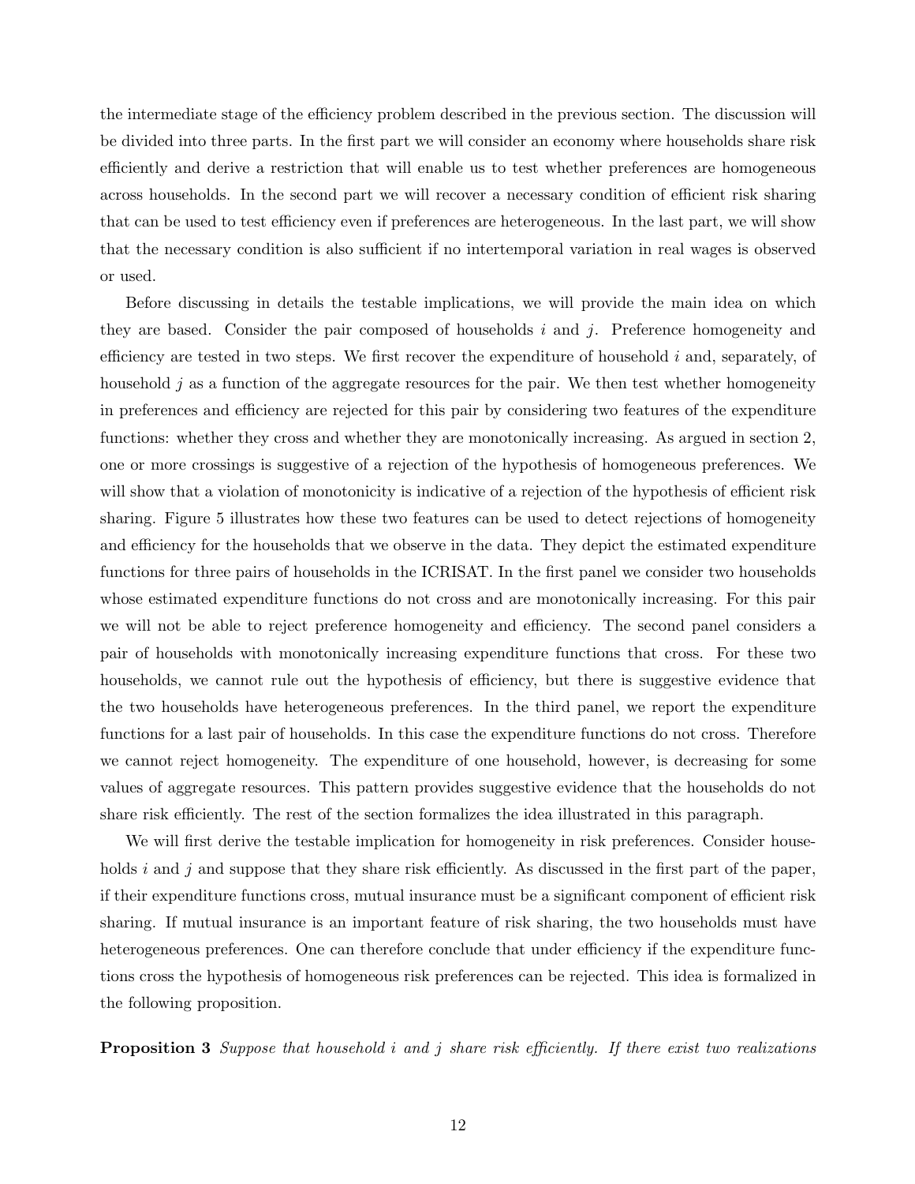the intermediate stage of the efficiency problem described in the previous section. The discussion will be divided into three parts. In the first part we will consider an economy where households share risk efficiently and derive a restriction that will enable us to test whether preferences are homogeneous across households. In the second part we will recover a necessary condition of efficient risk sharing that can be used to test efficiency even if preferences are heterogeneous. In the last part, we will show that the necessary condition is also sufficient if no intertemporal variation in real wages is observed or used.

Before discussing in details the testable implications, we will provide the main idea on which they are based. Consider the pair composed of households $i$ and $j$. Preference homogeneity and efficiency are tested in two steps. We first recover the expenditure of household $i$ and, separately, of household $j$ as a function of the aggregate resources for the pair. We then test whether homogeneity in preferences and efficiency are rejected for this pair by considering two features of the expenditure functions: whether they cross and whether they are monotonically increasing. As argued in section 2, one or more crossings is suggestive of a rejection of the hypothesis of homogeneous preferences. We will show that a violation of monotonicity is indicative of a rejection of the hypothesis of efficient risk sharing. Figure 5 illustrates how these two features can be used to detect rejections of homogeneity and efficiency for the households that we observe in the data. They depict the estimated expenditure functions for three pairs of households in the ICRISAT. In the first panel we consider two households whose estimated expenditure functions do not cross and are monotonically increasing. For this pair we will not be able to reject preference homogeneity and efficiency. The second panel considers a pair of households with monotonically increasing expenditure functions that cross. For these two households, we cannot rule out the hypothesis of efficiency, but there is suggestive evidence that the two households have heterogeneous preferences. In the third panel, we report the expenditure functions for a last pair of households. In this case the expenditure functions do not cross. Therefore we cannot reject homogeneity. The expenditure of one household, however, is decreasing for some values of aggregate resources. This pattern provides suggestive evidence that the households do not share risk efficiently. The rest of the section formalizes the idea illustrated in this paragraph.

We will first derive the testable implication for homogeneity in risk preferences. Consider households $i$ and $j$ and suppose that they share risk efficiently. As discussed in the first part of the paper, if their expenditure functions cross, mutual insurance must be a significant component of efficient risk sharing. If mutual insurance is an important feature of risk sharing, the two households must have heterogeneous preferences. One can therefore conclude that under efficiency if the expenditure functions cross the hypothesis of homogeneous risk preferences can be rejected. This idea is formalized in the following proposition.

**Proposition 3** *Suppose that household $i$ and $j$ share risk efficiently. If there exist two realizations*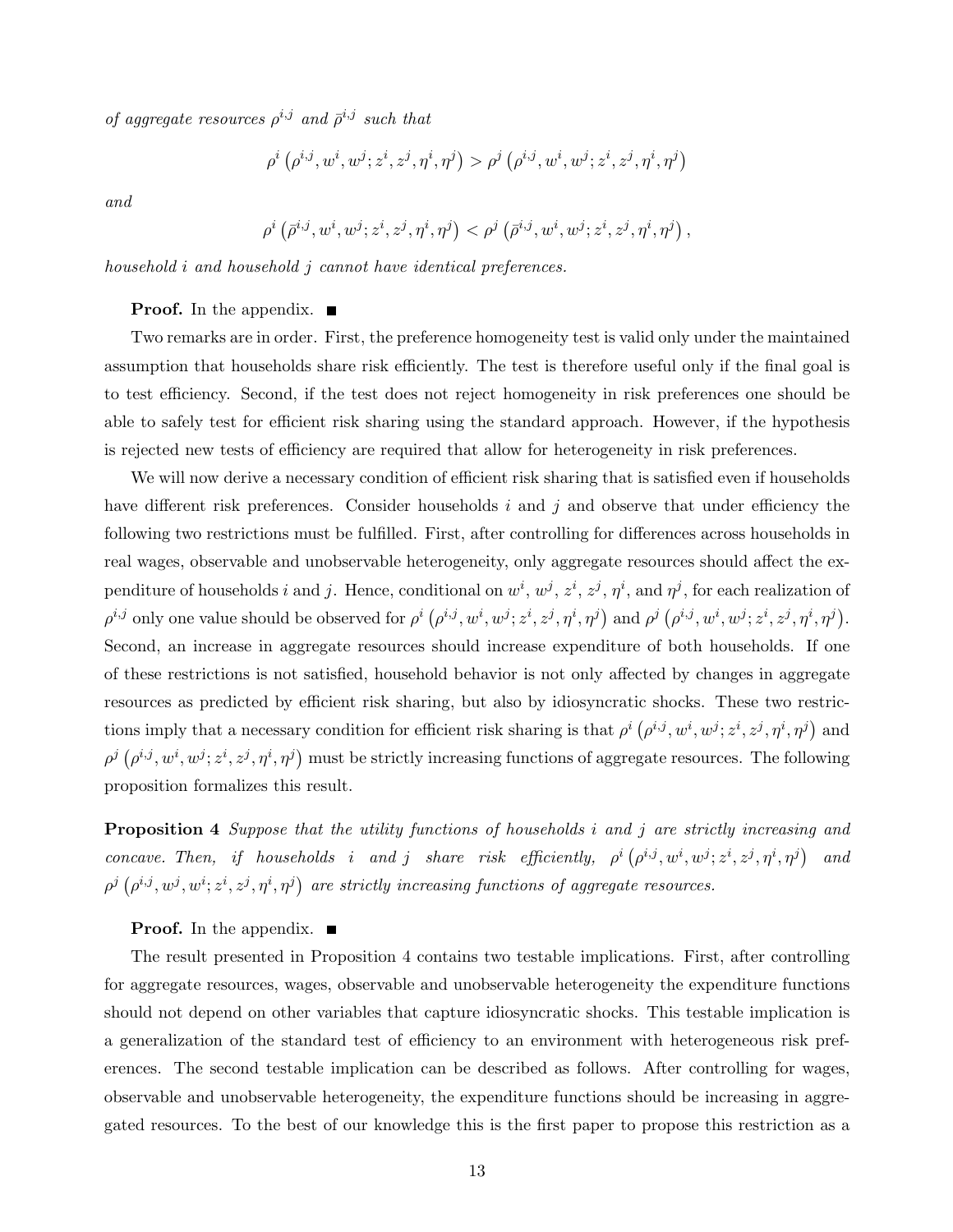*of aggregate resources $\rho^{i,j}$ and $\bar{\rho}^{i,j}$ such that*

$$\rho^{i}\left(\rho^{i,j},w^{i},w^{j};z^{i},z^{j},\eta^{i},\eta^{j}\right)>\rho^{j}\left(\rho^{i,j},w^{i},w^{j};z^{i},z^{j},\eta^{i},\eta^{j}\right)$$

*and*

$$\rho^{i}\left(\bar{\rho}^{i,j},w^{i},w^{j};z^{i},z^{j},\eta^{i},\eta^{j}\right)<\rho^{j}\left(\bar{\rho}^{i,j},w^{i},w^{j};z^{i},z^{j},\eta^{i},\eta^{j}\right),$$

*household $i$ and household $j$ cannot have identical preferences.*

**Proof.** In the appendix. ■

Two remarks are in order. First, the preference homogeneity test is valid only under the maintained assumption that households share risk efficiently. The test is therefore useful only if the final goal is to test efficiency. Second, if the test does not reject homogeneity in risk preferences one should be able to safely test for efficient risk sharing using the standard approach. However, if the hypothesis is rejected new tests of efficiency are required that allow for heterogeneity in risk preferences.

We will now derive a necessary condition of efficient risk sharing that is satisfied even if households have different risk preferences. Consider households $i$ and $j$ and observe that under efficiency the following two restrictions must be fulfilled. First, after controlling for differences across households in real wages, observable and unobservable heterogeneity, only aggregate resources should affect the expenditure of households $i$ and $j$. Hence, conditional on $w^i$, $w^j$, $z^i$, $z^j$, $\eta^i$, and $\eta^j$, for each realization of $\rho^{i,j}$ only one value should be observed for $\rho^{i}\left(\rho^{i,j},w^{i},w^{j};z^{i},z^{j},\eta^{i},\eta^{j}\right)$ and $\rho^{j}\left(\rho^{i,j},w^{i},w^{j};z^{i},z^{j},\eta^{i},\eta^{j}\right)$. Second, an increase in aggregate resources should increase expenditure of both households. If one of these restrictions is not satisfied, household behavior is not only affected by changes in aggregate resources as predicted by efficient risk sharing, but also by idiosyncratic shocks. These two restrictions imply that a necessary condition for efficient risk sharing is that $\rho^{i}\left(\rho^{i,j},w^{i},w^{j};z^{i},z^{j},\eta^{i},\eta^{j}\right)$ and $\rho^{j}\left(\rho^{i,j},w^{i},w^{j};z^{i},z^{j},\eta^{i},\eta^{j}\right)$ must be strictly increasing functions of aggregate resources. The following proposition formalizes this result.

**Proposition 4** *Suppose that the utility functions of households $i$ and $j$ are strictly increasing and concave. Then, if households $i$ and $j$ share risk efficiently, $\rho^{i}\left(\rho^{i,j},w^{i},w^{j};z^{i},z^{j},\eta^{i},\eta^{j}\right)$ and $\rho^{j}\left(\rho^{i,j},w^{j},w^{i};z^{i},z^{j},\eta^{i},\eta^{j}\right)$ are strictly increasing functions of aggregate resources.*

**Proof.** In the appendix. ■

The result presented in Proposition 4 contains two testable implications. First, after controlling for aggregate resources, wages, observable and unobservable heterogeneity the expenditure functions should not depend on other variables that capture idiosyncratic shocks. This testable implication is a generalization of the standard test of efficiency to an environment with heterogeneous risk preferences. The second testable implication can be described as follows. After controlling for wages, observable and unobservable heterogeneity, the expenditure functions should be increasing in aggregated resources. To the best of our knowledge this is the first paper to propose this restriction as a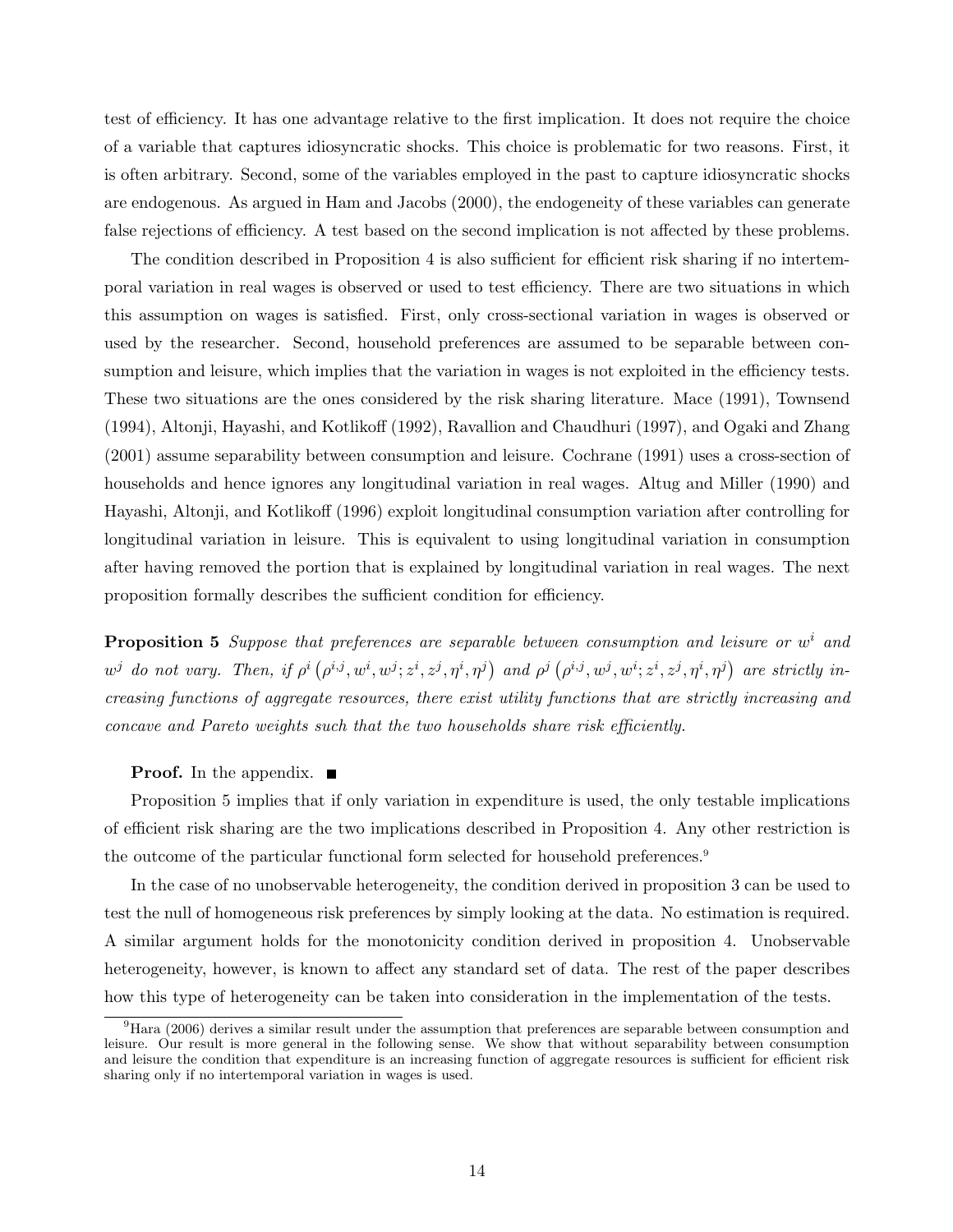test of efficiency. It has one advantage relative to the first implication. It does not require the choice of a variable that captures idiosyncratic shocks. This choice is problematic for two reasons. First, it is often arbitrary. Second, some of the variables employed in the past to capture idiosyncratic shocks are endogenous. As argued in Ham and Jacobs (2000), the endogeneity of these variables can generate false rejections of efficiency. A test based on the second implication is not affected by these problems.

The condition described in Proposition 4 is also sufficient for efficient risk sharing if no intertemporal variation in real wages is observed or used to test efficiency. There are two situations in which this assumption on wages is satisfied. First, only cross-sectional variation in wages is observed or used by the researcher. Second, household preferences are assumed to be separable between consumption and leisure, which implies that the variation in wages is not exploited in the efficiency tests. These two situations are the ones considered by the risk sharing literature. Mace (1991), Townsend (1994), Altonji, Hayashi, and Kotlikoff (1992), Ravallion and Chaudhuri (1997), and Ogaki and Zhang (2001) assume separability between consumption and leisure. Cochrane (1991) uses a cross-section of households and hence ignores any longitudinal variation in real wages. Altug and Miller (1990) and Hayashi, Altonji, and Kotlikoff (1996) exploit longitudinal consumption variation after controlling for longitudinal variation in leisure. This is equivalent to using longitudinal variation in consumption after having removed the portion that is explained by longitudinal variation in real wages. The next proposition formally describes the sufficient condition for efficiency.

**Proposition 5** *Suppose that preferences are separable between consumption and leisure or* $w^i$ *and* $w^j$ *do not vary. Then, if* $\rho^i\left(\rho^{i,j}, w^i, w^j; z^i, z^j, \eta^i, \eta^j\right)$ *and* $\rho^j\left(\rho^{i,j}, w^j, w^i; z^i, z^j, \eta^i, \eta^j\right)$ *are strictly increasing functions of aggregate resources, there exist utility functions that are strictly increasing and concave and Pareto weights such that the two households share risk efficiently.*

**Proof.** In the appendix. ■

Proposition 5 implies that if only variation in expenditure is used, the only testable implications of efficient risk sharing are the two implications described in Proposition 4. Any other restriction is the outcome of the particular functional form selected for household preferences.[9]

In the case of no unobservable heterogeneity, the condition derived in proposition 3 can be used to test the null of homogeneous risk preferences by simply looking at the data. No estimation is required. A similar argument holds for the monotonicity condition derived in proposition 4. Unobservable heterogeneity, however, is known to affect any standard set of data. The rest of the paper describes how this type of heterogeneity can be taken into consideration in the implementation of the tests.

[9]Hara (2006) derives a similar result under the assumption that preferences are separable between consumption and leisure. Our result is more general in the following sense. We show that without separability between consumption and leisure the condition that expenditure is an increasing function of aggregate resources is sufficient for efficient risk sharing only if no intertemporal variation in wages is used.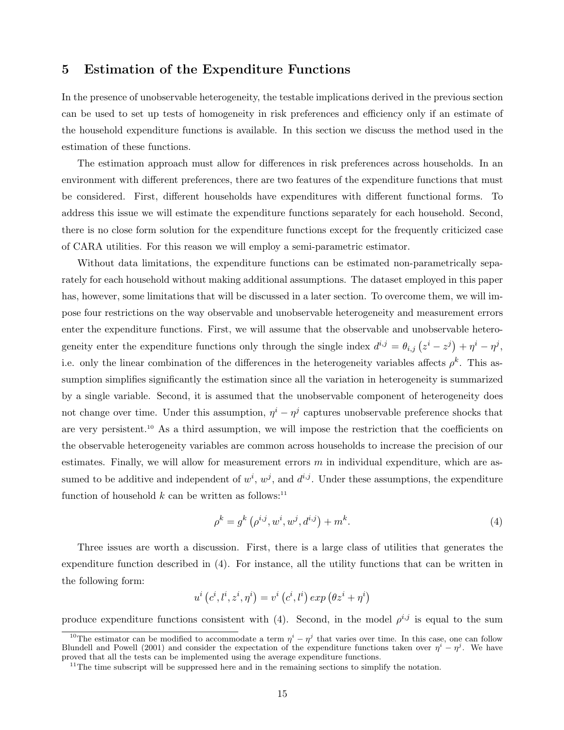## 5 Estimation of the Expenditure Functions

In the presence of unobservable heterogeneity, the testable implications derived in the previous section can be used to set up tests of homogeneity in risk preferences and efficiency only if an estimate of the household expenditure functions is available. In this section we discuss the method used in the estimation of these functions.

The estimation approach must allow for differences in risk preferences across households. In an environment with different preferences, there are two features of the expenditure functions that must be considered. First, different households have expenditures with different functional forms. To address this issue we will estimate the expenditure functions separately for each household. Second, there is no close form solution for the expenditure functions except for the frequently criticized case of CARA utilities. For this reason we will employ a semi-parametric estimator.

Without data limitations, the expenditure functions can be estimated non-parametrically separately for each household without making additional assumptions. The dataset employed in this paper has, however, some limitations that will be discussed in a later section. To overcome them, we will impose four restrictions on the way observable and unobservable heterogeneity and measurement errors enter the expenditure functions. First, we will assume that the observable and unobservable heterogeneity enter the expenditure functions only through the single index $d^{i,j} = \theta_{i,j}\left(z^i - z^j\right) + \eta^i - \eta^j$, i.e. only the linear combination of the differences in the heterogeneity variables affects $\rho^k$. This assumption simplifies significantly the estimation since all the variation in heterogeneity is summarized by a single variable. Second, it is assumed that the unobservable component of heterogeneity does not change over time. Under this assumption, $\eta^i - \eta^j$ captures unobservable preference shocks that are very persistent.[10] As a third assumption, we will impose the restriction that the coefficients on the observable heterogeneity variables are common across households to increase the precision of our estimates. Finally, we will allow for measurement errors $m$ in individual expenditure, which are assumed to be additive and independent of $w^i$, $w^j$, and $d^{i,j}$. Under these assumptions, the expenditure function of household $k$ can be written as follows:[11]

$$\rho^k = g^k\left(\rho^{i,j}, w^i, w^j, d^{i,j}\right) + m^k. \tag{4}$$

Three issues are worth a discussion. First, there is a large class of utilities that generates the expenditure function described in (4). For instance, all the utility functions that can be written in the following form:

$$u^i\left(c^i, l^i, z^i, \eta^i\right) = v^i\left(c^i, l^i\right) exp\left(\theta z^i + \eta^i\right)$$

produce expenditure functions consistent with (4). Second, in the model $\rho^{i,j}$ is equal to the sum

[10] The estimator can be modified to accommodate a term $\eta^i - \eta^j$ that varies over time. In this case, one can follow Blundell and Powell (2001) and consider the expectation of the expenditure functions taken over $\eta^i - \eta^j$. We have proved that all the tests can be implemented using the average expenditure functions.

[11] The time subscript will be suppressed here and in the remaining sections to simplify the notation.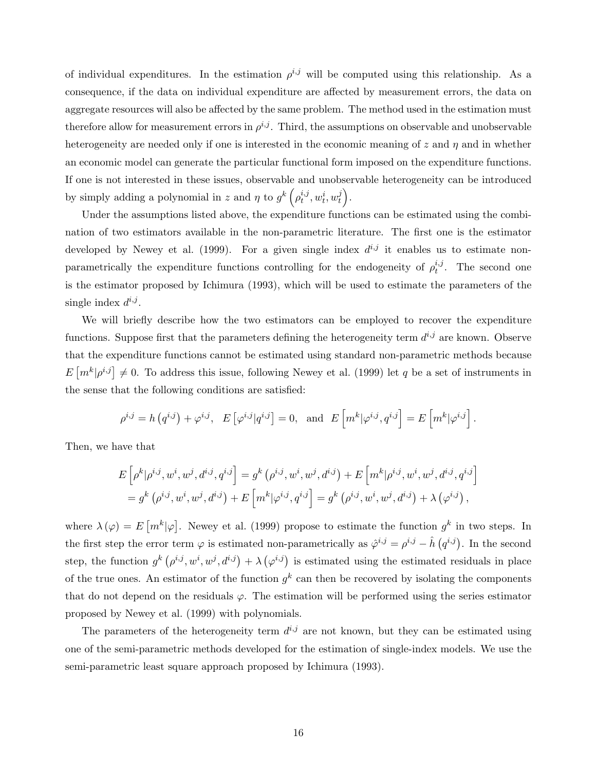of individual expenditures. In the estimation $\rho^{i,j}$ will be computed using this relationship. As a consequence, if the data on individual expenditure are affected by measurement errors, the data on aggregate resources will also be affected by the same problem. The method used in the estimation must therefore allow for measurement errors in $\rho^{i,j}$. Third, the assumptions on observable and unobservable heterogeneity are needed only if one is interested in the economic meaning of $z$ and $\eta$ and in whether an economic model can generate the particular functional form imposed on the expenditure functions. If one is not interested in these issues, observable and unobservable heterogeneity can be introduced by simply adding a polynomial in $z$ and $\eta$ to $g^k\left(\rho_t^{i,j}, w_t^i, w_t^j\right)$.

Under the assumptions listed above, the expenditure functions can be estimated using the combination of two estimators available in the non-parametric literature. The first one is the estimator developed by Newey et al. (1999). For a given single index $d^{i,j}$ it enables us to estimate non-parametrically the expenditure functions controlling for the endogeneity of $\rho_t^{i,j}$. The second one is the estimator proposed by Ichimura (1993), which will be used to estimate the parameters of the single index $d^{i,j}$.

We will briefly describe how the two estimators can be employed to recover the expenditure functions. Suppose first that the parameters defining the heterogeneity term $d^{i,j}$ are known. Observe that the expenditure functions cannot be estimated using standard non-parametric methods because $E\left[m^k|\rho^{i,j}\right] \neq 0$. To address this issue, following Newey et al. (1999) let $q$ be a set of instruments in the sense that the following conditions are satisfied:

$$\rho^{i,j} = h\left(q^{i,j}\right) + \varphi^{i,j}, \quad E\left[\varphi^{i,j}|q^{i,j}\right] = 0, \quad \text{and} \quad E\left[m^k|\varphi^{i,j}, q^{i,j}\right] = E\left[m^k|\varphi^{i,j}\right].$$

Then, we have that

$$\begin{aligned} E\left[\rho^k|\rho^{i,j}, w^i, w^j, d^{i,j}, q^{i,j}\right] &= g^k\left(\rho^{i,j}, w^i, w^j, d^{i,j}\right) + E\left[m^k|\rho^{i,j}, w^i, w^j, d^{i,j}, q^{i,j}\right] \\ &= g^k\left(\rho^{i,j}, w^i, w^j, d^{i,j}\right) + E\left[m^k|\varphi^{i,j}, q^{i,j}\right] = g^k\left(\rho^{i,j}, w^i, w^j, d^{i,j}\right) + \lambda\left(\varphi^{i,j}\right), \end{aligned}$$

where $\lambda\left(\varphi\right) = E\left[m^k|\varphi\right]$. Newey et al. (1999) propose to estimate the function $g^k$ in two steps. In the first step the error term $\varphi$ is estimated non-parametrically as $\hat{\varphi}^{i,j} = \rho^{i,j} - \hat{h}\left(q^{i,j}\right)$. In the second step, the function $g^k\left(\rho^{i,j}, w^i, w^j, d^{i,j}\right) + \lambda\left(\varphi^{i,j}\right)$ is estimated using the estimated residuals in place of the true ones. An estimator of the function $g^k$ can then be recovered by isolating the components that do not depend on the residuals $\varphi$. The estimation will be performed using the series estimator proposed by Newey et al. (1999) with polynomials.

The parameters of the heterogeneity term $d^{i,j}$ are not known, but they can be estimated using one of the semi-parametric methods developed for the estimation of single-index models. We use the semi-parametric least square approach proposed by Ichimura (1993).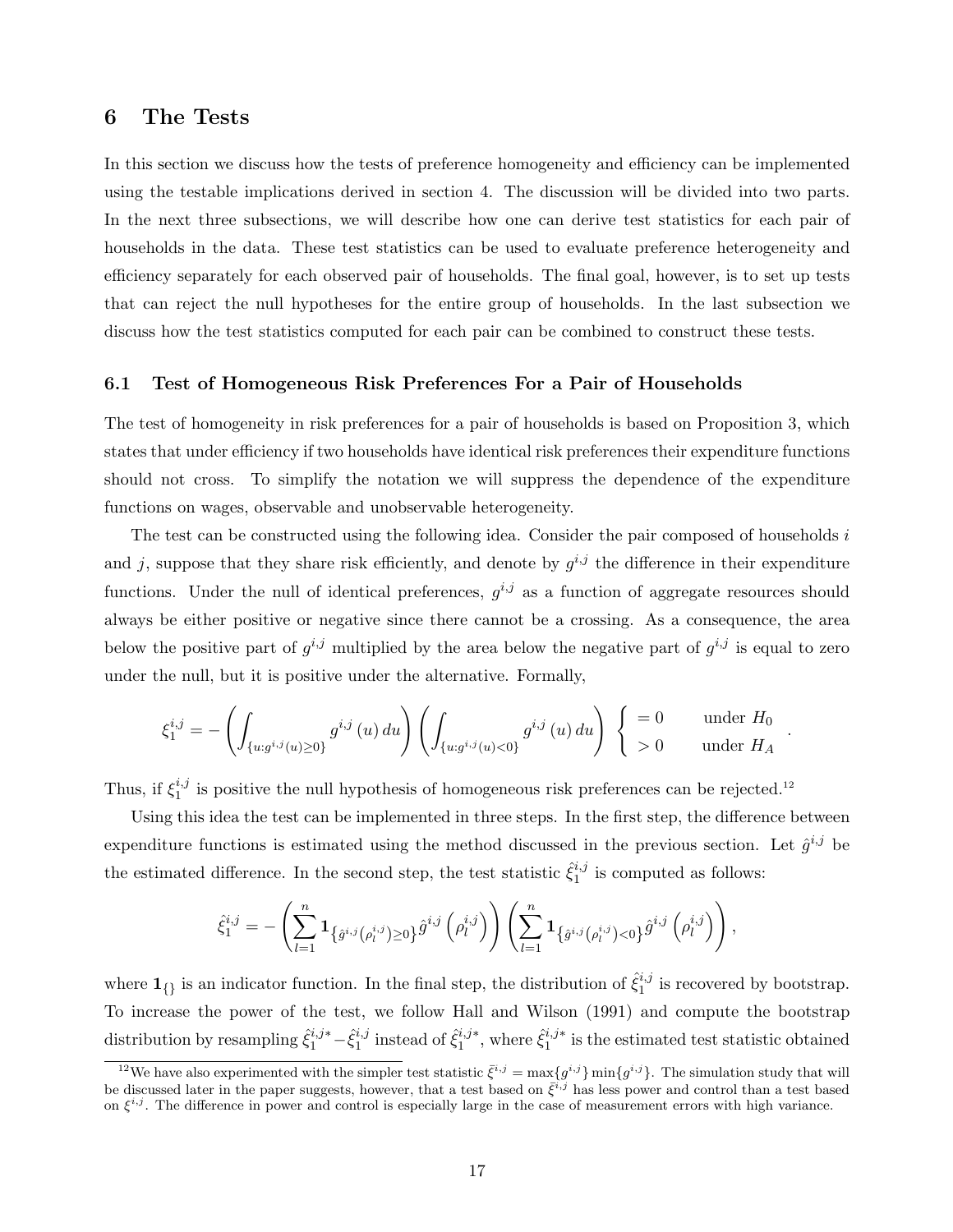## 6 The Tests

In this section we discuss how the tests of preference homogeneity and efficiency can be implemented using the testable implications derived in section 4. The discussion will be divided into two parts. In the next three subsections, we will describe how one can derive test statistics for each pair of households in the data. These test statistics can be used to evaluate preference heterogeneity and efficiency separately for each observed pair of households. The final goal, however, is to set up tests that can reject the null hypotheses for the entire group of households. In the last subsection we discuss how the test statistics computed for each pair can be combined to construct these tests.

### 6.1 Test of Homogeneous Risk Preferences For a Pair of Households

The test of homogeneity in risk preferences for a pair of households is based on Proposition 3, which states that under efficiency if two households have identical risk preferences their expenditure functions should not cross. To simplify the notation we will suppress the dependence of the expenditure functions on wages, observable and unobservable heterogeneity.

The test can be constructed using the following idea. Consider the pair composed of households $i$ and $j$, suppose that they share risk efficiently, and denote by $g^{i,j}$ the difference in their expenditure functions. Under the null of identical preferences, $g^{i,j}$ as a function of aggregate resources should always be either positive or negative since there cannot be a crossing. As a consequence, the area below the positive part of $g^{i,j}$ multiplied by the area below the negative part of $g^{i,j}$ is equal to zero under the null, but it is positive under the alternative. Formally,

$$\xi_1^{i,j} = -\left(\int_{\{u:g^{i,j}(u)\geq 0\}} g^{i,j}(u)\,du\right)\left(\int_{\{u:g^{i,j}(u)<0\}} g^{i,j}(u)\,du\right) \begin{cases} = 0 & \text{under } H_0 \\ > 0 & \text{under } H_A \end{cases}.$$

Thus, if $\xi_1^{i,j}$ is positive the null hypothesis of homogeneous risk preferences can be rejected.[12]

Using this idea the test can be implemented in three steps. In the first step, the difference between expenditure functions is estimated using the method discussed in the previous section. Let $\hat{g}^{i,j}$ be the estimated difference. In the second step, the test statistic $\hat{\xi}_1^{i,j}$ is computed as follows:

$$\hat{\xi}_1^{i,j} = -\left(\sum_{l=1}^{n} \mathbf{1}_{\left\{\hat{g}^{i,j}\left(\rho_l^{i,j}\right)\geq 0\right\}} \hat{g}^{i,j}\left(\rho_l^{i,j}\right)\right)\left(\sum_{l=1}^{n} \mathbf{1}_{\left\{\hat{g}^{i,j}\left(\rho_l^{i,j}\right)< 0\right\}} \hat{g}^{i,j}\left(\rho_l^{i,j}\right)\right),$$

where $\mathbf{1}_{\{\}}$ is an indicator function. In the final step, the distribution of $\hat{\xi}_1^{i,j}$ is recovered by bootstrap. To increase the power of the test, we follow Hall and Wilson (1991) and compute the bootstrap distribution by resampling $\hat{\xi}_1^{i,j*} - \hat{\xi}_1^{i,j}$ instead of $\hat{\xi}_1^{i,j*}$, where $\hat{\xi}_1^{i,j*}$ is the estimated test statistic obtained

[12] We have also experimented with the simpler test statistic $\bar{\xi}^{i,j} = \max\{g^{i,j}\}\min\{g^{i,j}\}$. The simulation study that will be discussed later in the paper suggests, however, that a test based on $\bar{\xi}^{i,j}$ has less power and control than a test based on $\xi^{i,j}$. The difference in power and control is especially large in the case of measurement errors with high variance.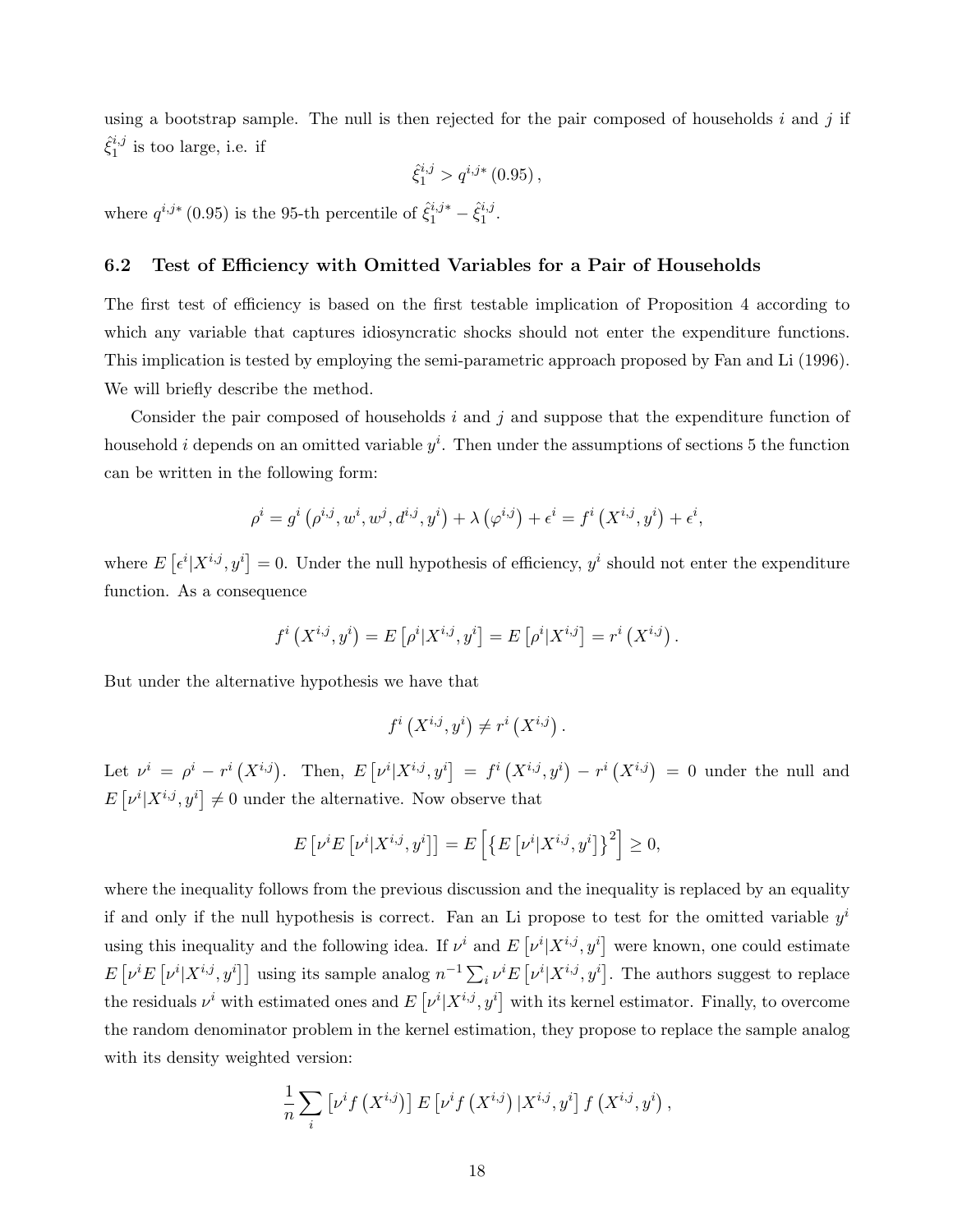using a bootstrap sample. The null is then rejected for the pair composed of households $i$ and $j$ if $\hat{\xi}_1^{i,j}$ is too large, i.e. if

$$\hat{\xi}_1^{i,j} > q^{i,j*}(0.95),$$

where $q^{i,j*}(0.95)$ is the 95-th percentile of $\hat{\xi}_1^{i,j*} - \hat{\xi}_1^{i,j}$.

### 6.2 Test of Efficiency with Omitted Variables for a Pair of Households

The first test of efficiency is based on the first testable implication of Proposition 4 according to which any variable that captures idiosyncratic shocks should not enter the expenditure functions. This implication is tested by employing the semi-parametric approach proposed by Fan and Li (1996). We will briefly describe the method.

Consider the pair composed of households $i$ and $j$ and suppose that the expenditure function of household $i$ depends on an omitted variable $y^i$. Then under the assumptions of sections 5 the function can be written in the following form:

$$\rho^i = g^i\left(\rho^{i,j}, w^i, w^j, d^{i,j}, y^i\right) + \lambda\left(\varphi^{i,j}\right) + \epsilon^i = f^i\left(X^{i,j}, y^i\right) + \epsilon^i,$$

where $E\left[\epsilon^i | X^{i,j}, y^i\right] = 0$. Under the null hypothesis of efficiency, $y^i$ should not enter the expenditure function. As a consequence

$$f^i\left(X^{i,j}, y^i\right) = E\left[\rho^i | X^{i,j}, y^i\right] = E\left[\rho^i | X^{i,j}\right] = r^i\left(X^{i,j}\right).$$

But under the alternative hypothesis we have that

$$f^i\left(X^{i,j}, y^i\right) \neq r^i\left(X^{i,j}\right).$$

Let $\nu^i = \rho^i - r^i\left(X^{i,j}\right)$. Then, $E\left[\nu^i | X^{i,j}, y^i\right] = f^i\left(X^{i,j}, y^i\right) - r^i\left(X^{i,j}\right) = 0$ under the null and $E\left[\nu^i | X^{i,j}, y^i\right] \neq 0$ under the alternative. Now observe that

$$E\left[\nu^i E\left[\nu^i | X^{i,j}, y^i\right]\right] = E\left[\left\{E\left[\nu^i | X^{i,j}, y^i\right]\right\}^2\right] \geq 0,$$

where the inequality follows from the previous discussion and the inequality is replaced by an equality if and only if the null hypothesis is correct. Fan an Li propose to test for the omitted variable $y^i$ using this inequality and the following idea. If $\nu^i$ and $E\left[\nu^i | X^{i,j}, y^i\right]$ were known, one could estimate $E\left[\nu^i E\left[\nu^i | X^{i,j}, y^i\right]\right]$ using its sample analog $n^{-1}\sum_i \nu^i E\left[\nu^i | X^{i,j}, y^i\right]$. The authors suggest to replace the residuals $\nu^i$ with estimated ones and $E\left[\nu^i | X^{i,j}, y^i\right]$ with its kernel estimator. Finally, to overcome the random denominator problem in the kernel estimation, they propose to replace the sample analog with its density weighted version:

$$\frac{1}{n}\sum_i \left[\nu^i f\left(X^{i,j}\right)\right] E\left[\nu^i f\left(X^{i,j}\right) | X^{i,j}, y^i\right] f\left(X^{i,j}, y^i\right),$$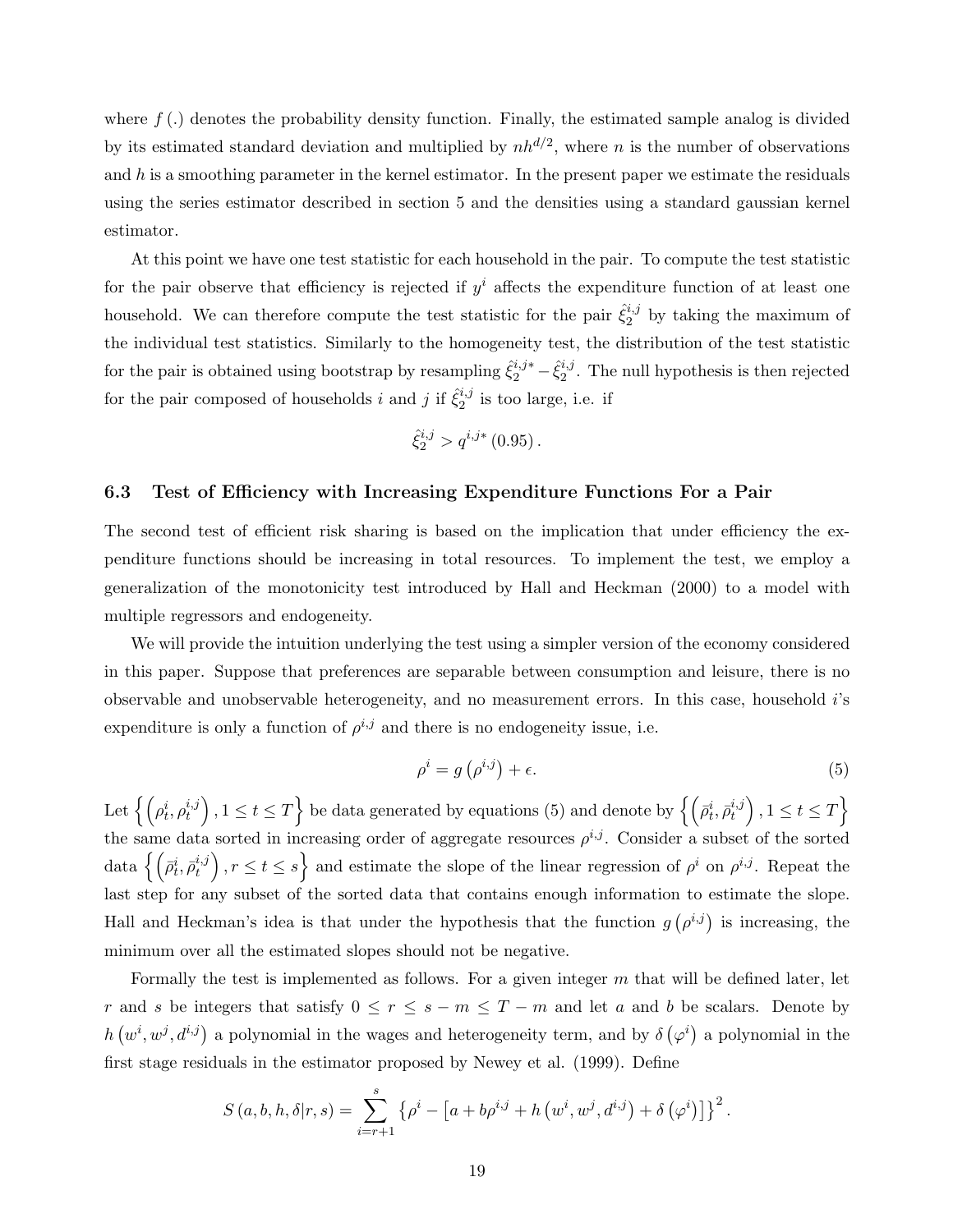where $f(.)$ denotes the probability density function. Finally, the estimated sample analog is divided by its estimated standard deviation and multiplied by $nh^{d/2}$, where $n$ is the number of observations and $h$ is a smoothing parameter in the kernel estimator. In the present paper we estimate the residuals using the series estimator described in section 5 and the densities using a standard gaussian kernel estimator.

At this point we have one test statistic for each household in the pair. To compute the test statistic for the pair observe that efficiency is rejected if $y^i$ affects the expenditure function of at least one household. We can therefore compute the test statistic for the pair $\hat{\xi}_2^{i,j}$ by taking the maximum of the individual test statistics. Similarly to the homogeneity test, the distribution of the test statistic for the pair is obtained using bootstrap by resampling $\hat{\xi}_2^{i,j*} - \hat{\xi}_2^{i,j}$. The null hypothesis is then rejected for the pair composed of households $i$ and $j$ if $\hat{\xi}_2^{i,j}$ is too large, i.e. if

$$\hat{\xi}_2^{i,j} > q^{i,j*}(0.95).$$

### 6.3 Test of Efficiency with Increasing Expenditure Functions For a Pair

The second test of efficient risk sharing is based on the implication that under efficiency the expenditure functions should be increasing in total resources. To implement the test, we employ a generalization of the monotonicity test introduced by Hall and Heckman (2000) to a model with multiple regressors and endogeneity.

We will provide the intuition underlying the test using a simpler version of the economy considered in this paper. Suppose that preferences are separable between consumption and leisure, there is no observable and unobservable heterogeneity, and no measurement errors. In this case, household $i$'s expenditure is only a function of $\rho^{i,j}$ and there is no endogeneity issue, i.e.

$$\rho^i = g\left(\rho^{i,j}\right) + \epsilon. \tag{5}$$

Let $\left\{\left(\rho_t^i, \rho_t^{i,j}\right), 1 \leq t \leq T\right\}$ be data generated by equations (5) and denote by $\left\{\left(\bar{\rho}_t^i, \bar{\rho}_t^{i,j}\right), 1 \leq t \leq T\right\}$ the same data sorted in increasing order of aggregate resources $\rho^{i,j}$. Consider a subset of the sorted data $\left\{\left(\bar{\rho}_t^i, \bar{\rho}_t^{i,j}\right), r \leq t \leq s\right\}$ and estimate the slope of the linear regression of $\rho^i$ on $\rho^{i,j}$. Repeat the last step for any subset of the sorted data that contains enough information to estimate the slope. Hall and Heckman's idea is that under the hypothesis that the function $g\left(\rho^{i,j}\right)$ is increasing, the minimum over all the estimated slopes should not be negative.

Formally the test is implemented as follows. For a given integer $m$ that will be defined later, let $r$ and $s$ be integers that satisfy $0 \leq r \leq s - m \leq T - m$ and let $a$ and $b$ be scalars. Denote by $h\left(w^i, w^j, d^{i,j}\right)$ a polynomial in the wages and heterogeneity term, and by $\delta\left(\varphi^i\right)$ a polynomial in the first stage residuals in the estimator proposed by Newey et al. (1999). Define

$$S(a, b, h, \delta | r, s) = \sum_{i=r+1}^{s} \left\{\rho^i - \left[a + b\rho^{i,j} + h\left(w^i, w^j, d^{i,j}\right) + \delta\left(\varphi^i\right)\right]\right\}^2.$$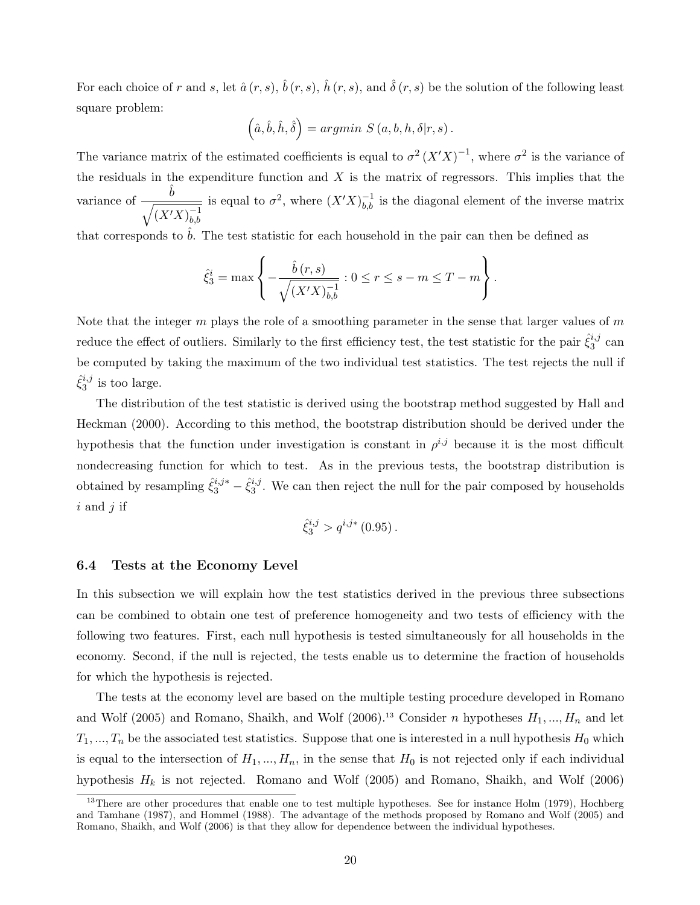For each choice of $r$ and $s$, let $\hat{a}(r,s)$, $\hat{b}(r,s)$, $\hat{h}(r,s)$, and $\hat{\delta}(r,s)$ be the solution of the following least square problem:

$$\left(\hat{a},\hat{b},\hat{h},\hat{\delta}\right) = argmin\ S\left(a,b,h,\delta|r,s\right).$$

The variance matrix of the estimated coefficients is equal to $\sigma^2\left(X'X\right)^{-1}$, where $\sigma^2$ is the variance of the residuals in the expenditure function and $X$ is the matrix of regressors. This implies that the variance of $\dfrac{\hat{b}}{\sqrt{(X'X)^{-1}_{b,b}}}$ is equal to $\sigma^2$, where $(X'X)^{-1}_{b,b}$ is the diagonal element of the inverse matrix that corresponds to $\hat{b}$. The test statistic for each household in the pair can then be defined as

$$\hat{\xi}_3^i = \max\left\{-\frac{\hat{b}\left(r,s\right)}{\sqrt{(X'X)^{-1}_{b,b}}} : 0 \le r \le s-m \le T-m\right\}.$$

Note that the integer $m$ plays the role of a smoothing parameter in the sense that larger values of $m$ reduce the effect of outliers. Similarly to the first efficiency test, the test statistic for the pair $\hat{\xi}_3^{i,j}$ can be computed by taking the maximum of the two individual test statistics. The test rejects the null if $\hat{\xi}_3^{i,j}$ is too large.

The distribution of the test statistic is derived using the bootstrap method suggested by Hall and Heckman (2000). According to this method, the bootstrap distribution should be derived under the hypothesis that the function under investigation is constant in $\rho^{i,j}$ because it is the most difficult nondecreasing function for which to test. As in the previous tests, the bootstrap distribution is obtained by resampling $\hat{\xi}_3^{i,j*} - \hat{\xi}_3^{i,j}$. We can then reject the null for the pair composed by households $i$ and $j$ if

$$\hat{\xi}_3^{i,j} > q^{i,j*}\left(0.95\right).$$

### 6.4 Tests at the Economy Level

In this subsection we will explain how the test statistics derived in the previous three subsections can be combined to obtain one test of preference homogeneity and two tests of efficiency with the following two features. First, each null hypothesis is tested simultaneously for all households in the economy. Second, if the null is rejected, the tests enable us to determine the fraction of households for which the hypothesis is rejected.

The tests at the economy level are based on the multiple testing procedure developed in Romano and Wolf (2005) and Romano, Shaikh, and Wolf (2006).[13] Consider $n$ hypotheses $H_1,...,H_n$ and let $T_1,...,T_n$ be the associated test statistics. Suppose that one is interested in a null hypothesis $H_0$ which is equal to the intersection of $H_1,...,H_n$, in the sense that $H_0$ is not rejected only if each individual hypothesis $H_k$ is not rejected. Romano and Wolf (2005) and Romano, Shaikh, and Wolf (2006)

[13] There are other procedures that enable one to test multiple hypotheses. See for instance Holm (1979), Hochberg and Tamhane (1987), and Hommel (1988). The advantage of the methods proposed by Romano and Wolf (2005) and Romano, Shaikh, and Wolf (2006) is that they allow for dependence between the individual hypotheses.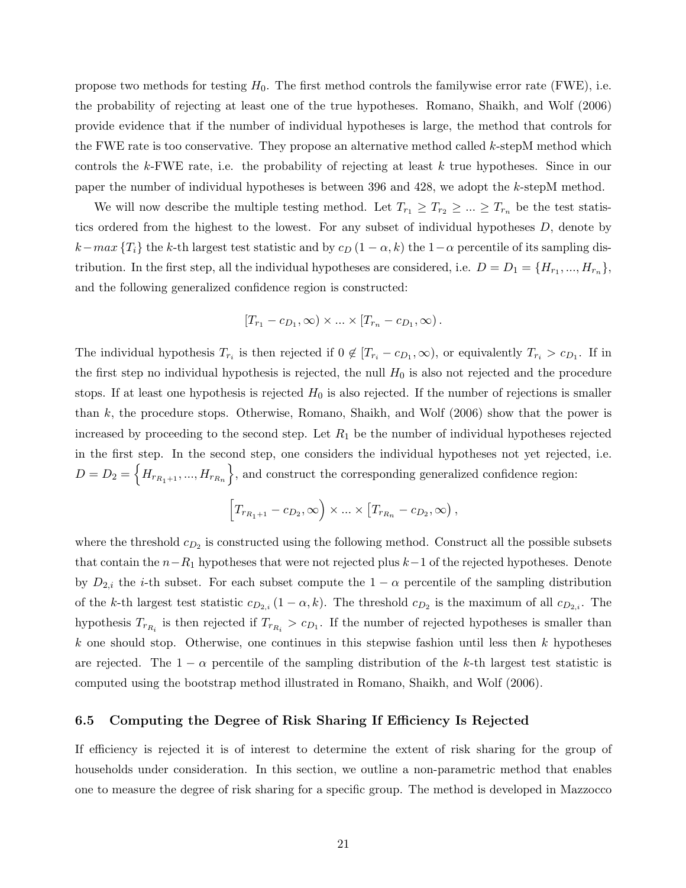propose two methods for testing $H_0$. The first method controls the familywise error rate (FWE), i.e. the probability of rejecting at least one of the true hypotheses. Romano, Shaikh, and Wolf (2006) provide evidence that if the number of individual hypotheses is large, the method that controls for the FWE rate is too conservative. They propose an alternative method called $k$-stepM method which controls the $k$-FWE rate, i.e. the probability of rejecting at least $k$ true hypotheses. Since in our paper the number of individual hypotheses is between 396 and 428, we adopt the $k$-stepM method.

We will now describe the multiple testing method. Let $T_{r_1} \geq T_{r_2} \geq ... \geq T_{r_n}$ be the test statistics ordered from the highest to the lowest. For any subset of individual hypotheses $D$, denote by $k-max\{T_i\}$ the $k$-th largest test statistic and by $c_D(1-\alpha, k)$ the $1-\alpha$ percentile of its sampling distribution. In the first step, all the individual hypotheses are considered, i.e. $D = D_1 = \{H_{r_1}, ..., H_{r_n}\}$, and the following generalized confidence region is constructed:

$$[T_{r_1} - c_{D_1}, \infty) \times ... \times [T_{r_n} - c_{D_1}, \infty).$$

The individual hypothesis $T_{r_i}$ is then rejected if $0 \notin [T_{r_i} - c_{D_1}, \infty)$, or equivalently $T_{r_i} > c_{D_1}$. If in the first step no individual hypothesis is rejected, the null $H_0$ is also not rejected and the procedure stops. If at least one hypothesis is rejected $H_0$ is also rejected. If the number of rejections is smaller than $k$, the procedure stops. Otherwise, Romano, Shaikh, and Wolf (2006) show that the power is increased by proceeding to the second step. Let $R_1$ be the number of individual hypotheses rejected in the first step. In the second step, one considers the individual hypotheses not yet rejected, i.e. $D = D_2 = \left\{H_{r_{R_1+1}}, ..., H_{r_{R_n}}\right\}$, and construct the corresponding generalized confidence region:

$$\left[T_{r_{R_1+1}} - c_{D_2}, \infty\right) \times ... \times \left[T_{r_{R_n}} - c_{D_2}, \infty\right),$$

where the threshold $c_{D_2}$ is constructed using the following method. Construct all the possible subsets that contain the $n-R_1$ hypotheses that were not rejected plus $k-1$ of the rejected hypotheses. Denote by $D_{2,i}$ the $i$-th subset. For each subset compute the $1-\alpha$ percentile of the sampling distribution of the $k$-th largest test statistic $c_{D_{2,i}}(1-\alpha, k)$. The threshold $c_{D_2}$ is the maximum of all $c_{D_{2,i}}$. The hypothesis $T_{r_{R_i}}$ is then rejected if $T_{r_{R_i}} > c_{D_1}$. If the number of rejected hypotheses is smaller than $k$ one should stop. Otherwise, one continues in this stepwise fashion until less then $k$ hypotheses are rejected. The $1-\alpha$ percentile of the sampling distribution of the $k$-th largest test statistic is computed using the bootstrap method illustrated in Romano, Shaikh, and Wolf (2006).

### 6.5 Computing the Degree of Risk Sharing If Efficiency Is Rejected

If efficiency is rejected it is of interest to determine the extent of risk sharing for the group of households under consideration. In this section, we outline a non-parametric method that enables one to measure the degree of risk sharing for a specific group. The method is developed in Mazzocco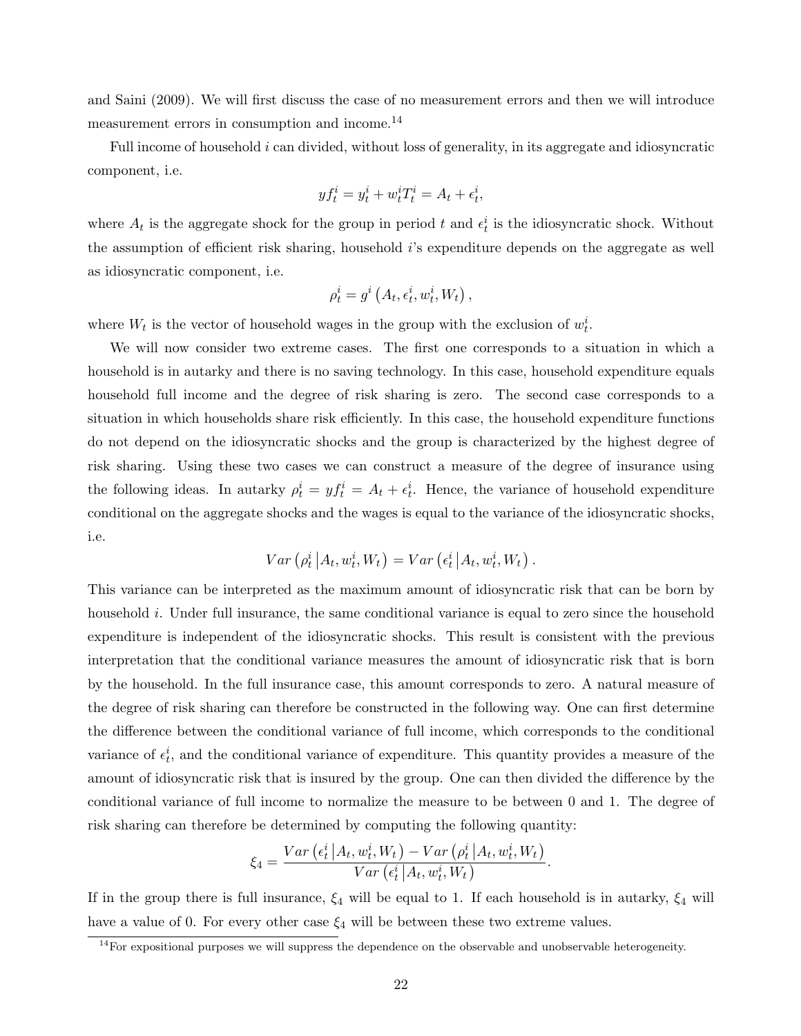and Saini (2009). We will first discuss the case of no measurement errors and then we will introduce measurement errors in consumption and income.[14]

Full income of household $i$ can divided, without loss of generality, in its aggregate and idiosyncratic component, i.e.

$$yf_t^i = y_t^i + w_t^i T_t^i = A_t + \epsilon_t^i,$$

where $A_t$ is the aggregate shock for the group in period $t$ and $\epsilon_t^i$ is the idiosyncratic shock. Without the assumption of efficient risk sharing, household $i$'s expenditure depends on the aggregate as well as idiosyncratic component, i.e.

$$\rho_t^i = g^i\left(A_t, \epsilon_t^i, w_t^i, W_t\right),$$

where $W_t$ is the vector of household wages in the group with the exclusion of $w_t^i$.

We will now consider two extreme cases. The first one corresponds to a situation in which a household is in autarky and there is no saving technology. In this case, household expenditure equals household full income and the degree of risk sharing is zero. The second case corresponds to a situation in which households share risk efficiently. In this case, the household expenditure functions do not depend on the idiosyncratic shocks and the group is characterized by the highest degree of risk sharing. Using these two cases we can construct a measure of the degree of insurance using the following ideas. In autarky $\rho_t^i = yf_t^i = A_t + \epsilon_t^i$. Hence, the variance of household expenditure conditional on the aggregate shocks and the wages is equal to the variance of the idiosyncratic shocks, i.e.

$$Var\left(\rho_t^i \,\middle|\, A_t, w_t^i, W_t\right) = Var\left(\epsilon_t^i \,\middle|\, A_t, w_t^i, W_t\right).$$

This variance can be interpreted as the maximum amount of idiosyncratic risk that can be born by household $i$. Under full insurance, the same conditional variance is equal to zero since the household expenditure is independent of the idiosyncratic shocks. This result is consistent with the previous interpretation that the conditional variance measures the amount of idiosyncratic risk that is born by the household. In the full insurance case, this amount corresponds to zero. A natural measure of the degree of risk sharing can therefore be constructed in the following way. One can first determine the difference between the conditional variance of full income, which corresponds to the conditional variance of $\epsilon_t^i$, and the conditional variance of expenditure. This quantity provides a measure of the amount of idiosyncratic risk that is insured by the group. One can then divided the difference by the conditional variance of full income to normalize the measure to be between 0 and 1. The degree of risk sharing can therefore be determined by computing the following quantity:

$$\xi_4 = \frac{Var\left(\epsilon_t^i \,\middle|\, A_t, w_t^i, W_t\right) - Var\left(\rho_t^i \,\middle|\, A_t, w_t^i, W_t\right)}{Var\left(\epsilon_t^i \,\middle|\, A_t, w_t^i, W_t\right)}.$$

If in the group there is full insurance, $\xi_4$ will be equal to 1. If each household is in autarky, $\xi_4$ will have a value of 0. For every other case $\xi_4$ will be between these two extreme values.

[14] For expositional purposes we will suppress the dependence on the observable and unobservable heterogeneity.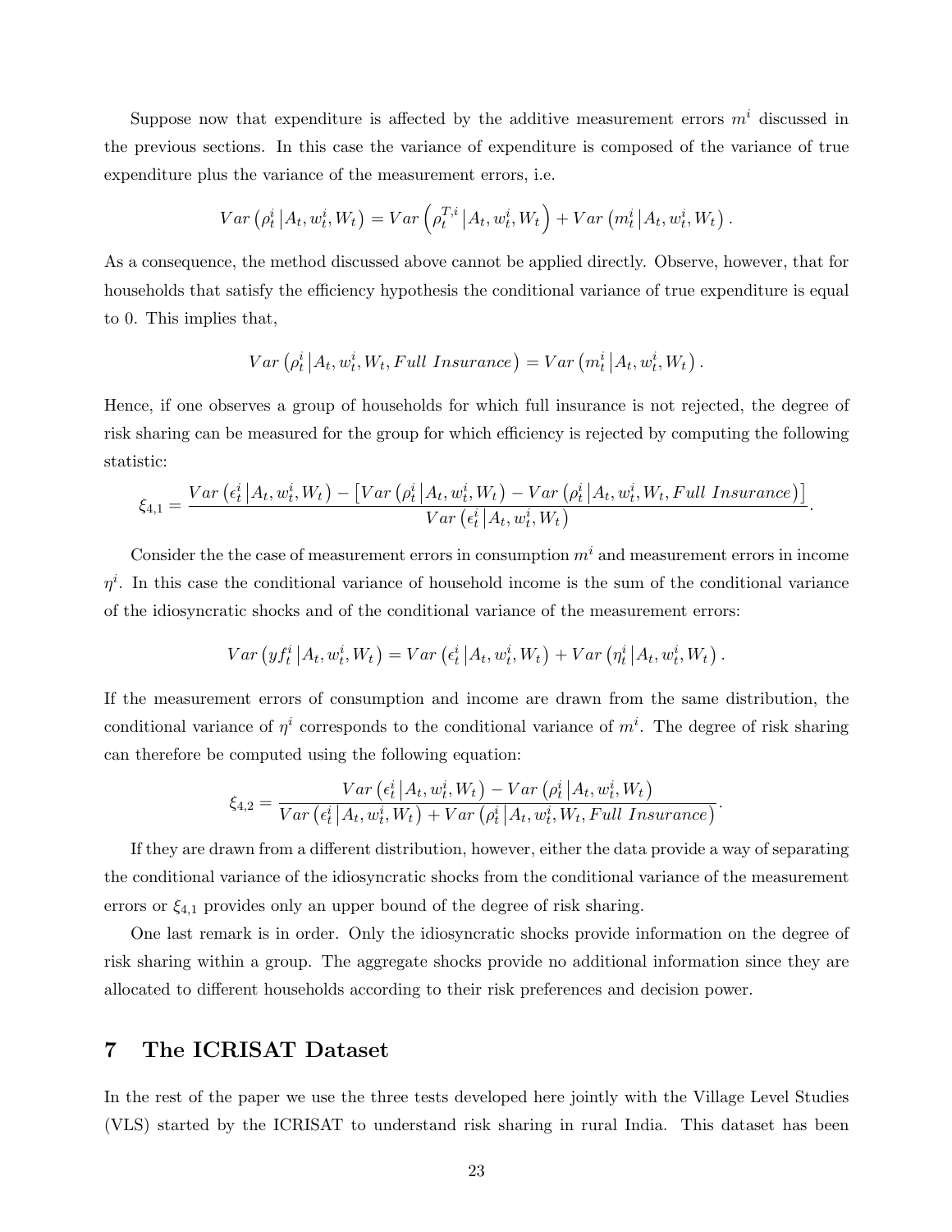Suppose now that expenditure is affected by the additive measurement errors $m^i$ discussed in the previous sections. In this case the variance of expenditure is composed of the variance of true expenditure plus the variance of the measurement errors, i.e.

$$Var\left(\rho_t^i \left| A_t, w_t^i, W_t\right.\right) = Var\left(\rho_t^{T,i} \left| A_t, w_t^i, W_t\right.\right) + Var\left(m_t^i \left| A_t, w_t^i, W_t\right.\right).$$

As a consequence, the method discussed above cannot be applied directly. Observe, however, that for households that satisfy the efficiency hypothesis the conditional variance of true expenditure is equal to 0. This implies that,

$$Var\left(\rho_t^i \left| A_t, w_t^i, W_t, Full\ Insurance\right.\right) = Var\left(m_t^i \left| A_t, w_t^i, W_t\right.\right).$$

Hence, if one observes a group of households for which full insurance is not rejected, the degree of risk sharing can be measured for the group for which efficiency is rejected by computing the following statistic:

$$\xi_{4,1} = \frac{Var\left(\epsilon_t^i \left| A_t, w_t^i, W_t\right.\right) - \left[Var\left(\rho_t^i \left| A_t, w_t^i, W_t\right.\right) - Var\left(\rho_t^i \left| A_t, w_t^i, W_t, Full\ Insurance\right.\right)\right]}{Var\left(\epsilon_t^i \left| A_t, w_t^i, W_t\right.\right)}.$$

Consider the the case of measurement errors in consumption $m^i$ and measurement errors in income $\eta^i$. In this case the conditional variance of household income is the sum of the conditional variance of the idiosyncratic shocks and of the conditional variance of the measurement errors:

$$Var\left(yf_t^i \left| A_t, w_t^i, W_t\right.\right) = Var\left(\epsilon_t^i \left| A_t, w_t^i, W_t\right.\right) + Var\left(\eta_t^i \left| A_t, w_t^i, W_t\right.\right).$$

If the measurement errors of consumption and income are drawn from the same distribution, the conditional variance of $\eta^i$ corresponds to the conditional variance of $m^i$. The degree of risk sharing can therefore be computed using the following equation:

$$\xi_{4,2} = \frac{Var\left(\epsilon_t^i \left| A_t, w_t^i, W_t\right.\right) - Var\left(\rho_t^i \left| A_t, w_t^i, W_t\right.\right)}{Var\left(\epsilon_t^i \left| A_t, w_t^i, W_t\right.\right) + Var\left(\rho_t^i \left| A_t, w_t^i, W_t, Full\ Insurance\right.\right)}.$$

If they are drawn from a different distribution, however, either the data provide a way of separating the conditional variance of the idiosyncratic shocks from the conditional variance of the measurement errors or $\xi_{4,1}$ provides only an upper bound of the degree of risk sharing.

One last remark is in order. Only the idiosyncratic shocks provide information on the degree of risk sharing within a group. The aggregate shocks provide no additional information since they are allocated to different households according to their risk preferences and decision power.

# 7 The ICRISAT Dataset

In the rest of the paper we use the three tests developed here jointly with the Village Level Studies (VLS) started by the ICRISAT to understand risk sharing in rural India. This dataset has been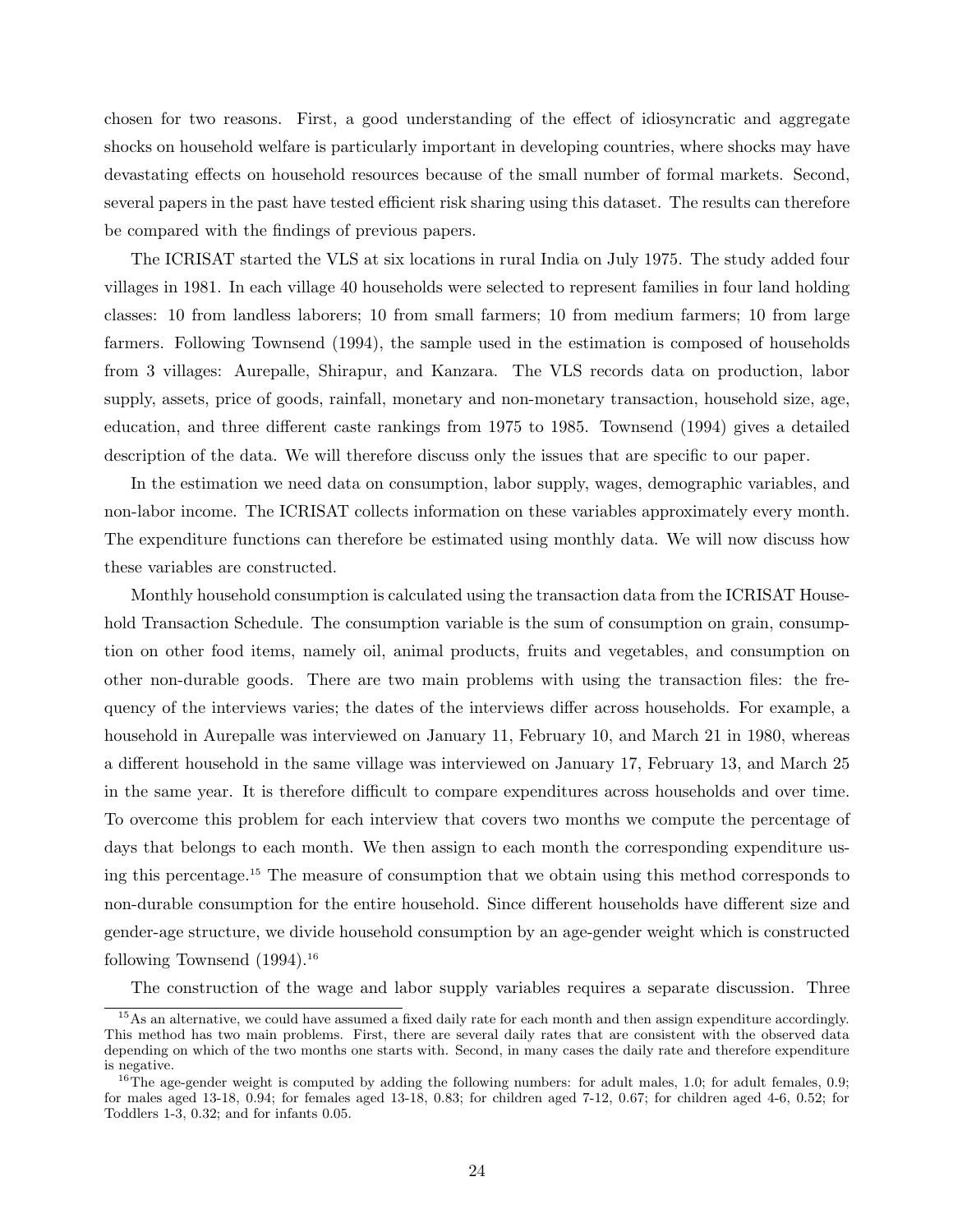chosen for two reasons. First, a good understanding of the effect of idiosyncratic and aggregate shocks on household welfare is particularly important in developing countries, where shocks may have devastating effects on household resources because of the small number of formal markets. Second, several papers in the past have tested efficient risk sharing using this dataset. The results can therefore be compared with the findings of previous papers.

The ICRISAT started the VLS at six locations in rural India on July 1975. The study added four villages in 1981. In each village 40 households were selected to represent families in four land holding classes: 10 from landless laborers; 10 from small farmers; 10 from medium farmers; 10 from large farmers. Following Townsend (1994), the sample used in the estimation is composed of households from 3 villages: Aurepalle, Shirapur, and Kanzara. The VLS records data on production, labor supply, assets, price of goods, rainfall, monetary and non-monetary transaction, household size, age, education, and three different caste rankings from 1975 to 1985. Townsend (1994) gives a detailed description of the data. We will therefore discuss only the issues that are specific to our paper.

In the estimation we need data on consumption, labor supply, wages, demographic variables, and non-labor income. The ICRISAT collects information on these variables approximately every month. The expenditure functions can therefore be estimated using monthly data. We will now discuss how these variables are constructed.

Monthly household consumption is calculated using the transaction data from the ICRISAT Household Transaction Schedule. The consumption variable is the sum of consumption on grain, consumption on other food items, namely oil, animal products, fruits and vegetables, and consumption on other non-durable goods. There are two main problems with using the transaction files: the frequency of the interviews varies; the dates of the interviews differ across households. For example, a household in Aurepalle was interviewed on January 11, February 10, and March 21 in 1980, whereas a different household in the same village was interviewed on January 17, February 13, and March 25 in the same year. It is therefore difficult to compare expenditures across households and over time. To overcome this problem for each interview that covers two months we compute the percentage of days that belongs to each month. We then assign to each month the corresponding expenditure using this percentage.[15] The measure of consumption that we obtain using this method corresponds to non-durable consumption for the entire household. Since different households have different size and gender-age structure, we divide household consumption by an age-gender weight which is constructed following Townsend (1994).[16]

The construction of the wage and labor supply variables requires a separate discussion. Three

[15] As an alternative, we could have assumed a fixed daily rate for each month and then assign expenditure accordingly. This method has two main problems. First, there are several daily rates that are consistent with the observed data depending on which of the two months one starts with. Second, in many cases the daily rate and therefore expenditure is negative.

[16] The age-gender weight is computed by adding the following numbers: for adult males, 1.0; for adult females, 0.9; for males aged 13-18, 0.94; for females aged 13-18, 0.83; for children aged 7-12, 0.67; for children aged 4-6, 0.52; for Toddlers 1-3, 0.32; and for infants 0.05.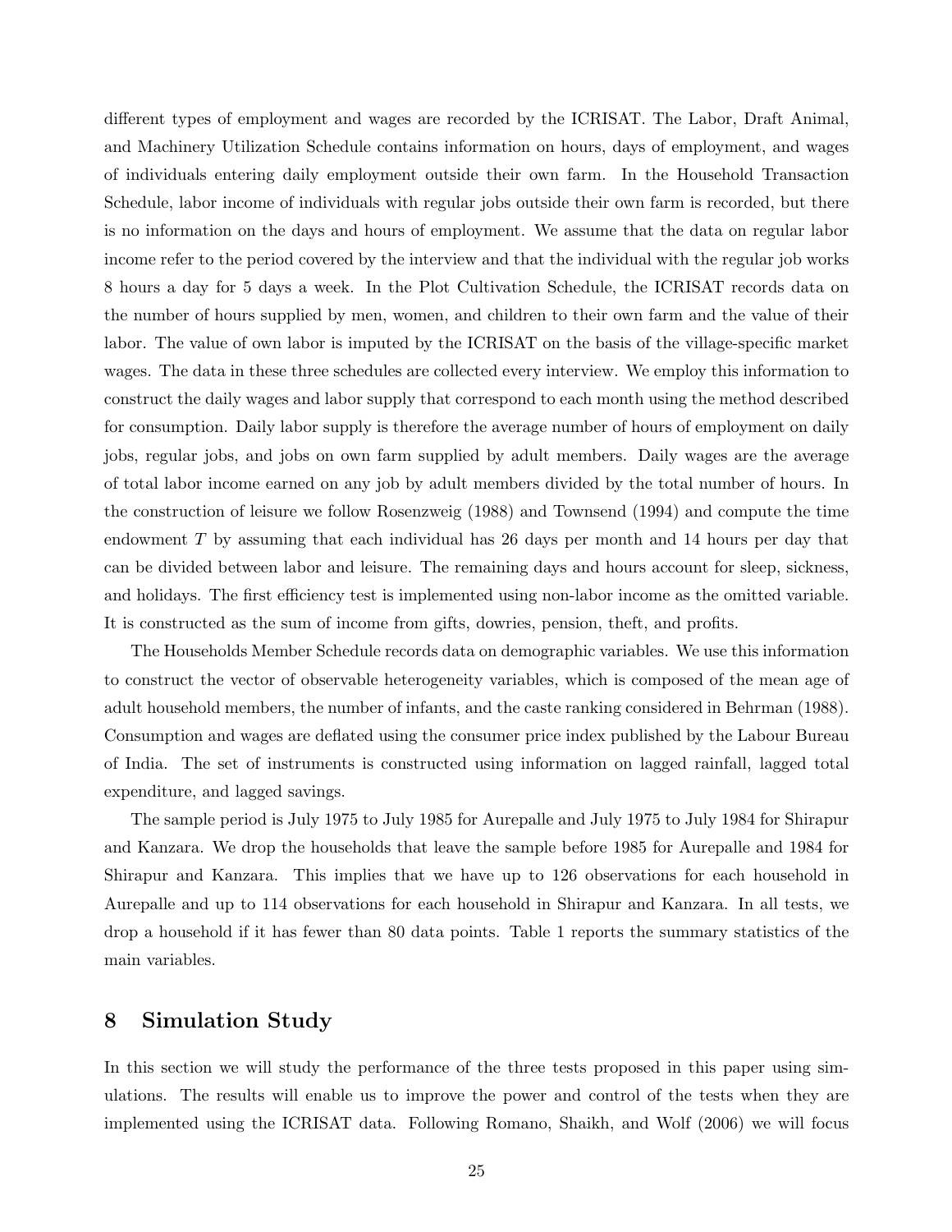different types of employment and wages are recorded by the ICRISAT. The Labor, Draft Animal, and Machinery Utilization Schedule contains information on hours, days of employment, and wages of individuals entering daily employment outside their own farm. In the Household Transaction Schedule, labor income of individuals with regular jobs outside their own farm is recorded, but there is no information on the days and hours of employment. We assume that the data on regular labor income refer to the period covered by the interview and that the individual with the regular job works 8 hours a day for 5 days a week. In the Plot Cultivation Schedule, the ICRISAT records data on the number of hours supplied by men, women, and children to their own farm and the value of their labor. The value of own labor is imputed by the ICRISAT on the basis of the village-specific market wages. The data in these three schedules are collected every interview. We employ this information to construct the daily wages and labor supply that correspond to each month using the method described for consumption. Daily labor supply is therefore the average number of hours of employment on daily jobs, regular jobs, and jobs on own farm supplied by adult members. Daily wages are the average of total labor income earned on any job by adult members divided by the total number of hours. In the construction of leisure we follow Rosenzweig (1988) and Townsend (1994) and compute the time endowment $T$ by assuming that each individual has 26 days per month and 14 hours per day that can be divided between labor and leisure. The remaining days and hours account for sleep, sickness, and holidays. The first efficiency test is implemented using non-labor income as the omitted variable. It is constructed as the sum of income from gifts, dowries, pension, theft, and profits.

The Households Member Schedule records data on demographic variables. We use this information to construct the vector of observable heterogeneity variables, which is composed of the mean age of adult household members, the number of infants, and the caste ranking considered in Behrman (1988). Consumption and wages are deflated using the consumer price index published by the Labour Bureau of India. The set of instruments is constructed using information on lagged rainfall, lagged total expenditure, and lagged savings.

The sample period is July 1975 to July 1985 for Aurepalle and July 1975 to July 1984 for Shirapur and Kanzara. We drop the households that leave the sample before 1985 for Aurepalle and 1984 for Shirapur and Kanzara. This implies that we have up to 126 observations for each household in Aurepalle and up to 114 observations for each household in Shirapur and Kanzara. In all tests, we drop a household if it has fewer than 80 data points. Table 1 reports the summary statistics of the main variables.

## 8 Simulation Study

In this section we will study the performance of the three tests proposed in this paper using simulations. The results will enable us to improve the power and control of the tests when they are implemented using the ICRISAT data. Following Romano, Shaikh, and Wolf (2006) we will focus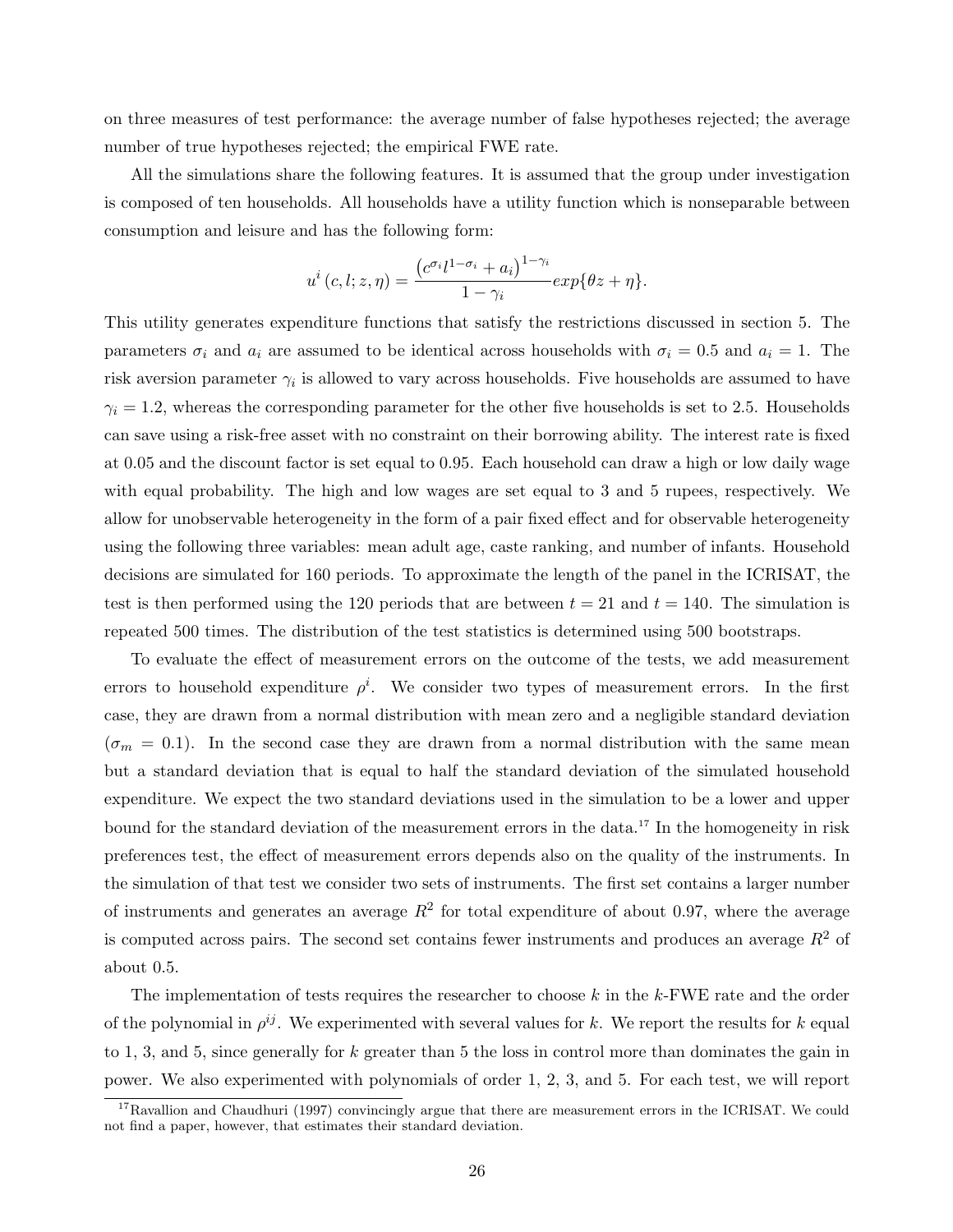on three measures of test performance: the average number of false hypotheses rejected; the average number of true hypotheses rejected; the empirical FWE rate.

All the simulations share the following features. It is assumed that the group under investigation is composed of ten households. All households have a utility function which is nonseparable between consumption and leisure and has the following form:

$$u^i(c, l; z, \eta) = \frac{\left(c^{\sigma_i} l^{1-\sigma_i} + a_i\right)^{1-\gamma_i}}{1-\gamma_i} exp\{\theta z + \eta\}.$$

This utility generates expenditure functions that satisfy the restrictions discussed in section 5. The parameters $\sigma_i$ and $a_i$ are assumed to be identical across households with $\sigma_i = 0.5$ and $a_i = 1$. The risk aversion parameter $\gamma_i$ is allowed to vary across households. Five households are assumed to have $\gamma_i = 1.2$, whereas the corresponding parameter for the other five households is set to 2.5. Households can save using a risk-free asset with no constraint on their borrowing ability. The interest rate is fixed at 0.05 and the discount factor is set equal to 0.95. Each household can draw a high or low daily wage with equal probability. The high and low wages are set equal to 3 and 5 rupees, respectively. We allow for unobservable heterogeneity in the form of a pair fixed effect and for observable heterogeneity using the following three variables: mean adult age, caste ranking, and number of infants. Household decisions are simulated for 160 periods. To approximate the length of the panel in the ICRISAT, the test is then performed using the 120 periods that are between $t = 21$ and $t = 140$. The simulation is repeated 500 times. The distribution of the test statistics is determined using 500 bootstraps.

To evaluate the effect of measurement errors on the outcome of the tests, we add measurement errors to household expenditure $\rho^i$. We consider two types of measurement errors. In the first case, they are drawn from a normal distribution with mean zero and a negligible standard deviation ($\sigma_m = 0.1$). In the second case they are drawn from a normal distribution with the same mean but a standard deviation that is equal to half the standard deviation of the simulated household expenditure. We expect the two standard deviations used in the simulation to be a lower and upper bound for the standard deviation of the measurement errors in the data.[17] In the homogeneity in risk preferences test, the effect of measurement errors depends also on the quality of the instruments. In the simulation of that test we consider two sets of instruments. The first set contains a larger number of instruments and generates an average $R^2$ for total expenditure of about 0.97, where the average is computed across pairs. The second set contains fewer instruments and produces an average $R^2$ of about 0.5.

The implementation of tests requires the researcher to choose $k$ in the $k$-FWE rate and the order of the polynomial in $\rho^{ij}$. We experimented with several values for $k$. We report the results for $k$ equal to 1, 3, and 5, since generally for $k$ greater than 5 the loss in control more than dominates the gain in power. We also experimented with polynomials of order 1, 2, 3, and 5. For each test, we will report

[17] Ravallion and Chaudhuri (1997) convincingly argue that there are measurement errors in the ICRISAT. We could not find a paper, however, that estimates their standard deviation.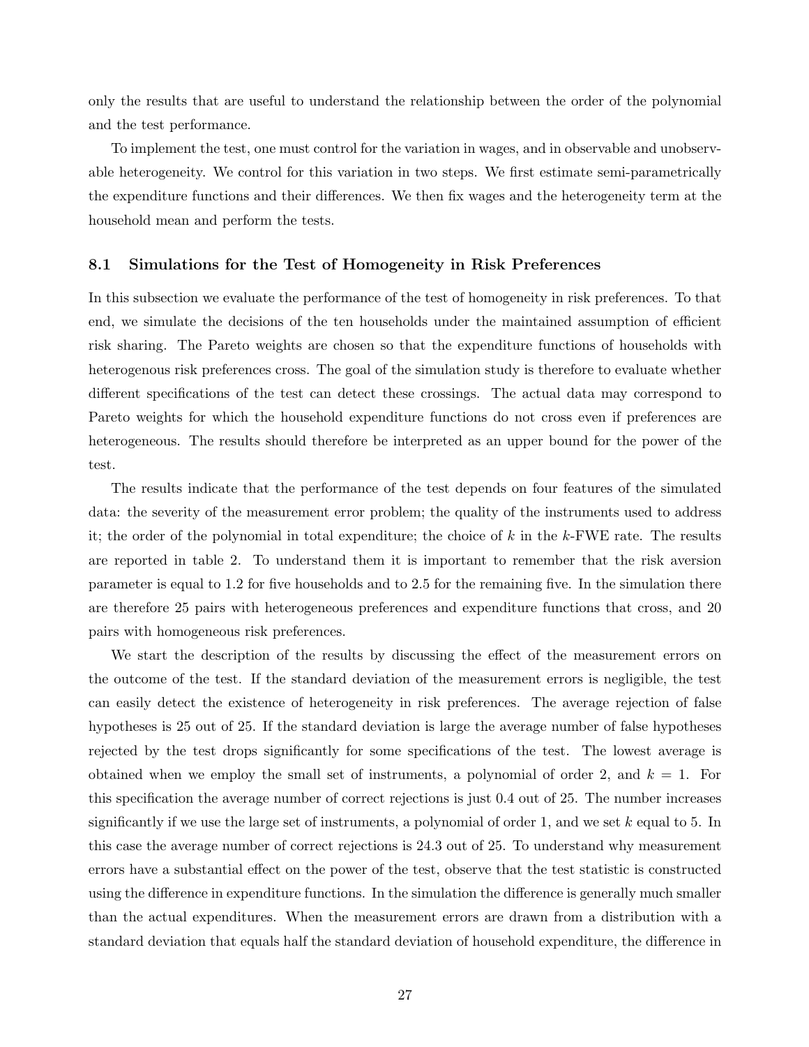only the results that are useful to understand the relationship between the order of the polynomial and the test performance.

To implement the test, one must control for the variation in wages, and in observable and unobservable heterogeneity. We control for this variation in two steps. We first estimate semi-parametrically the expenditure functions and their differences. We then fix wages and the heterogeneity term at the household mean and perform the tests.

### 8.1 Simulations for the Test of Homogeneity in Risk Preferences

In this subsection we evaluate the performance of the test of homogeneity in risk preferences. To that end, we simulate the decisions of the ten households under the maintained assumption of efficient risk sharing. The Pareto weights are chosen so that the expenditure functions of households with heterogenous risk preferences cross. The goal of the simulation study is therefore to evaluate whether different specifications of the test can detect these crossings. The actual data may correspond to Pareto weights for which the household expenditure functions do not cross even if preferences are heterogeneous. The results should therefore be interpreted as an upper bound for the power of the test.

The results indicate that the performance of the test depends on four features of the simulated data: the severity of the measurement error problem; the quality of the instruments used to address it; the order of the polynomial in total expenditure; the choice of $k$ in the $k$-FWE rate. The results are reported in table 2. To understand them it is important to remember that the risk aversion parameter is equal to 1.2 for five households and to 2.5 for the remaining five. In the simulation there are therefore 25 pairs with heterogeneous preferences and expenditure functions that cross, and 20 pairs with homogeneous risk preferences.

We start the description of the results by discussing the effect of the measurement errors on the outcome of the test. If the standard deviation of the measurement errors is negligible, the test can easily detect the existence of heterogeneity in risk preferences. The average rejection of false hypotheses is 25 out of 25. If the standard deviation is large the average number of false hypotheses rejected by the test drops significantly for some specifications of the test. The lowest average is obtained when we employ the small set of instruments, a polynomial of order 2, and $k = 1$. For this specification the average number of correct rejections is just 0.4 out of 25. The number increases significantly if we use the large set of instruments, a polynomial of order 1, and we set $k$ equal to 5. In this case the average number of correct rejections is 24.3 out of 25. To understand why measurement errors have a substantial effect on the power of the test, observe that the test statistic is constructed using the difference in expenditure functions. In the simulation the difference is generally much smaller than the actual expenditures. When the measurement errors are drawn from a distribution with a standard deviation that equals half the standard deviation of household expenditure, the difference in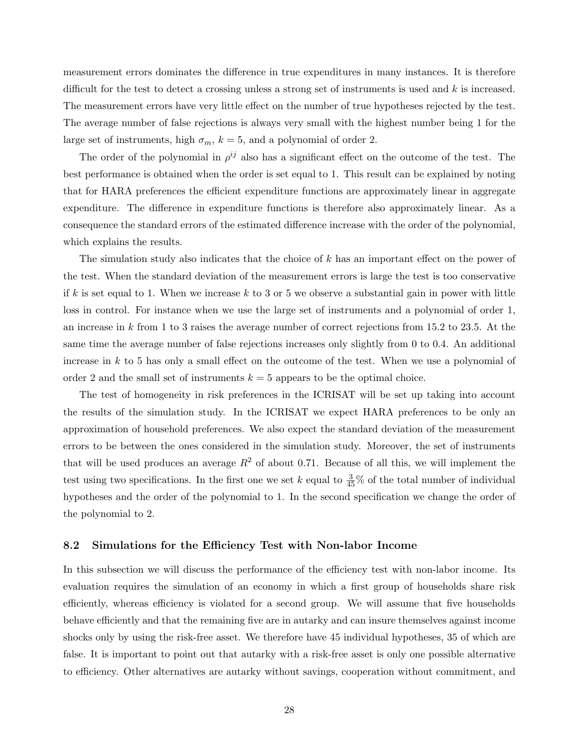measurement errors dominates the difference in true expenditures in many instances. It is therefore difficult for the test to detect a crossing unless a strong set of instruments is used and $k$ is increased. The measurement errors have very little effect on the number of true hypotheses rejected by the test. The average number of false rejections is always very small with the highest number being 1 for the large set of instruments, high $\sigma_m$, $k = 5$, and a polynomial of order 2.

The order of the polynomial in $\rho^{ij}$ also has a significant effect on the outcome of the test. The best performance is obtained when the order is set equal to 1. This result can be explained by noting that for HARA preferences the efficient expenditure functions are approximately linear in aggregate expenditure. The difference in expenditure functions is therefore also approximately linear. As a consequence the standard errors of the estimated difference increase with the order of the polynomial, which explains the results.

The simulation study also indicates that the choice of $k$ has an important effect on the power of the test. When the standard deviation of the measurement errors is large the test is too conservative if $k$ is set equal to 1. When we increase $k$ to 3 or 5 we observe a substantial gain in power with little loss in control. For instance when we use the large set of instruments and a polynomial of order 1, an increase in $k$ from 1 to 3 raises the average number of correct rejections from 15.2 to 23.5. At the same time the average number of false rejections increases only slightly from 0 to 0.4. An additional increase in $k$ to 5 has only a small effect on the outcome of the test. When we use a polynomial of order 2 and the small set of instruments $k = 5$ appears to be the optimal choice.

The test of homogeneity in risk preferences in the ICRISAT will be set up taking into account the results of the simulation study. In the ICRISAT we expect HARA preferences to be only an approximation of household preferences. We also expect the standard deviation of the measurement errors to be between the ones considered in the simulation study. Moreover, the set of instruments that will be used produces an average $R^2$ of about 0.71. Because of all this, we will implement the test using two specifications. In the first one we set $k$ equal to $\frac{3}{45}\%$ of the total number of individual hypotheses and the order of the polynomial to 1. In the second specification we change the order of the polynomial to 2.

### 8.2 Simulations for the Efficiency Test with Non-labor Income

In this subsection we will discuss the performance of the efficiency test with non-labor income. Its evaluation requires the simulation of an economy in which a first group of households share risk efficiently, whereas efficiency is violated for a second group. We will assume that five households behave efficiently and that the remaining five are in autarky and can insure themselves against income shocks only by using the risk-free asset. We therefore have 45 individual hypotheses, 35 of which are false. It is important to point out that autarky with a risk-free asset is only one possible alternative to efficiency. Other alternatives are autarky without savings, cooperation without commitment, and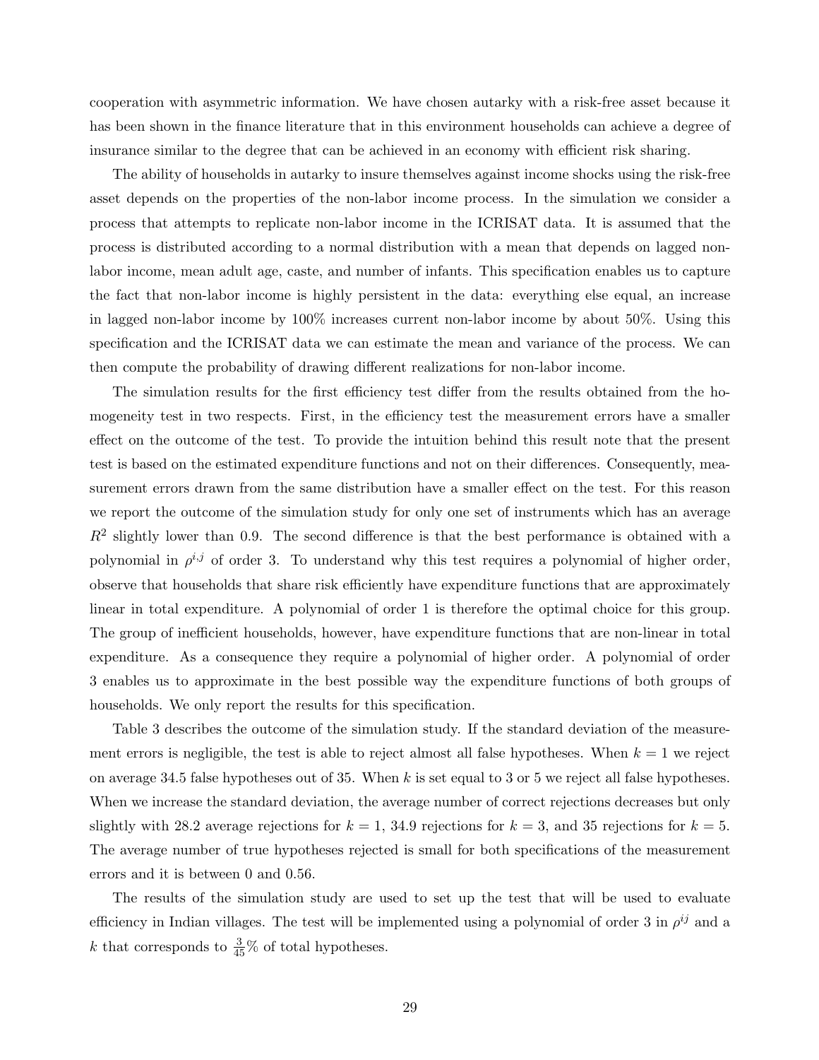cooperation with asymmetric information. We have chosen autarky with a risk-free asset because it has been shown in the finance literature that in this environment households can achieve a degree of insurance similar to the degree that can be achieved in an economy with efficient risk sharing.

The ability of households in autarky to insure themselves against income shocks using the risk-free asset depends on the properties of the non-labor income process. In the simulation we consider a process that attempts to replicate non-labor income in the ICRISAT data. It is assumed that the process is distributed according to a normal distribution with a mean that depends on lagged non-labor income, mean adult age, caste, and number of infants. This specification enables us to capture the fact that non-labor income is highly persistent in the data: everything else equal, an increase in lagged non-labor income by 100% increases current non-labor income by about 50%. Using this specification and the ICRISAT data we can estimate the mean and variance of the process. We can then compute the probability of drawing different realizations for non-labor income.

The simulation results for the first efficiency test differ from the results obtained from the homogeneity test in two respects. First, in the efficiency test the measurement errors have a smaller effect on the outcome of the test. To provide the intuition behind this result note that the present test is based on the estimated expenditure functions and not on their differences. Consequently, measurement errors drawn from the same distribution have a smaller effect on the test. For this reason we report the outcome of the simulation study for only one set of instruments which has an average $R^2$ slightly lower than 0.9. The second difference is that the best performance is obtained with a polynomial in $\rho^{i,j}$ of order 3. To understand why this test requires a polynomial of higher order, observe that households that share risk efficiently have expenditure functions that are approximately linear in total expenditure. A polynomial of order 1 is therefore the optimal choice for this group. The group of inefficient households, however, have expenditure functions that are non-linear in total expenditure. As a consequence they require a polynomial of higher order. A polynomial of order 3 enables us to approximate in the best possible way the expenditure functions of both groups of households. We only report the results for this specification.

Table 3 describes the outcome of the simulation study. If the standard deviation of the measurement errors is negligible, the test is able to reject almost all false hypotheses. When $k = 1$ we reject on average 34.5 false hypotheses out of 35. When $k$ is set equal to 3 or 5 we reject all false hypotheses. When we increase the standard deviation, the average number of correct rejections decreases but only slightly with 28.2 average rejections for $k = 1$, 34.9 rejections for $k = 3$, and 35 rejections for $k = 5$. The average number of true hypotheses rejected is small for both specifications of the measurement errors and it is between 0 and 0.56.

The results of the simulation study are used to set up the test that will be used to evaluate efficiency in Indian villages. The test will be implemented using a polynomial of order 3 in $\rho^{ij}$ and a $k$ that corresponds to $\frac{3}{45}$% of total hypotheses.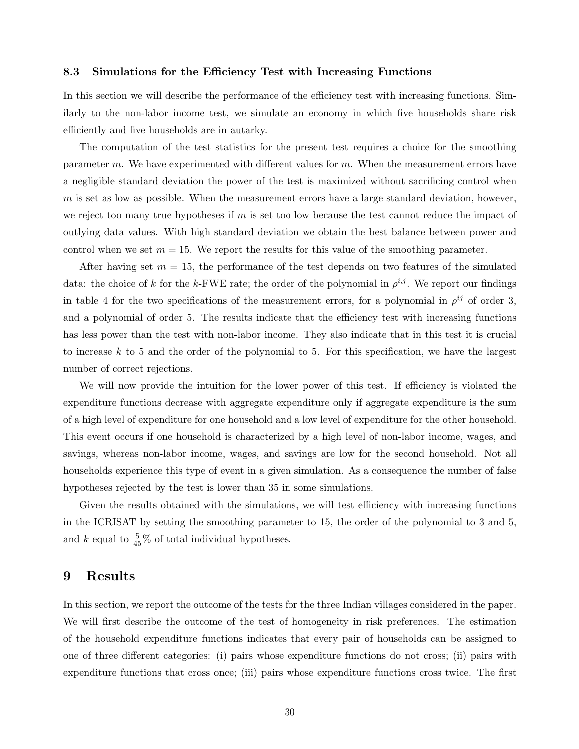### 8.3 Simulations for the Efficiency Test with Increasing Functions

In this section we will describe the performance of the efficiency test with increasing functions. Similarly to the non-labor income test, we simulate an economy in which five households share risk efficiently and five households are in autarky.

The computation of the test statistics for the present test requires a choice for the smoothing parameter $m$. We have experimented with different values for $m$. When the measurement errors have a negligible standard deviation the power of the test is maximized without sacrificing control when $m$ is set as low as possible. When the measurement errors have a large standard deviation, however, we reject too many true hypotheses if $m$ is set too low because the test cannot reduce the impact of outlying data values. With high standard deviation we obtain the best balance between power and control when we set $m = 15$. We report the results for this value of the smoothing parameter.

After having set $m = 15$, the performance of the test depends on two features of the simulated data: the choice of $k$ for the $k$-FWE rate; the order of the polynomial in $\rho^{i,j}$. We report our findings in table 4 for the two specifications of the measurement errors, for a polynomial in $\rho^{ij}$ of order 3, and a polynomial of order 5. The results indicate that the efficiency test with increasing functions has less power than the test with non-labor income. They also indicate that in this test it is crucial to increase $k$ to 5 and the order of the polynomial to 5. For this specification, we have the largest number of correct rejections.

We will now provide the intuition for the lower power of this test. If efficiency is violated the expenditure functions decrease with aggregate expenditure only if aggregate expenditure is the sum of a high level of expenditure for one household and a low level of expenditure for the other household. This event occurs if one household is characterized by a high level of non-labor income, wages, and savings, whereas non-labor income, wages, and savings are low for the second household. Not all households experience this type of event in a given simulation. As a consequence the number of false hypotheses rejected by the test is lower than 35 in some simulations.

Given the results obtained with the simulations, we will test efficiency with increasing functions in the ICRISAT by setting the smoothing parameter to 15, the order of the polynomial to 3 and 5, and $k$ equal to $\frac{5}{45}$% of total individual hypotheses.

## 9 Results

In this section, we report the outcome of the tests for the three Indian villages considered in the paper. We will first describe the outcome of the test of homogeneity in risk preferences. The estimation of the household expenditure functions indicates that every pair of households can be assigned to one of three different categories: (i) pairs whose expenditure functions do not cross; (ii) pairs with expenditure functions that cross once; (iii) pairs whose expenditure functions cross twice. The first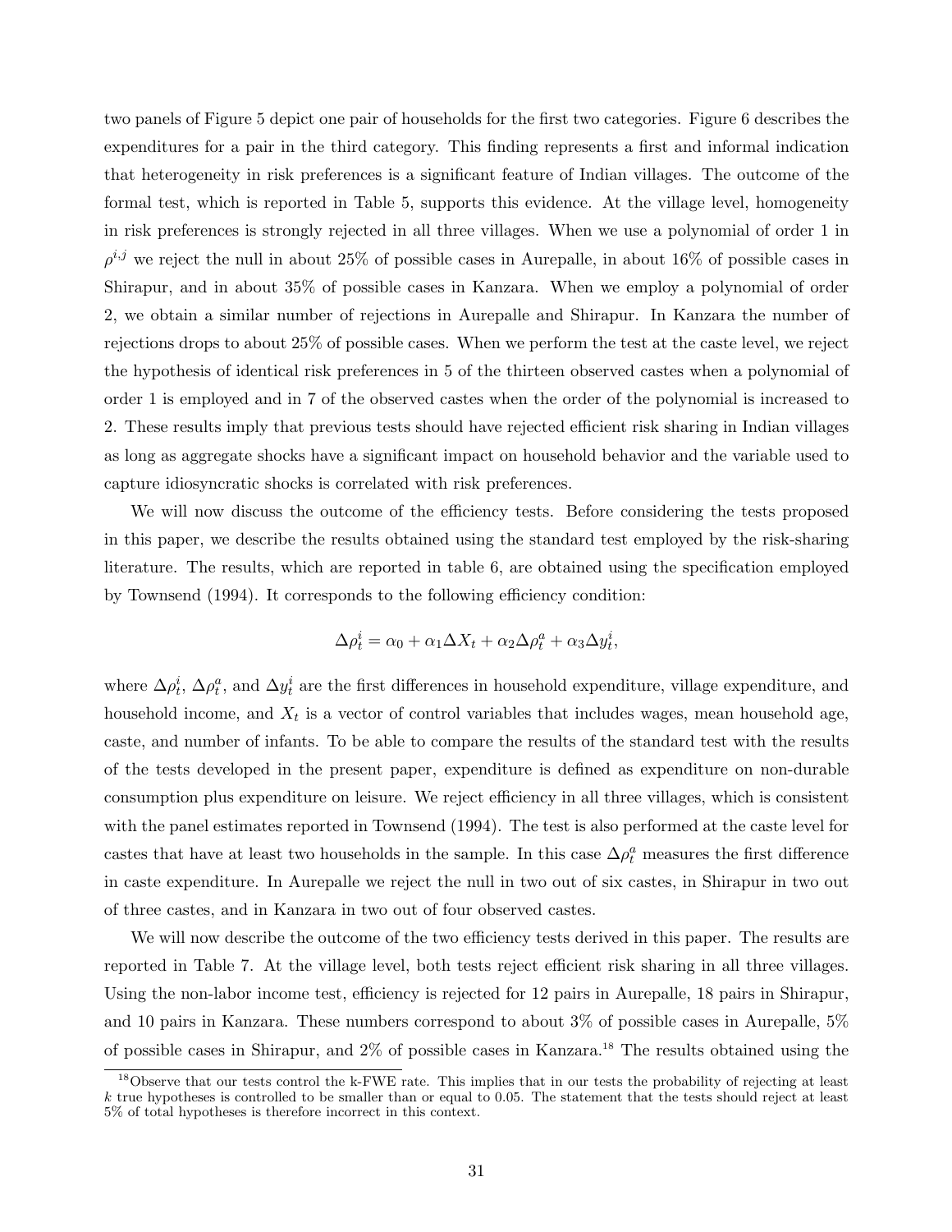two panels of Figure 5 depict one pair of households for the first two categories. Figure 6 describes the expenditures for a pair in the third category. This finding represents a first and informal indication that heterogeneity in risk preferences is a significant feature of Indian villages. The outcome of the formal test, which is reported in Table 5, supports this evidence. At the village level, homogeneity in risk preferences is strongly rejected in all three villages. When we use a polynomial of order 1 in $\rho^{i,j}$ we reject the null in about 25% of possible cases in Aurepalle, in about 16% of possible cases in Shirapur, and in about 35% of possible cases in Kanzara. When we employ a polynomial of order 2, we obtain a similar number of rejections in Aurepalle and Shirapur. In Kanzara the number of rejections drops to about 25% of possible cases. When we perform the test at the caste level, we reject the hypothesis of identical risk preferences in 5 of the thirteen observed castes when a polynomial of order 1 is employed and in 7 of the observed castes when the order of the polynomial is increased to 2. These results imply that previous tests should have rejected efficient risk sharing in Indian villages as long as aggregate shocks have a significant impact on household behavior and the variable used to capture idiosyncratic shocks is correlated with risk preferences.

We will now discuss the outcome of the efficiency tests. Before considering the tests proposed in this paper, we describe the results obtained using the standard test employed by the risk-sharing literature. The results, which are reported in table 6, are obtained using the specification employed by Townsend (1994). It corresponds to the following efficiency condition:

$$\Delta\rho_t^i = \alpha_0 + \alpha_1 \Delta X_t + \alpha_2 \Delta\rho_t^a + \alpha_3 \Delta y_t^i,$$

where $\Delta\rho_t^i$, $\Delta\rho_t^a$, and $\Delta y_t^i$ are the first differences in household expenditure, village expenditure, and household income, and $X_t$ is a vector of control variables that includes wages, mean household age, caste, and number of infants. To be able to compare the results of the standard test with the results of the tests developed in the present paper, expenditure is defined as expenditure on non-durable consumption plus expenditure on leisure. We reject efficiency in all three villages, which is consistent with the panel estimates reported in Townsend (1994). The test is also performed at the caste level for castes that have at least two households in the sample. In this case $\Delta\rho_t^a$ measures the first difference in caste expenditure. In Aurepalle we reject the null in two out of six castes, in Shirapur in two out of three castes, and in Kanzara in two out of four observed castes.

We will now describe the outcome of the two efficiency tests derived in this paper. The results are reported in Table 7. At the village level, both tests reject efficient risk sharing in all three villages. Using the non-labor income test, efficiency is rejected for 12 pairs in Aurepalle, 18 pairs in Shirapur, and 10 pairs in Kanzara. These numbers correspond to about 3% of possible cases in Aurepalle, 5% of possible cases in Shirapur, and 2% of possible cases in Kanzara.[18] The results obtained using the

[18] Observe that our tests control the k-FWE rate. This implies that in our tests the probability of rejecting at least $k$ true hypotheses is controlled to be smaller than or equal to 0.05. The statement that the tests should reject at least 5% of total hypotheses is therefore incorrect in this context.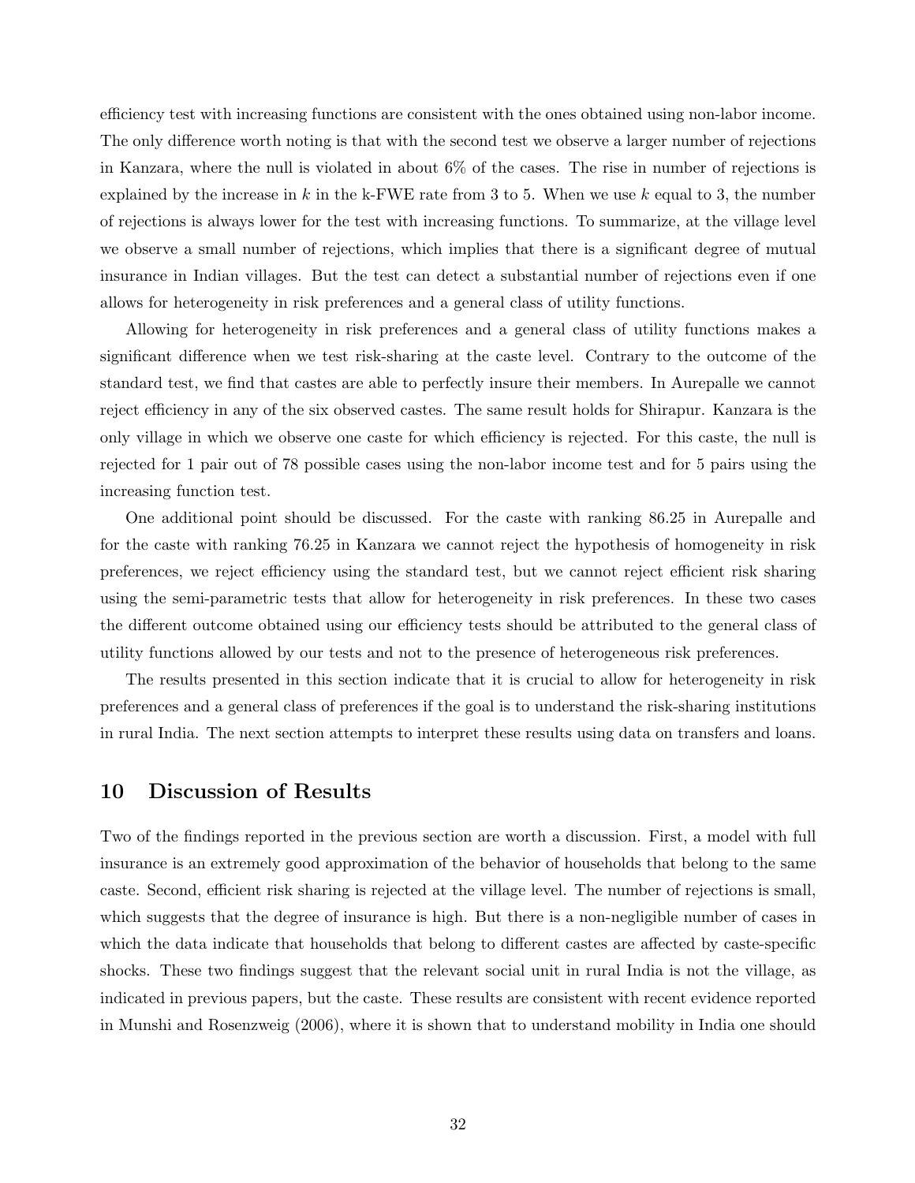efficiency test with increasing functions are consistent with the ones obtained using non-labor income. The only difference worth noting is that with the second test we observe a larger number of rejections in Kanzara, where the null is violated in about 6% of the cases. The rise in number of rejections is explained by the increase in $k$ in the k-FWE rate from 3 to 5. When we use $k$ equal to 3, the number of rejections is always lower for the test with increasing functions. To summarize, at the village level we observe a small number of rejections, which implies that there is a significant degree of mutual insurance in Indian villages. But the test can detect a substantial number of rejections even if one allows for heterogeneity in risk preferences and a general class of utility functions.

Allowing for heterogeneity in risk preferences and a general class of utility functions makes a significant difference when we test risk-sharing at the caste level. Contrary to the outcome of the standard test, we find that castes are able to perfectly insure their members. In Aurepalle we cannot reject efficiency in any of the six observed castes. The same result holds for Shirapur. Kanzara is the only village in which we observe one caste for which efficiency is rejected. For this caste, the null is rejected for 1 pair out of 78 possible cases using the non-labor income test and for 5 pairs using the increasing function test.

One additional point should be discussed. For the caste with ranking 86.25 in Aurepalle and for the caste with ranking 76.25 in Kanzara we cannot reject the hypothesis of homogeneity in risk preferences, we reject efficiency using the standard test, but we cannot reject efficient risk sharing using the semi-parametric tests that allow for heterogeneity in risk preferences. In these two cases the different outcome obtained using our efficiency tests should be attributed to the general class of utility functions allowed by our tests and not to the presence of heterogeneous risk preferences.

The results presented in this section indicate that it is crucial to allow for heterogeneity in risk preferences and a general class of preferences if the goal is to understand the risk-sharing institutions in rural India. The next section attempts to interpret these results using data on transfers and loans.

## 10 Discussion of Results

Two of the findings reported in the previous section are worth a discussion. First, a model with full insurance is an extremely good approximation of the behavior of households that belong to the same caste. Second, efficient risk sharing is rejected at the village level. The number of rejections is small, which suggests that the degree of insurance is high. But there is a non-negligible number of cases in which the data indicate that households that belong to different castes are affected by caste-specific shocks. These two findings suggest that the relevant social unit in rural India is not the village, as indicated in previous papers, but the caste. These results are consistent with recent evidence reported in Munshi and Rosenzweig (2006), where it is shown that to understand mobility in India one should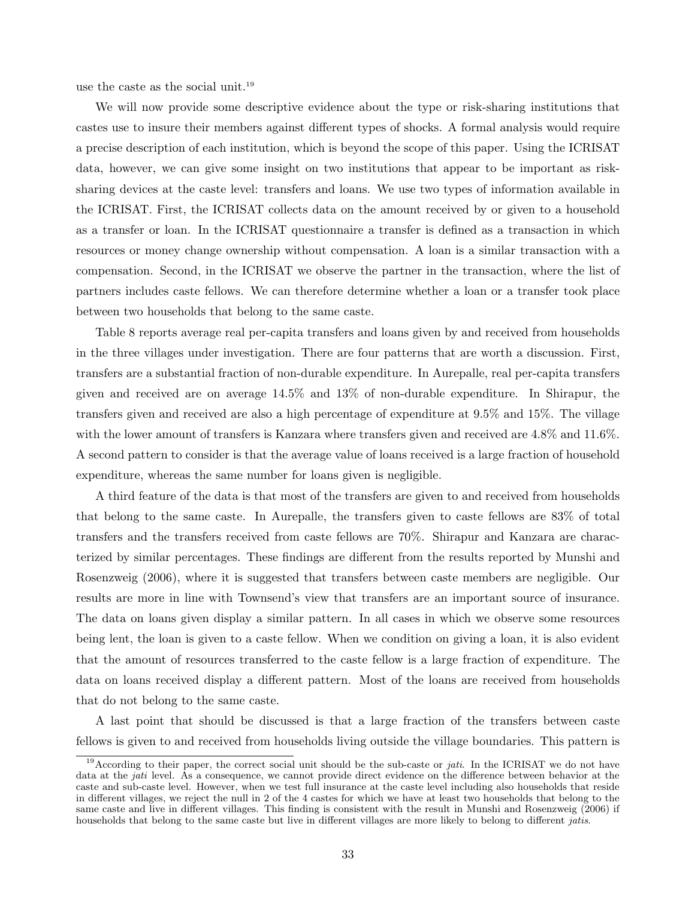use the caste as the social unit.[19]

We will now provide some descriptive evidence about the type or risk-sharing institutions that castes use to insure their members against different types of shocks. A formal analysis would require a precise description of each institution, which is beyond the scope of this paper. Using the ICRISAT data, however, we can give some insight on two institutions that appear to be important as risk-sharing devices at the caste level: transfers and loans. We use two types of information available in the ICRISAT. First, the ICRISAT collects data on the amount received by or given to a household as a transfer or loan. In the ICRISAT questionnaire a transfer is defined as a transaction in which resources or money change ownership without compensation. A loan is a similar transaction with a compensation. Second, in the ICRISAT we observe the partner in the transaction, where the list of partners includes caste fellows. We can therefore determine whether a loan or a transfer took place between two households that belong to the same caste.

Table 8 reports average real per-capita transfers and loans given by and received from households in the three villages under investigation. There are four patterns that are worth a discussion. First, transfers are a substantial fraction of non-durable expenditure. In Aurepalle, real per-capita transfers given and received are on average 14.5% and 13% of non-durable expenditure. In Shirapur, the transfers given and received are also a high percentage of expenditure at 9.5% and 15%. The village with the lower amount of transfers is Kanzara where transfers given and received are 4.8% and 11.6%. A second pattern to consider is that the average value of loans received is a large fraction of household expenditure, whereas the same number for loans given is negligible.

A third feature of the data is that most of the transfers are given to and received from households that belong to the same caste. In Aurepalle, the transfers given to caste fellows are 83% of total transfers and the transfers received from caste fellows are 70%. Shirapur and Kanzara are characterized by similar percentages. These findings are different from the results reported by Munshi and Rosenzweig (2006), where it is suggested that transfers between caste members are negligible. Our results are more in line with Townsend's view that transfers are an important source of insurance. The data on loans given display a similar pattern. In all cases in which we observe some resources being lent, the loan is given to a caste fellow. When we condition on giving a loan, it is also evident that the amount of resources transferred to the caste fellow is a large fraction of expenditure. The data on loans received display a different pattern. Most of the loans are received from households that do not belong to the same caste.

A last point that should be discussed is that a large fraction of the transfers between caste fellows is given to and received from households living outside the village boundaries. This pattern is

[19] According to their paper, the correct social unit should be the sub-caste or *jati*. In the ICRISAT we do not have data at the *jati* level. As a consequence, we cannot provide direct evidence on the difference between behavior at the caste and sub-caste level. However, when we test full insurance at the caste level including also households that reside in different villages, we reject the null in 2 of the 4 castes for which we have at least two households that belong to the same caste and live in different villages. This finding is consistent with the result in Munshi and Rosenzweig (2006) if households that belong to the same caste but live in different villages are more likely to belong to different *jatis*.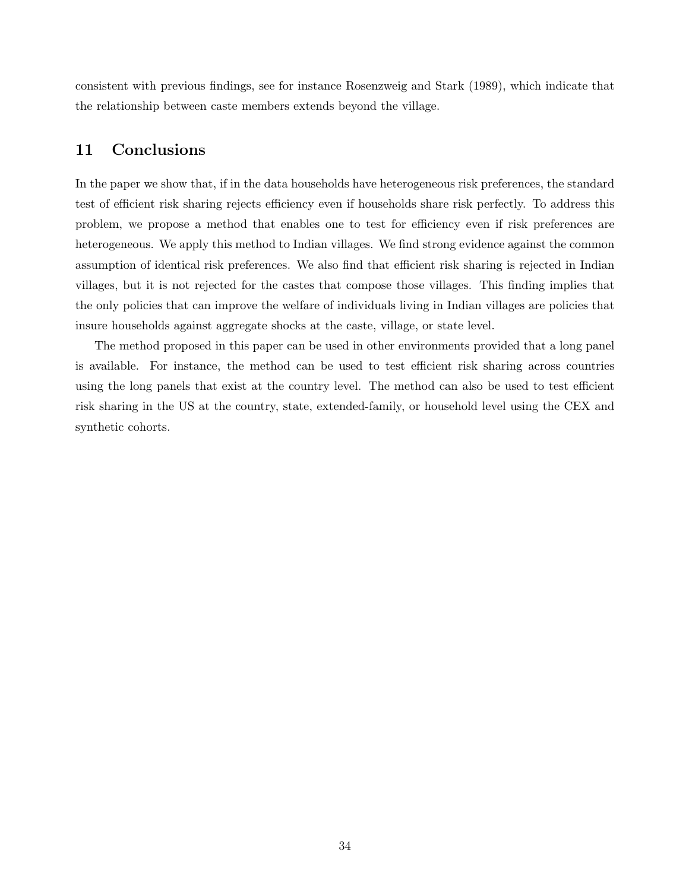consistent with previous findings, see for instance Rosenzweig and Stark (1989), which indicate that the relationship between caste members extends beyond the village.

## 11 Conclusions

In the paper we show that, if in the data households have heterogeneous risk preferences, the standard test of efficient risk sharing rejects efficiency even if households share risk perfectly. To address this problem, we propose a method that enables one to test for efficiency even if risk preferences are heterogeneous. We apply this method to Indian villages. We find strong evidence against the common assumption of identical risk preferences. We also find that efficient risk sharing is rejected in Indian villages, but it is not rejected for the castes that compose those villages. This finding implies that the only policies that can improve the welfare of individuals living in Indian villages are policies that insure households against aggregate shocks at the caste, village, or state level.

The method proposed in this paper can be used in other environments provided that a long panel is available. For instance, the method can be used to test efficient risk sharing across countries using the long panels that exist at the country level. The method can also be used to test efficient risk sharing in the US at the country, state, extended-family, or household level using the CEX and synthetic cohorts.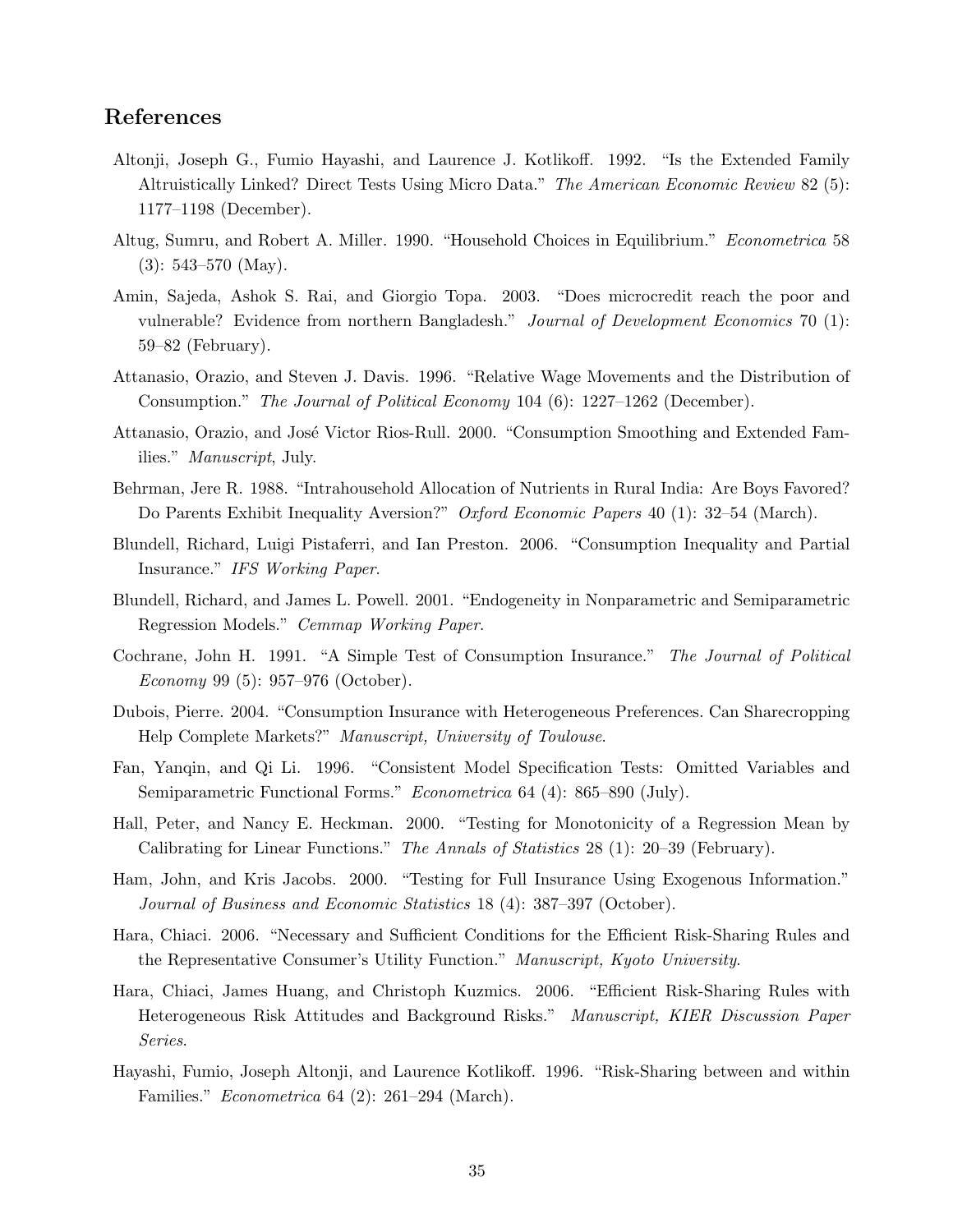## References

Altonji, Joseph G., Fumio Hayashi, and Laurence J. Kotlikoff. 1992. "Is the Extended Family Altruistically Linked? Direct Tests Using Micro Data." *The American Economic Review* 82 (5): 1177–1198 (December).

Altug, Sumru, and Robert A. Miller. 1990. "Household Choices in Equilibrium." *Econometrica* 58 (3): 543–570 (May).

Amin, Sajeda, Ashok S. Rai, and Giorgio Topa. 2003. "Does microcredit reach the poor and vulnerable? Evidence from northern Bangladesh." *Journal of Development Economics* 70 (1): 59–82 (February).

Attanasio, Orazio, and Steven J. Davis. 1996. "Relative Wage Movements and the Distribution of Consumption." *The Journal of Political Economy* 104 (6): 1227–1262 (December).

Attanasio, Orazio, and José Victor Rios-Rull. 2000. "Consumption Smoothing and Extended Families." *Manuscript*, July.

Behrman, Jere R. 1988. "Intrahousehold Allocation of Nutrients in Rural India: Are Boys Favored? Do Parents Exhibit Inequality Aversion?" *Oxford Economic Papers* 40 (1): 32–54 (March).

Blundell, Richard, Luigi Pistaferri, and Ian Preston. 2006. "Consumption Inequality and Partial Insurance." *IFS Working Paper*.

Blundell, Richard, and James L. Powell. 2001. "Endogeneity in Nonparametric and Semiparametric Regression Models." *Cemmap Working Paper*.

Cochrane, John H. 1991. "A Simple Test of Consumption Insurance." *The Journal of Political Economy* 99 (5): 957–976 (October).

Dubois, Pierre. 2004. "Consumption Insurance with Heterogeneous Preferences. Can Sharecropping Help Complete Markets?" *Manuscript, University of Toulouse*.

Fan, Yanqin, and Qi Li. 1996. "Consistent Model Specification Tests: Omitted Variables and Semiparametric Functional Forms." *Econometrica* 64 (4): 865–890 (July).

Hall, Peter, and Nancy E. Heckman. 2000. "Testing for Monotonicity of a Regression Mean by Calibrating for Linear Functions." *The Annals of Statistics* 28 (1): 20–39 (February).

Ham, John, and Kris Jacobs. 2000. "Testing for Full Insurance Using Exogenous Information." *Journal of Business and Economic Statistics* 18 (4): 387–397 (October).

Hara, Chiaci. 2006. "Necessary and Sufficient Conditions for the Efficient Risk-Sharing Rules and the Representative Consumer's Utility Function." *Manuscript, Kyoto University*.

Hara, Chiaci, James Huang, and Christoph Kuzmics. 2006. "Efficient Risk-Sharing Rules with Heterogeneous Risk Attitudes and Background Risks." *Manuscript, KIER Discussion Paper Series*.

Hayashi, Fumio, Joseph Altonji, and Laurence Kotlikoff. 1996. "Risk-Sharing between and within Families." *Econometrica* 64 (2): 261–294 (March).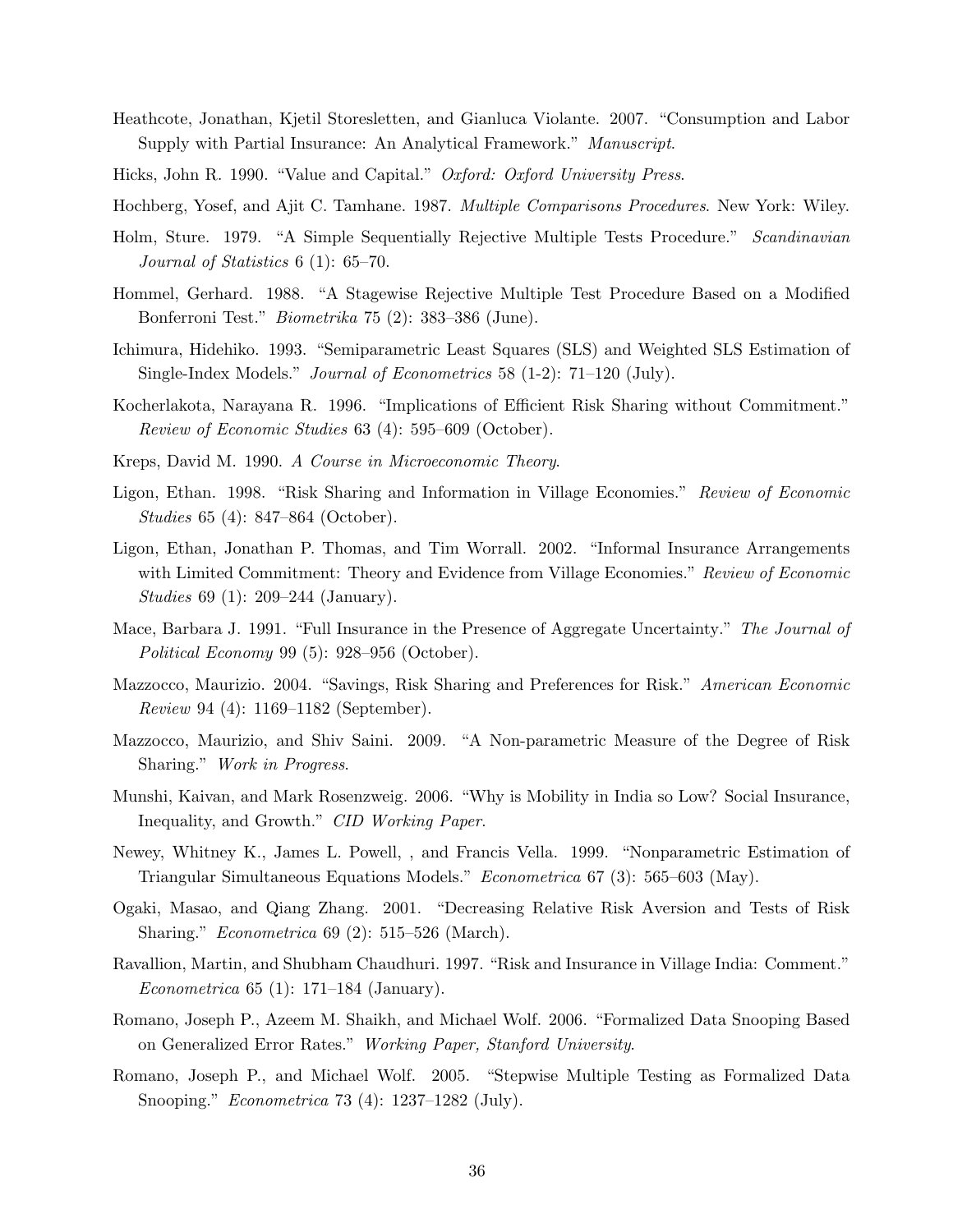Heathcote, Jonathan, Kjetil Storesletten, and Gianluca Violante. 2007. "Consumption and Labor Supply with Partial Insurance: An Analytical Framework." *Manuscript*.

Hicks, John R. 1990. "Value and Capital." *Oxford: Oxford University Press*.

Hochberg, Yosef, and Ajit C. Tamhane. 1987. *Multiple Comparisons Procedures*. New York: Wiley.

Holm, Sture. 1979. "A Simple Sequentially Rejective Multiple Tests Procedure." *Scandinavian Journal of Statistics* 6 (1): 65–70.

Hommel, Gerhard. 1988. "A Stagewise Rejective Multiple Test Procedure Based on a Modified Bonferroni Test." *Biometrika* 75 (2): 383–386 (June).

Ichimura, Hidehiko. 1993. "Semiparametric Least Squares (SLS) and Weighted SLS Estimation of Single-Index Models." *Journal of Econometrics* 58 (1-2): 71–120 (July).

Kocherlakota, Narayana R. 1996. "Implications of Efficient Risk Sharing without Commitment." *Review of Economic Studies* 63 (4): 595–609 (October).

Kreps, David M. 1990. *A Course in Microeconomic Theory*.

Ligon, Ethan. 1998. "Risk Sharing and Information in Village Economies." *Review of Economic Studies* 65 (4): 847–864 (October).

Ligon, Ethan, Jonathan P. Thomas, and Tim Worrall. 2002. "Informal Insurance Arrangements with Limited Commitment: Theory and Evidence from Village Economies." *Review of Economic Studies* 69 (1): 209–244 (January).

Mace, Barbara J. 1991. "Full Insurance in the Presence of Aggregate Uncertainty." *The Journal of Political Economy* 99 (5): 928–956 (October).

Mazzocco, Maurizio. 2004. "Savings, Risk Sharing and Preferences for Risk." *American Economic Review* 94 (4): 1169–1182 (September).

Mazzocco, Maurizio, and Shiv Saini. 2009. "A Non-parametric Measure of the Degree of Risk Sharing." *Work in Progress*.

Munshi, Kaivan, and Mark Rosenzweig. 2006. "Why is Mobility in India so Low? Social Insurance, Inequality, and Growth." *CID Working Paper*.

Newey, Whitney K., James L. Powell, , and Francis Vella. 1999. "Nonparametric Estimation of Triangular Simultaneous Equations Models." *Econometrica* 67 (3): 565–603 (May).

Ogaki, Masao, and Qiang Zhang. 2001. "Decreasing Relative Risk Aversion and Tests of Risk Sharing." *Econometrica* 69 (2): 515–526 (March).

Ravallion, Martin, and Shubham Chaudhuri. 1997. "Risk and Insurance in Village India: Comment." *Econometrica* 65 (1): 171–184 (January).

Romano, Joseph P., Azeem M. Shaikh, and Michael Wolf. 2006. "Formalized Data Snooping Based on Generalized Error Rates." *Working Paper, Stanford University*.

Romano, Joseph P., and Michael Wolf. 2005. "Stepwise Multiple Testing as Formalized Data Snooping." *Econometrica* 73 (4): 1237–1282 (July).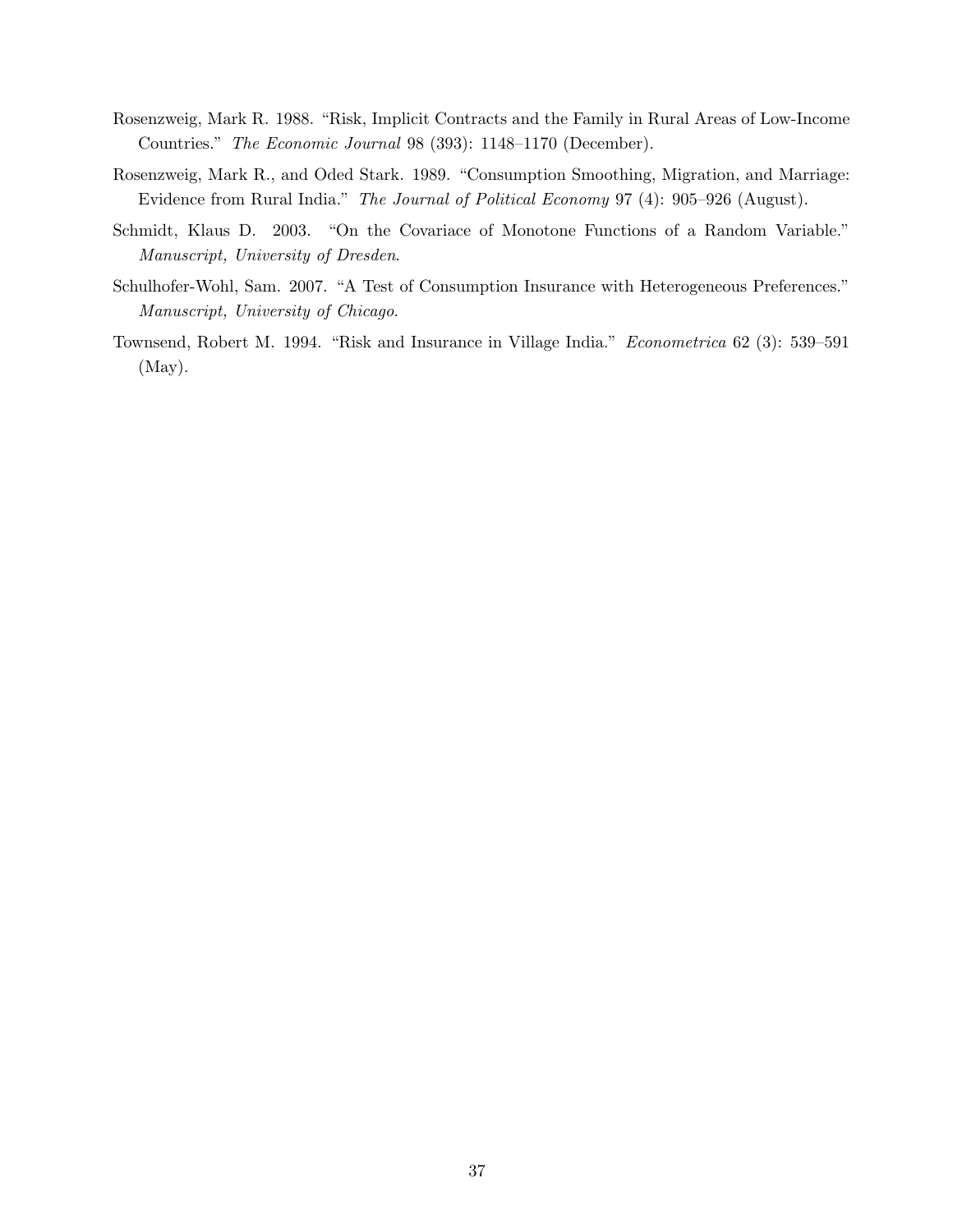Rosenzweig, Mark R. 1988. "Risk, Implicit Contracts and the Family in Rural Areas of Low-Income Countries." *The Economic Journal* 98 (393): 1148–1170 (December).

Rosenzweig, Mark R., and Oded Stark. 1989. "Consumption Smoothing, Migration, and Marriage: Evidence from Rural India." *The Journal of Political Economy* 97 (4): 905–926 (August).

Schmidt, Klaus D. 2003. "On the Covariace of Monotone Functions of a Random Variable." *Manuscript, University of Dresden*.

Schulhofer-Wohl, Sam. 2007. "A Test of Consumption Insurance with Heterogeneous Preferences." *Manuscript, University of Chicago*.

Townsend, Robert M. 1994. "Risk and Insurance in Village India." *Econometrica* 62 (3): 539–591 (May).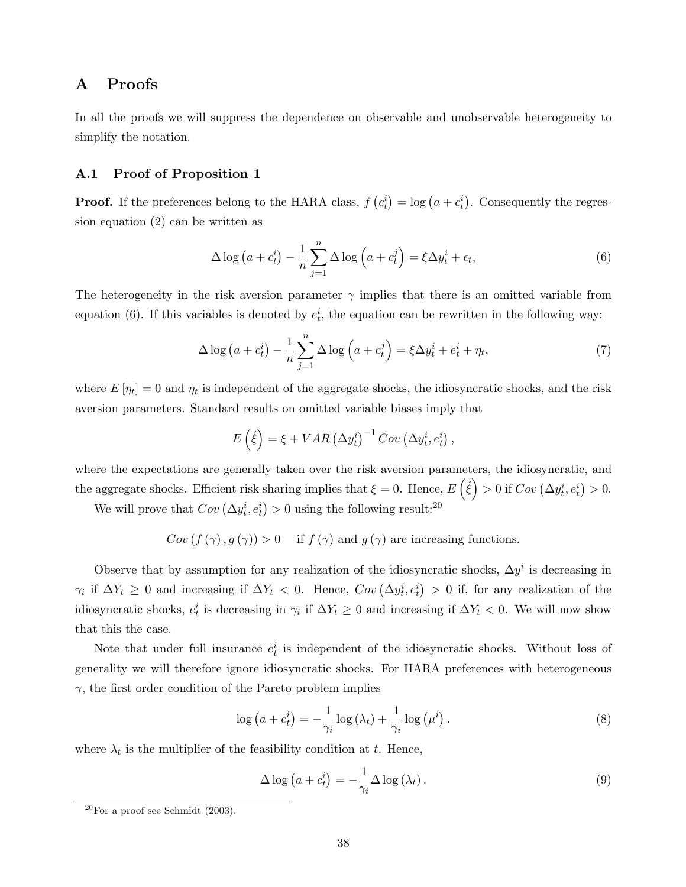# A Proofs

In all the proofs we will suppress the dependence on observable and unobservable heterogeneity to simplify the notation.

## A.1 Proof of Proposition 1

**Proof.** If the preferences belong to the HARA class, $f\left(c_t^i\right) = \log\left(a + c_t^i\right)$. Consequently the regression equation (2) can be written as

$$\Delta \log\left(a + c_t^i\right) - \frac{1}{n}\sum_{j=1}^{n} \Delta \log\left(a + c_t^j\right) = \xi \Delta y_t^i + \epsilon_t, \tag{6}$$

The heterogeneity in the risk aversion parameter $\gamma$ implies that there is an omitted variable from equation (6). If this variables is denoted by $e_t^i$, the equation can be rewritten in the following way:

$$\Delta \log\left(a + c_t^i\right) - \frac{1}{n}\sum_{j=1}^{n} \Delta \log\left(a + c_t^j\right) = \xi \Delta y_t^i + e_t^i + \eta_t, \tag{7}$$

where $E\left[\eta_t\right] = 0$ and $\eta_t$ is independent of the aggregate shocks, the idiosyncratic shocks, and the risk aversion parameters. Standard results on omitted variable biases imply that

$$E\left(\hat{\xi}\right) = \xi + VAR\left(\Delta y_t^i\right)^{-1} Cov\left(\Delta y_t^i, e_t^i\right),$$

where the expectations are generally taken over the risk aversion parameters, the idiosyncratic, and the aggregate shocks. Efficient risk sharing implies that $\xi = 0$. Hence, $E\left(\hat{\xi}\right) > 0$ if $Cov\left(\Delta y_t^i, e_t^i\right) > 0$.

We will prove that $Cov\left(\Delta y_t^i, e_t^i\right) > 0$ using the following result:[20]

$$Cov\left(f\left(\gamma\right), g\left(\gamma\right)\right) > 0 \quad \text{if } f\left(\gamma\right) \text{ and } g\left(\gamma\right) \text{ are increasing functions.}$$

Observe that by assumption for any realization of the idiosyncratic shocks, $\Delta y^i$ is decreasing in $\gamma_i$ if $\Delta Y_t \geq 0$ and increasing if $\Delta Y_t < 0$. Hence, $Cov\left(\Delta y_t^i, e_t^i\right) > 0$ if, for any realization of the idiosyncratic shocks, $e_t^i$ is decreasing in $\gamma_i$ if $\Delta Y_t \geq 0$ and increasing if $\Delta Y_t < 0$. We will now show that this the case.

Note that under full insurance $e_t^i$ is independent of the idiosyncratic shocks. Without loss of generality we will therefore ignore idiosyncratic shocks. For HARA preferences with heterogeneous $\gamma$, the first order condition of the Pareto problem implies

$$\log\left(a + c_t^i\right) = -\frac{1}{\gamma_i}\log\left(\lambda_t\right) + \frac{1}{\gamma_i}\log\left(\mu^i\right). \tag{8}$$

where $\lambda_t$ is the multiplier of the feasibility condition at $t$. Hence,

$$\Delta \log\left(a + c_t^i\right) = -\frac{1}{\gamma_i}\Delta \log\left(\lambda_t\right). \tag{9}$$

[20] For a proof see Schmidt (2003).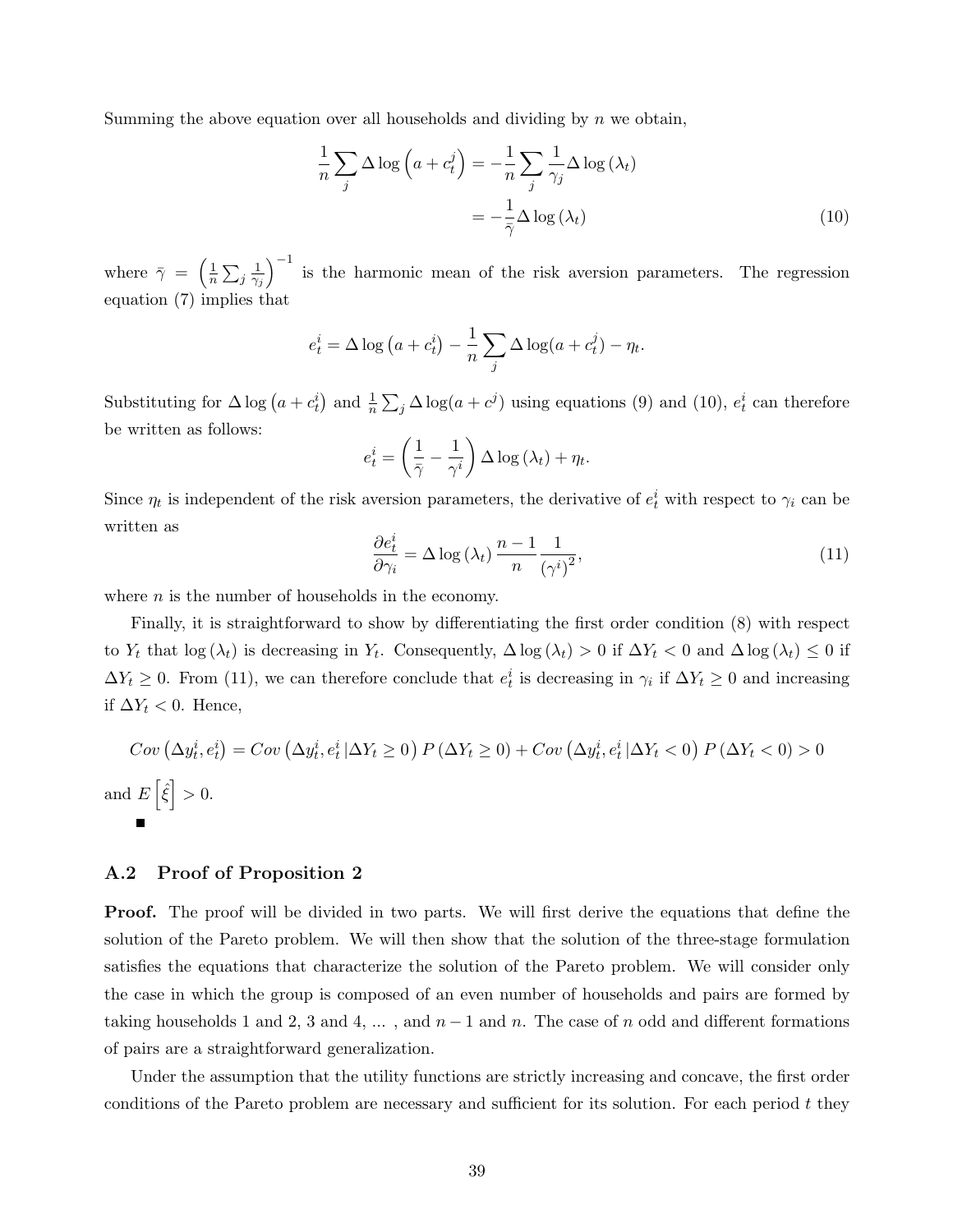Summing the above equation over all households and dividing by $n$ we obtain,

$$
\begin{aligned}
\frac{1}{n}\sum_j \Delta \log\left(a+c_t^j\right) &= -\frac{1}{n}\sum_j \frac{1}{\gamma_j}\Delta \log\left(\lambda_t\right) \\
&= -\frac{1}{\bar{\gamma}}\Delta \log\left(\lambda_t\right) \qquad (10)
\end{aligned}
$$

where $\bar{\gamma} = \left(\frac{1}{n}\sum_j \frac{1}{\gamma_j}\right)^{-1}$ is the harmonic mean of the risk aversion parameters. The regression equation (7) implies that

$$
e_t^i = \Delta \log\left(a+c_t^i\right) - \frac{1}{n}\sum_j \Delta \log(a+c_t^j) - \eta_t.
$$

Substituting for $\Delta \log\left(a+c_t^i\right)$ and $\frac{1}{n}\sum_j \Delta \log(a+c^j)$ using equations (9) and (10), $e_t^i$ can therefore be written as follows:

$$
e_t^i = \left(\frac{1}{\bar{\gamma}} - \frac{1}{\gamma^i}\right)\Delta \log\left(\lambda_t\right) + \eta_t.
$$

Since $\eta_t$ is independent of the risk aversion parameters, the derivative of $e_t^i$ with respect to $\gamma_i$ can be written as

$$
\frac{\partial e_t^i}{\partial \gamma_i} = \Delta \log\left(\lambda_t\right)\frac{n-1}{n}\frac{1}{\left(\gamma^i\right)^2}, \qquad (11)
$$

where $n$ is the number of households in the economy.

Finally, it is straightforward to show by differentiating the first order condition (8) with respect to $Y_t$ that $\log\left(\lambda_t\right)$ is decreasing in $Y_t$. Consequently, $\Delta \log\left(\lambda_t\right) > 0$ if $\Delta Y_t < 0$ and $\Delta \log\left(\lambda_t\right) \leq 0$ if $\Delta Y_t \geq 0$. From (11), we can therefore conclude that $e_t^i$ is decreasing in $\gamma_i$ if $\Delta Y_t \geq 0$ and increasing if $\Delta Y_t < 0$. Hence,

$$
Cov\left(\Delta y_t^i, e_t^i\right) = Cov\left(\Delta y_t^i, e_t^i | \Delta Y_t \geq 0\right) P\left(\Delta Y_t \geq 0\right) + Cov\left(\Delta y_t^i, e_t^i | \Delta Y_t < 0\right) P\left(\Delta Y_t < 0\right) > 0
$$

and $E\left[\hat{\xi}\right] > 0$.

■

## A.2 Proof of Proposition 2

**Proof.** The proof will be divided in two parts. We will first derive the equations that define the solution of the Pareto problem. We will then show that the solution of the three-stage formulation satisfies the equations that characterize the solution of the Pareto problem. We will consider only the case in which the group is composed of an even number of households and pairs are formed by taking households 1 and 2, 3 and 4, ... , and $n-1$ and $n$. The case of $n$ odd and different formations of pairs are a straightforward generalization.

Under the assumption that the utility functions are strictly increasing and concave, the first order conditions of the Pareto problem are necessary and sufficient for its solution. For each period $t$ they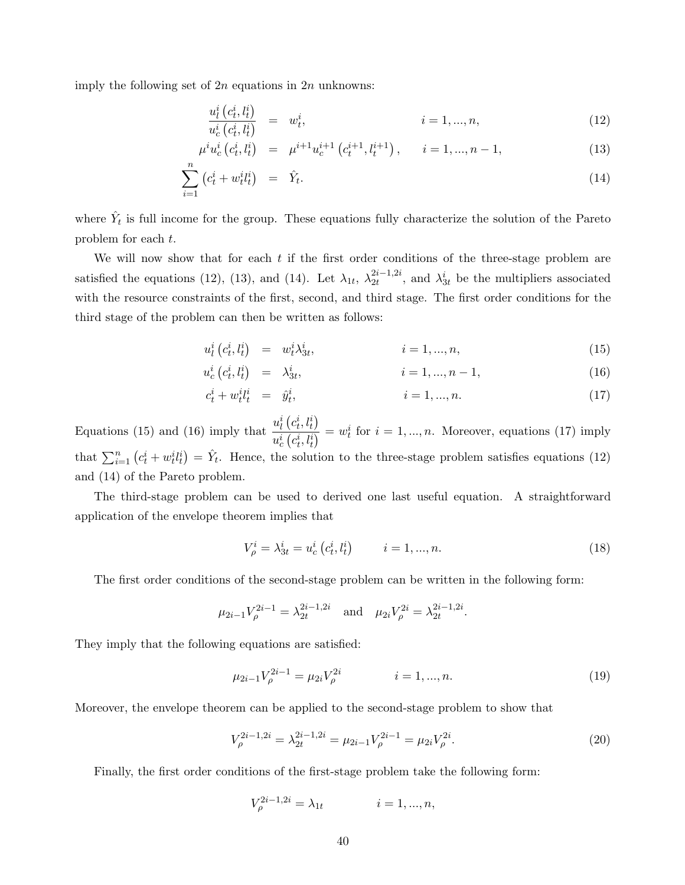imply the following set of $2n$ equations in $2n$ unknowns:

$$
\begin{aligned}
\frac{u_l^i\left(c_t^i, l_t^i\right)}{u_c^i\left(c_t^i, l_t^i\right)} &= w_t^i, & i = 1, ..., n, \qquad (12) \\
\mu^i u_c^i\left(c_t^i, l_t^i\right) &= \mu^{i+1} u_c^{i+1}\left(c_t^{i+1}, l_t^{i+1}\right), & i = 1, ..., n-1, \qquad (13) \\
\sum_{i=1}^{n}\left(c_t^i + w_t^i l_t^i\right) &= \hat{Y}_t. & \qquad (14)
\end{aligned}
$$

where $\hat{Y}_t$ is full income for the group. These equations fully characterize the solution of the Pareto problem for each $t$.

We will now show that for each $t$ if the first order conditions of the three-stage problem are satisfied the equations (12), (13), and (14). Let $\lambda_{1t}$, $\lambda_{2t}^{2i-1,2i}$, and $\lambda_{3t}^i$ be the multipliers associated with the resource constraints of the first, second, and third stage. The first order conditions for the third stage of the problem can then be written as follows:

$$
\begin{aligned}
u_l^i\left(c_t^i, l_t^i\right) &= w_t^i \lambda_{3t}^i, & i = 1, ..., n, \qquad (15) \\
u_c^i\left(c_t^i, l_t^i\right) &= \lambda_{3t}^i, & i = 1, ..., n-1, \qquad (16) \\
c_t^i + w_t^i l_t^i &= \hat{y}_t^i, & i = 1, ..., n. \qquad (17)
\end{aligned}
$$

Equations (15) and (16) imply that $\dfrac{u_l^i\left(c_t^i, l_t^i\right)}{u_c^i\left(c_t^i, l_t^i\right)} = w_t^i$ for $i = 1, ..., n$. Moreover, equations (17) imply that $\sum_{i=1}^{n}\left(c_t^i + w_t^i l_t^i\right) = \hat{Y}_t$. Hence, the solution to the three-stage problem satisfies equations (12) and (14) of the Pareto problem.

The third-stage problem can be used to derived one last useful equation. A straightforward application of the envelope theorem implies that

$$
V_\rho^i = \lambda_{3t}^i = u_c^i\left(c_t^i, l_t^i\right) \qquad i = 1, ..., n. \qquad (18)
$$

The first order conditions of the second-stage problem can be written in the following form:

$$
\mu_{2i-1} V_\rho^{2i-1} = \lambda_{2t}^{2i-1,2i} \quad \text{and} \quad \mu_{2i} V_\rho^{2i} = \lambda_{2t}^{2i-1,2i}.
$$

They imply that the following equations are satisfied:

$$
\mu_{2i-1} V_\rho^{2i-1} = \mu_{2i} V_\rho^{2i} \qquad i = 1, ..., n. \qquad (19)
$$

Moreover, the envelope theorem can be applied to the second-stage problem to show that

$$
V_\rho^{2i-1,2i} = \lambda_{2t}^{2i-1,2i} = \mu_{2i-1} V_\rho^{2i-1} = \mu_{2i} V_\rho^{2i}. \qquad (20)
$$

Finally, the first order conditions of the first-stage problem take the following form:

$$
V_\rho^{2i-1,2i} = \lambda_{1t} \qquad i = 1, ..., n,
$$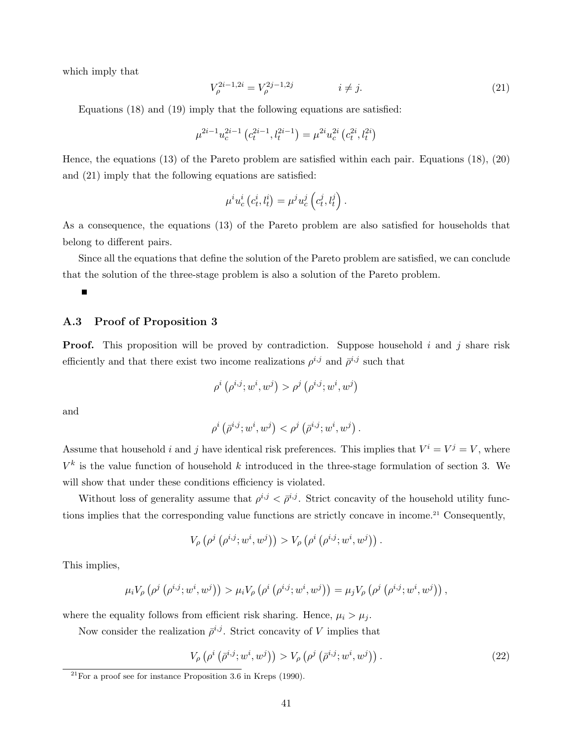which imply that

$$V_{\rho}^{2i-1,2i} = V_{\rho}^{2j-1,2j} \qquad\qquad i \neq j. \tag{21}$$

Equations (18) and (19) imply that the following equations are satisfied:

$$\mu^{2i-1} u_c^{2i-1}\left(c_t^{2i-1}, l_t^{2i-1}\right) = \mu^{2i} u_c^{2i}\left(c_t^{2i}, l_t^{2i}\right)$$

Hence, the equations (13) of the Pareto problem are satisfied within each pair. Equations (18), (20) and (21) imply that the following equations are satisfied:

$$\mu^{i} u_c^{i}\left(c_t^{i}, l_t^{i}\right) = \mu^{j} u_c^{j}\left(c_t^{j}, l_t^{j}\right).$$

As a consequence, the equations (13) of the Pareto problem are also satisfied for households that belong to different pairs.

Since all the equations that define the solution of the Pareto problem are satisfied, we can conclude that the solution of the three-stage problem is also a solution of the Pareto problem.

■

## A.3 Proof of Proposition 3

**Proof.** This proposition will be proved by contradiction. Suppose household $i$ and $j$ share risk efficiently and that there exist two income realizations $\rho^{i,j}$ and $\bar{\rho}^{i,j}$ such that

$$\rho^{i}\left(\rho^{i,j}; w^{i}, w^{j}\right) > \rho^{j}\left(\rho^{i,j}; w^{i}, w^{j}\right)$$

and

$$\rho^{i}\left(\bar{\rho}^{i,j}; w^{i}, w^{j}\right) < \rho^{j}\left(\bar{\rho}^{i,j}; w^{i}, w^{j}\right).$$

Assume that household $i$ and $j$ have identical risk preferences. This implies that $V^{i} = V^{j} = V$, where $V^{k}$ is the value function of household $k$ introduced in the three-stage formulation of section 3. We will show that under these conditions efficiency is violated.

Without loss of generality assume that $\rho^{i,j} < \bar{\rho}^{i,j}$. Strict concavity of the household utility functions implies that the corresponding value functions are strictly concave in income.[21] Consequently,

$$V_{\rho}\left(\rho^{j}\left(\rho^{i,j}; w^{i}, w^{j}\right)\right) > V_{\rho}\left(\rho^{i}\left(\rho^{i,j}; w^{i}, w^{j}\right)\right).$$

This implies,

$$\mu_i V_{\rho}\left(\rho^{j}\left(\rho^{i,j}; w^{i}, w^{j}\right)\right) > \mu_i V_{\rho}\left(\rho^{i}\left(\rho^{i,j}; w^{i}, w^{j}\right)\right) = \mu_j V_{\rho}\left(\rho^{j}\left(\rho^{i,j}; w^{i}, w^{j}\right)\right),$$

where the equality follows from efficient risk sharing. Hence, $\mu_i > \mu_j$.

Now consider the realization $\bar{\rho}^{i,j}$. Strict concavity of $V$ implies that

$$V_{\rho}\left(\rho^{i}\left(\bar{\rho}^{i,j}; w^{i}, w^{j}\right)\right) > V_{\rho}\left(\rho^{j}\left(\bar{\rho}^{i,j}; w^{i}, w^{j}\right)\right). \tag{22}$$

[21] For a proof see for instance Proposition 3.6 in Kreps (1990).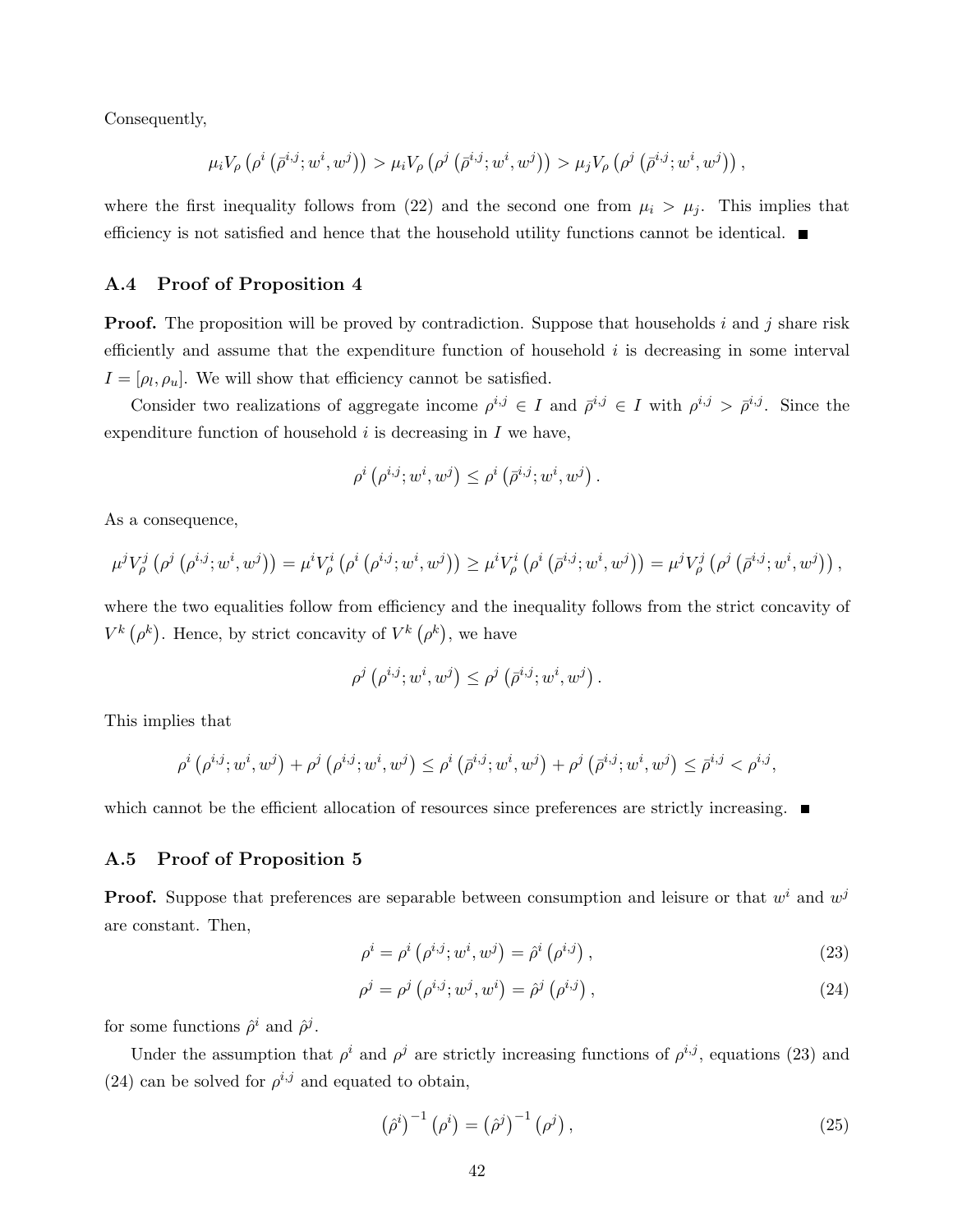Consequently,

$$\mu_i V_\rho\left(\rho^i\left(\bar{\rho}^{i,j}; w^i, w^j\right)\right) > \mu_i V_\rho\left(\rho^j\left(\bar{\rho}^{i,j}; w^i, w^j\right)\right) > \mu_j V_\rho\left(\rho^j\left(\bar{\rho}^{i,j}; w^i, w^j\right)\right),$$

where the first inequality follows from (22) and the second one from $\mu_i > \mu_j$. This implies that efficiency is not satisfied and hence that the household utility functions cannot be identical. ■

### A.4 Proof of Proposition 4

**Proof.** The proposition will be proved by contradiction. Suppose that households $i$ and $j$ share risk efficiently and assume that the expenditure function of household $i$ is decreasing in some interval $I = [\rho_l, \rho_u]$. We will show that efficiency cannot be satisfied.

Consider two realizations of aggregate income $\rho^{i,j} \in I$ and $\bar{\rho}^{i,j} \in I$ with $\rho^{i,j} > \bar{\rho}^{i,j}$. Since the expenditure function of household $i$ is decreasing in $I$ we have,

$$\rho^i\left(\rho^{i,j}; w^i, w^j\right) \leq \rho^i\left(\bar{\rho}^{i,j}; w^i, w^j\right).$$

As a consequence,

$$\mu^j V_\rho^j\left(\rho^j\left(\rho^{i,j}; w^i, w^j\right)\right) = \mu^i V_\rho^i\left(\rho^i\left(\rho^{i,j}; w^i, w^j\right)\right) \geq \mu^i V_\rho^i\left(\rho^i\left(\bar{\rho}^{i,j}; w^i, w^j\right)\right) = \mu^j V_\rho^j\left(\rho^j\left(\bar{\rho}^{i,j}; w^i, w^j\right)\right),$$

where the two equalities follow from efficiency and the inequality follows from the strict concavity of $V^k\left(\rho^k\right)$. Hence, by strict concavity of $V^k\left(\rho^k\right)$, we have

$$\rho^j\left(\rho^{i,j}; w^i, w^j\right) \leq \rho^j\left(\bar{\rho}^{i,j}; w^i, w^j\right).$$

This implies that

$$\rho^i\left(\rho^{i,j}; w^i, w^j\right) + \rho^j\left(\rho^{i,j}; w^i, w^j\right) \leq \rho^i\left(\bar{\rho}^{i,j}; w^i, w^j\right) + \rho^j\left(\bar{\rho}^{i,j}; w^i, w^j\right) \leq \bar{\rho}^{i,j} < \rho^{i,j},$$

which cannot be the efficient allocation of resources since preferences are strictly increasing. ■

### A.5 Proof of Proposition 5

**Proof.** Suppose that preferences are separable between consumption and leisure or that $w^i$ and $w^j$ are constant. Then,

$$\rho^i = \rho^i\left(\rho^{i,j}; w^i, w^j\right) = \hat{\rho}^i\left(\rho^{i,j}\right), \tag{23}$$

$$\rho^j = \rho^j\left(\rho^{i,j}; w^j, w^i\right) = \hat{\rho}^j\left(\rho^{i,j}\right), \tag{24}$$

for some functions $\hat{\rho}^i$ and $\hat{\rho}^j$.

Under the assumption that $\rho^i$ and $\rho^j$ are strictly increasing functions of $\rho^{i,j}$, equations (23) and (24) can be solved for $\rho^{i,j}$ and equated to obtain,

$$\left(\hat{\rho}^i\right)^{-1}\left(\rho^i\right) = \left(\hat{\rho}^j\right)^{-1}\left(\rho^j\right), \tag{25}$$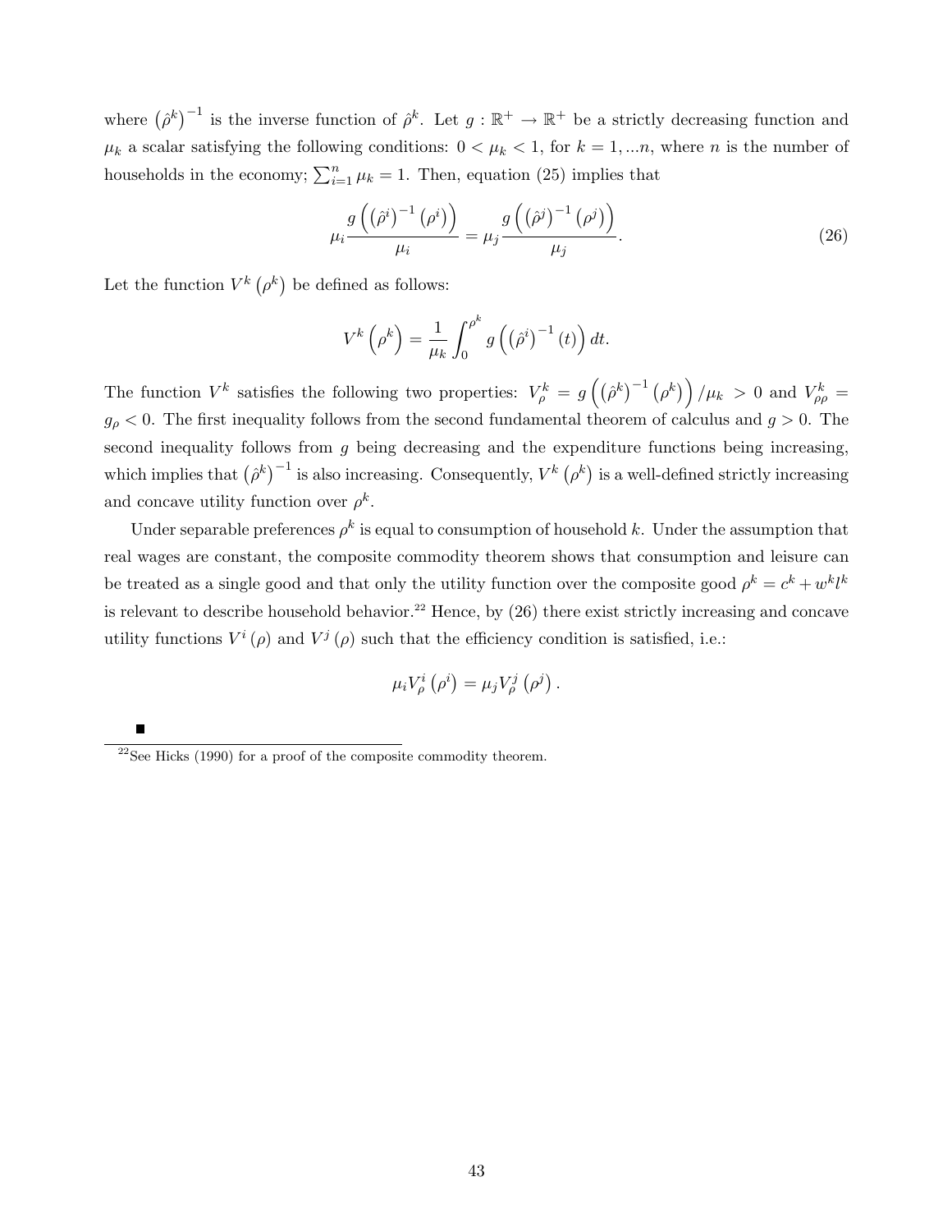where $\left(\hat{\rho}^k\right)^{-1}$ is the inverse function of $\hat{\rho}^k$. Let $g : \mathbb{R}^+ \to \mathbb{R}^+$ be a strictly decreasing function and $\mu_k$ a scalar satisfying the following conditions: $0 < \mu_k < 1$, for $k = 1, ...n$, where $n$ is the number of households in the economy; $\sum_{i=1}^n \mu_k = 1$. Then, equation (25) implies that

$$\mu_i \frac{g\left(\left(\hat{\rho}^i\right)^{-1}\left(\rho^i\right)\right)}{\mu_i} = \mu_j \frac{g\left(\left(\hat{\rho}^j\right)^{-1}\left(\rho^j\right)\right)}{\mu_j}. \tag{26}$$

Let the function $V^k\left(\rho^k\right)$ be defined as follows:

$$V^k\left(\rho^k\right) = \frac{1}{\mu_k} \int_0^{\rho^k} g\left(\left(\hat{\rho}^i\right)^{-1}(t)\right) dt.$$

The function $V^k$ satisfies the following two properties: $V_\rho^k = g\left(\left(\hat{\rho}^k\right)^{-1}\left(\rho^k\right)\right)/\mu_k > 0$ and $V_{\rho\rho}^k = g_\rho < 0$. The first inequality follows from the second fundamental theorem of calculus and $g > 0$. The second inequality follows from $g$ being decreasing and the expenditure functions being increasing, which implies that $\left(\hat{\rho}^k\right)^{-1}$ is also increasing. Consequently, $V^k\left(\rho^k\right)$ is a well-defined strictly increasing and concave utility function over $\rho^k$.

Under separable preferences $\rho^k$ is equal to consumption of household $k$. Under the assumption that real wages are constant, the composite commodity theorem shows that consumption and leisure can be treated as a single good and that only the utility function over the composite good $\rho^k = c^k + w^k l^k$ is relevant to describe household behavior.[22] Hence, by (26) there exist strictly increasing and concave utility functions $V^i(\rho)$ and $V^j(\rho)$ such that the efficiency condition is satisfied, i.e.:

$$\mu_i V_\rho^i\left(\rho^i\right) = \mu_j V_\rho^j\left(\rho^j\right).$$

■

[22] See Hicks (1990) for a proof of the composite commodity theorem.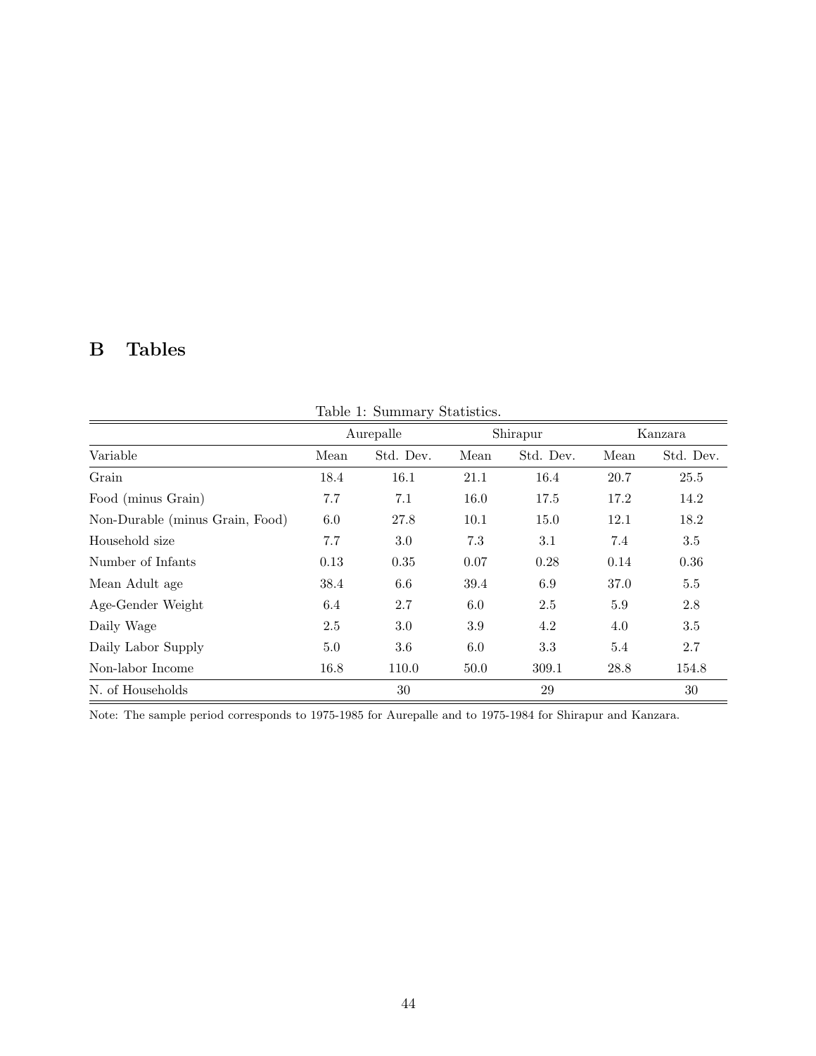## B Tables

Table 1: Summary Statistics.

| | Aurepalle | | Shirapur | | Kanzara | |
|---|---|---|---|---|---|---|
| Variable | Mean | Std. Dev. | Mean | Std. Dev. | Mean | Std. Dev. |
| Grain | 18.4 | 16.1 | 21.1 | 16.4 | 20.7 | 25.5 |
| Food (minus Grain) | 7.7 | 7.1 | 16.0 | 17.5 | 17.2 | 14.2 |
| Non-Durable (minus Grain, Food) | 6.0 | 27.8 | 10.1 | 15.0 | 12.1 | 18.2 |
| Household size | 7.7 | 3.0 | 7.3 | 3.1 | 7.4 | 3.5 |
| Number of Infants | 0.13 | 0.35 | 0.07 | 0.28 | 0.14 | 0.36 |
| Mean Adult age | 38.4 | 6.6 | 39.4 | 6.9 | 37.0 | 5.5 |
| Age-Gender Weight | 6.4 | 2.7 | 6.0 | 2.5 | 5.9 | 2.8 |
| Daily Wage | 2.5 | 3.0 | 3.9 | 4.2 | 4.0 | 3.5 |
| Daily Labor Supply | 5.0 | 3.6 | 6.0 | 3.3 | 5.4 | 2.7 |
| Non-labor Income | 16.8 | 110.0 | 50.0 | 309.1 | 28.8 | 154.8 |
| N. of Households | | 30 | | 29 | | 30 |

Note: The sample period corresponds to 1975-1985 for Aurepalle and to 1975-1984 for Shirapur and Kanzara.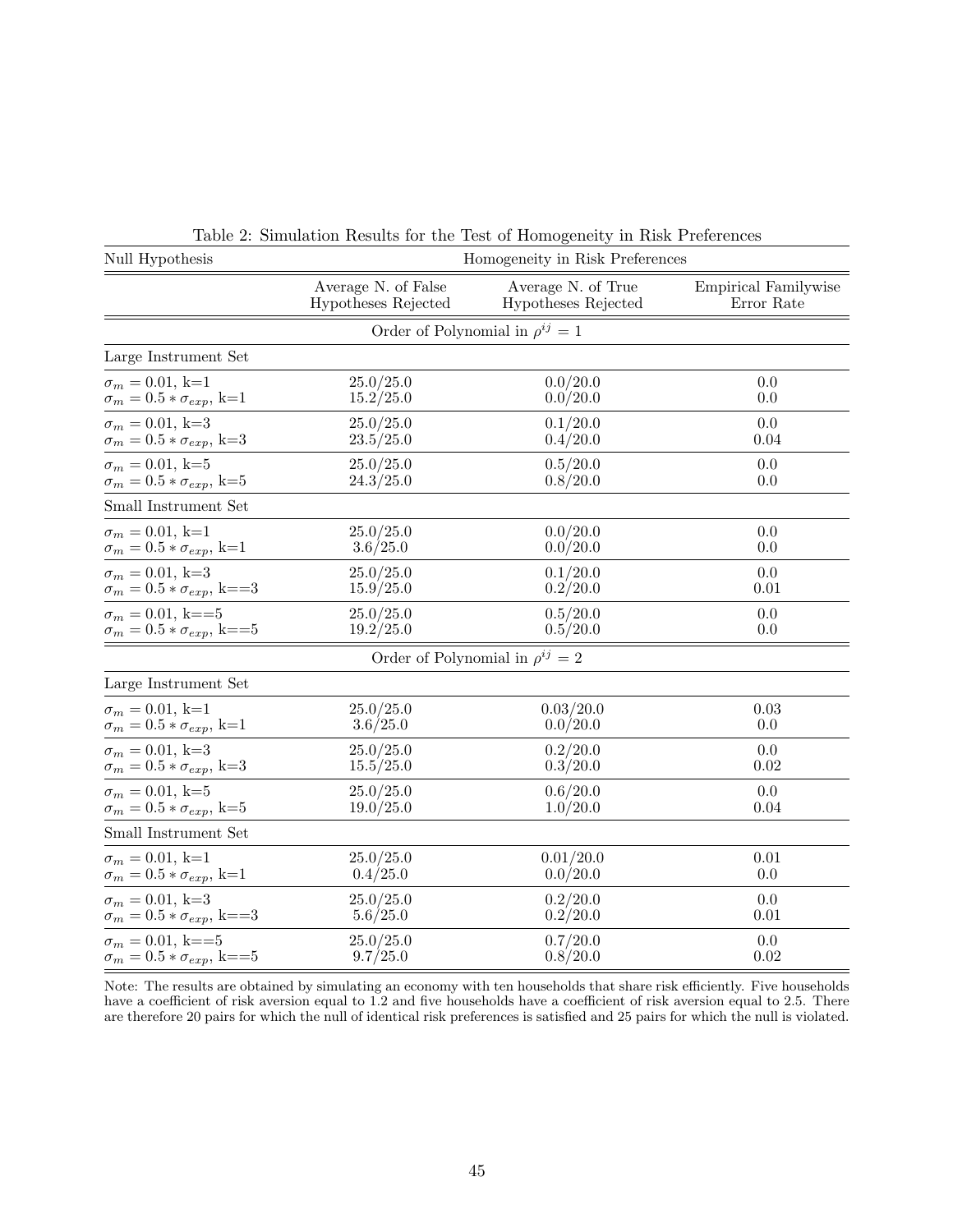Table 2: Simulation Results for the Test of Homogeneity in Risk Preferences

| Null Hypothesis | Homogeneity in Risk Preferences | | |
|---|---|---|---|
| | Average N. of False Hypotheses Rejected | Average N. of True Hypotheses Rejected | Empirical Familywise Error Rate |
| **Order of Polynomial in $\rho^{ij}$ = 1** | | | |
| Large Instrument Set | | | |
| $\sigma_m = 0.01$, k=1 | 25.0/25.0 | 0.0/20.0 | 0.0 |
| $\sigma_m = 0.5 * \sigma_{exp}$, k=1 | 15.2/25.0 | 0.0/20.0 | 0.0 |
| $\sigma_m = 0.01$, k=3 | 25.0/25.0 | 0.1/20.0 | 0.0 |
| $\sigma_m = 0.5 * \sigma_{exp}$, k=3 | 23.5/25.0 | 0.4/20.0 | 0.04 |
| $\sigma_m = 0.01$, k=5 | 25.0/25.0 | 0.5/20.0 | 0.0 |
| $\sigma_m = 0.5 * \sigma_{exp}$, k=5 | 24.3/25.0 | 0.8/20.0 | 0.0 |
| Small Instrument Set | | | |
| $\sigma_m = 0.01$, k=1 | 25.0/25.0 | 0.0/20.0 | 0.0 |
| $\sigma_m = 0.5 * \sigma_{exp}$, k=1 | 3.6/25.0 | 0.0/20.0 | 0.0 |
| $\sigma_m = 0.01$, k=3 | 25.0/25.0 | 0.1/20.0 | 0.0 |
| $\sigma_m = 0.5 * \sigma_{exp}$, k==3 | 15.9/25.0 | 0.2/20.0 | 0.01 |
| $\sigma_m = 0.01$, k==5 | 25.0/25.0 | 0.5/20.0 | 0.0 |
| $\sigma_m = 0.5 * \sigma_{exp}$, k==5 | 19.2/25.0 | 0.5/20.0 | 0.0 |
| **Order of Polynomial in $\rho^{ij}$ = 2** | | | |
| Large Instrument Set | | | |
| $\sigma_m = 0.01$, k=1 | 25.0/25.0 | 0.03/20.0 | 0.03 |
| $\sigma_m = 0.5 * \sigma_{exp}$, k=1 | 3.6/25.0 | 0.0/20.0 | 0.0 |
| $\sigma_m = 0.01$, k=3 | 25.0/25.0 | 0.2/20.0 | 0.0 |
| $\sigma_m = 0.5 * \sigma_{exp}$, k=3 | 15.5/25.0 | 0.3/20.0 | 0.02 |
| $\sigma_m = 0.01$, k=5 | 25.0/25.0 | 0.6/20.0 | 0.0 |
| $\sigma_m = 0.5 * \sigma_{exp}$, k=5 | 19.0/25.0 | 1.0/20.0 | 0.04 |
| Small Instrument Set | | | |
| $\sigma_m = 0.01$, k=1 | 25.0/25.0 | 0.01/20.0 | 0.01 |
| $\sigma_m = 0.5 * \sigma_{exp}$, k=1 | 0.4/25.0 | 0.0/20.0 | 0.0 |
| $\sigma_m = 0.01$, k=3 | 25.0/25.0 | 0.2/20.0 | 0.0 |
| $\sigma_m = 0.5 * \sigma_{exp}$, k==3 | 5.6/25.0 | 0.2/20.0 | 0.01 |
| $\sigma_m = 0.01$, k==5 | 25.0/25.0 | 0.7/20.0 | 0.0 |
| $\sigma_m = 0.5 * \sigma_{exp}$, k==5 | 9.7/25.0 | 0.8/20.0 | 0.02 |

Note: The results are obtained by simulating an economy with ten households that share risk efficiently. Five households have a coefficient of risk aversion equal to 1.2 and five households have a coefficient of risk aversion equal to 2.5. There are therefore 20 pairs for which the null of identical risk preferences is satisfied and 25 pairs for which the null is violated.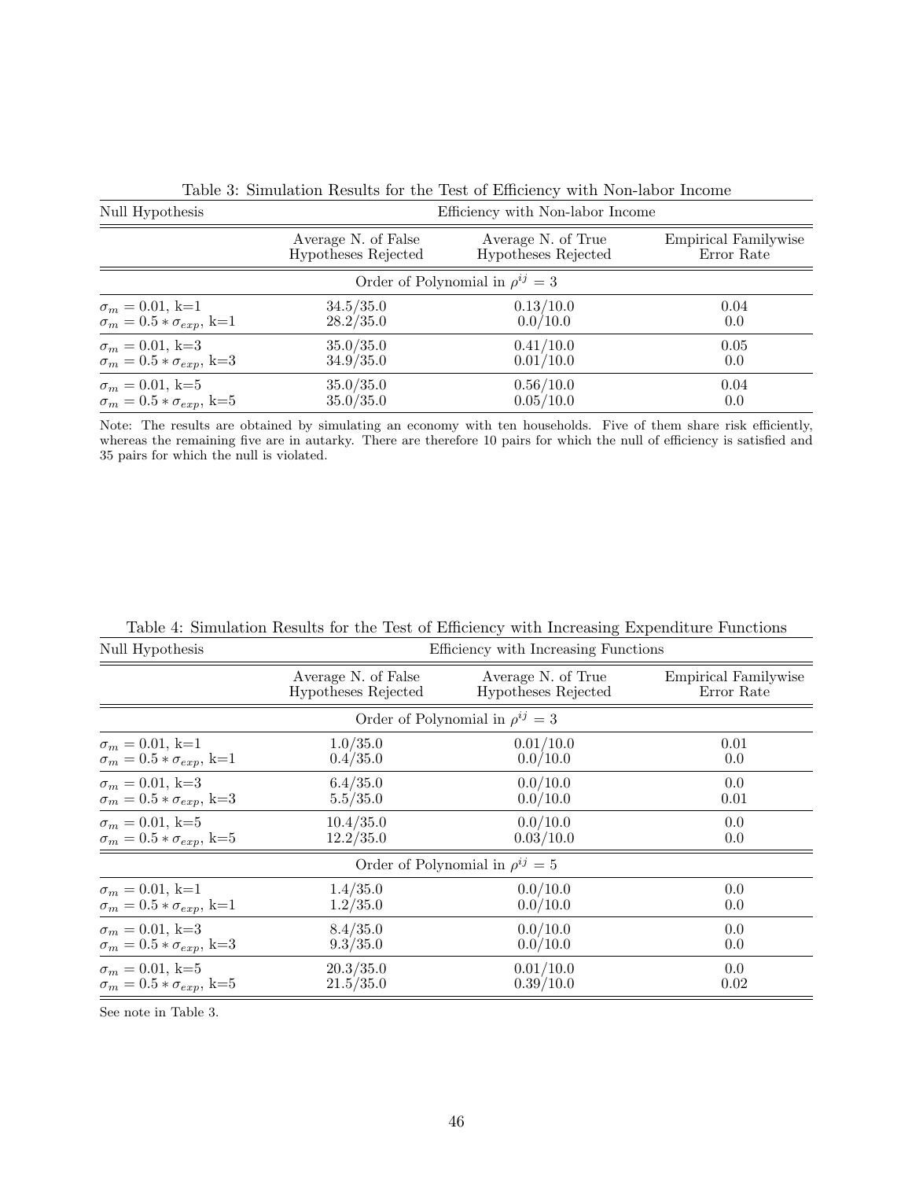Table 3: Simulation Results for the Test of Efficiency with Non-labor Income

| Null Hypothesis | Efficiency with Non-labor Income | | |
|---|---|---|---|
| | Average N. of False Hypotheses Rejected | Average N. of True Hypotheses Rejected | Empirical Familywise Error Rate |
| | Order of Polynomial in $\rho^{ij} = 3$ | | |
| $\sigma_m = 0.01$, k=1 | 34.5/35.0 | 0.13/10.0 | 0.04 |
| $\sigma_m = 0.5 * \sigma_{exp}$, k=1 | 28.2/35.0 | 0.0/10.0 | 0.0 |
| $\sigma_m = 0.01$, k=3 | 35.0/35.0 | 0.41/10.0 | 0.05 |
| $\sigma_m = 0.5 * \sigma_{exp}$, k=3 | 34.9/35.0 | 0.01/10.0 | 0.0 |
| $\sigma_m = 0.01$, k=5 | 35.0/35.0 | 0.56/10.0 | 0.04 |
| $\sigma_m = 0.5 * \sigma_{exp}$, k=5 | 35.0/35.0 | 0.05/10.0 | 0.0 |

Note: The results are obtained by simulating an economy with ten households. Five of them share risk efficiently, whereas the remaining five are in autarky. There are therefore 10 pairs for which the null of efficiency is satisfied and 35 pairs for which the null is violated.

Table 4: Simulation Results for the Test of Efficiency with Increasing Expenditure Functions

| Null Hypothesis | Efficiency with Increasing Functions | | |
|---|---|---|---|
| | Average N. of False Hypotheses Rejected | Average N. of True Hypotheses Rejected | Empirical Familywise Error Rate |
| | Order of Polynomial in $\rho^{ij} = 3$ | | |
| $\sigma_m = 0.01$, k=1 | 1.0/35.0 | 0.01/10.0 | 0.01 |
| $\sigma_m = 0.5 * \sigma_{exp}$, k=1 | 0.4/35.0 | 0.0/10.0 | 0.0 |
| $\sigma_m = 0.01$, k=3 | 6.4/35.0 | 0.0/10.0 | 0.0 |
| $\sigma_m = 0.5 * \sigma_{exp}$, k=3 | 5.5/35.0 | 0.0/10.0 | 0.01 |
| $\sigma_m = 0.01$, k=5 | 10.4/35.0 | 0.0/10.0 | 0.0 |
| $\sigma_m = 0.5 * \sigma_{exp}$, k=5 | 12.2/35.0 | 0.03/10.0 | 0.0 |
| | Order of Polynomial in $\rho^{ij} = 5$ | | |
| $\sigma_m = 0.01$, k=1 | 1.4/35.0 | 0.0/10.0 | 0.0 |
| $\sigma_m = 0.5 * \sigma_{exp}$, k=1 | 1.2/35.0 | 0.0/10.0 | 0.0 |
| $\sigma_m = 0.01$, k=3 | 8.4/35.0 | 0.0/10.0 | 0.0 |
| $\sigma_m = 0.5 * \sigma_{exp}$, k=3 | 9.3/35.0 | 0.0/10.0 | 0.0 |
| $\sigma_m = 0.01$, k=5 | 20.3/35.0 | 0.01/10.0 | 0.0 |
| $\sigma_m = 0.5 * \sigma_{exp}$, k=5 | 21.5/35.0 | 0.39/10.0 | 0.02 |

See note in Table 3.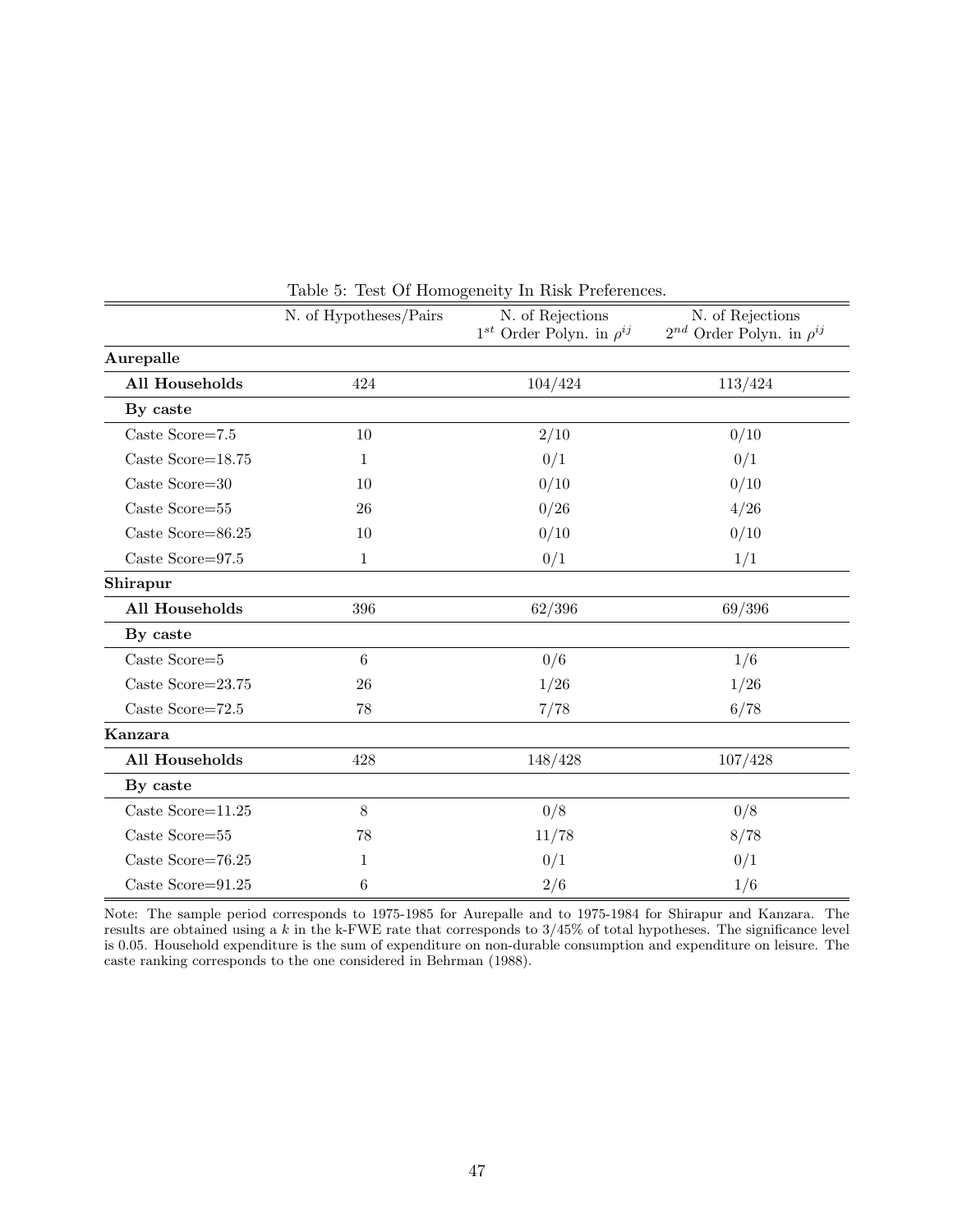Table 5: Test Of Homogeneity In Risk Preferences.

| | N. of Hypotheses/Pairs | N. of Rejections $1^{st}$ Order Polyn. in $\rho^{ij}$ | N. of Rejections $2^{nd}$ Order Polyn. in $\rho^{ij}$ |
|---|---|---|---|
| **Aurepalle** | | | |
| **All Households** | 424 | 104/424 | 113/424 |
| **By caste** | | | |
| Caste Score=7.5 | 10 | 2/10 | 0/10 |
| Caste Score=18.75 | 1 | 0/1 | 0/1 |
| Caste Score=30 | 10 | 0/10 | 0/10 |
| Caste Score=55 | 26 | 0/26 | 4/26 |
| Caste Score=86.25 | 10 | 0/10 | 0/10 |
| Caste Score=97.5 | 1 | 0/1 | 1/1 |
| **Shirapur** | | | |
| **All Households** | 396 | 62/396 | 69/396 |
| **By caste** | | | |
| Caste Score=5 | 6 | 0/6 | 1/6 |
| Caste Score=23.75 | 26 | 1/26 | 1/26 |
| Caste Score=72.5 | 78 | 7/78 | 6/78 |
| **Kanzara** | | | |
| **All Households** | 428 | 148/428 | 107/428 |
| **By caste** | | | |
| Caste Score=11.25 | 8 | 0/8 | 0/8 |
| Caste Score=55 | 78 | 11/78 | 8/78 |
| Caste Score=76.25 | 1 | 0/1 | 0/1 |
| Caste Score=91.25 | 6 | 2/6 | 1/6 |

Note: The sample period corresponds to 1975-1985 for Aurepalle and to 1975-1984 for Shirapur and Kanzara. The results are obtained using a $k$ in the k-FWE rate that corresponds to 3/45% of total hypotheses. The significance level is 0.05. Household expenditure is the sum of expenditure on non-durable consumption and expenditure on leisure. The caste ranking corresponds to the one considered in Behrman (1988).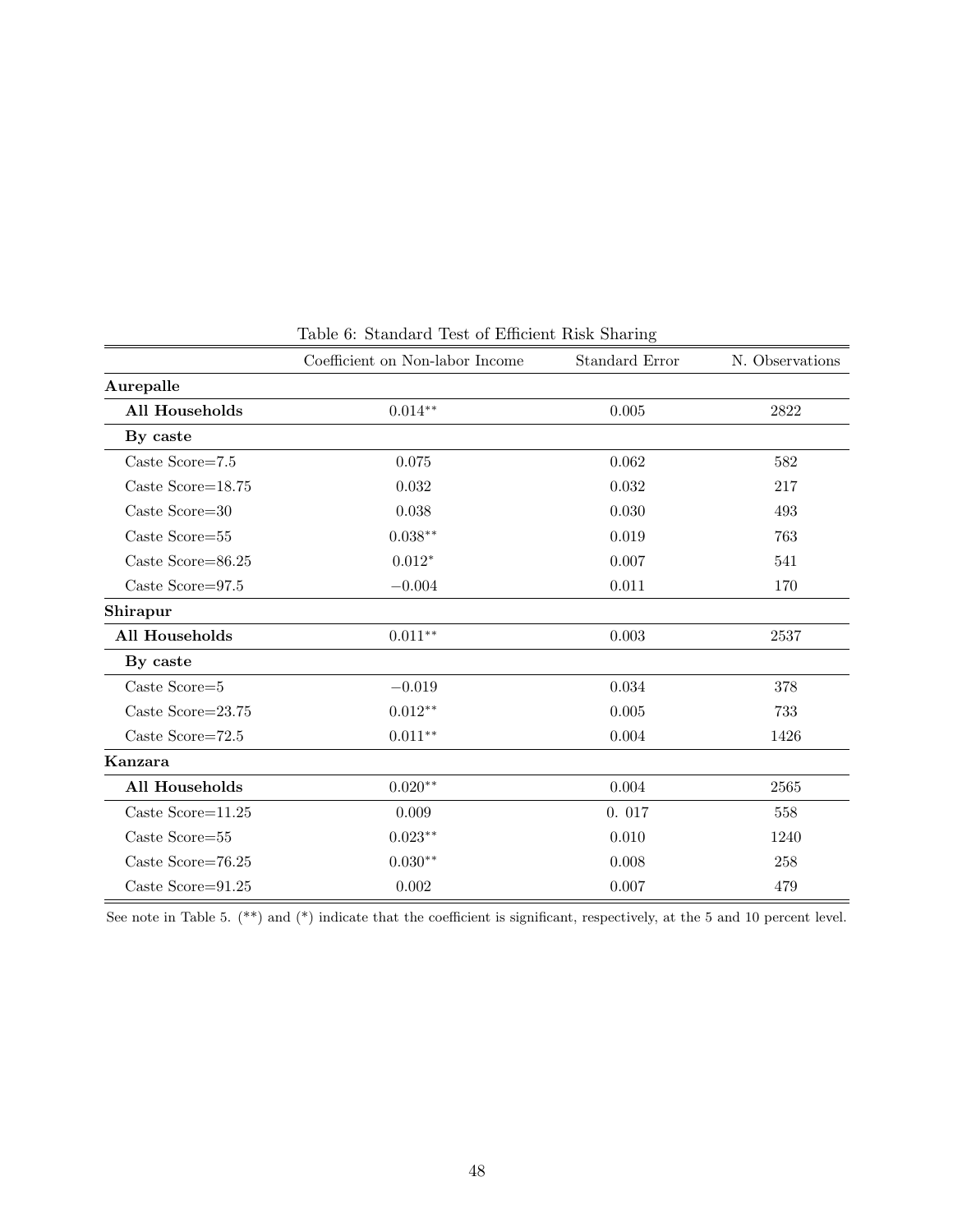Table 6: Standard Test of Efficient Risk Sharing

| | Coefficient on Non-labor Income | Standard Error | N. Observations |
|---|---|---|---|
| **Aurepalle** | | | |
| **All Households** | 0.014** | 0.005 | 2822 |
| **By caste** | | | |
| Caste Score=7.5 | 0.075 | 0.062 | 582 |
| Caste Score=18.75 | 0.032 | 0.032 | 217 |
| Caste Score=30 | 0.038 | 0.030 | 493 |
| Caste Score=55 | 0.038** | 0.019 | 763 |
| Caste Score=86.25 | 0.012* | 0.007 | 541 |
| Caste Score=97.5 | −0.004 | 0.011 | 170 |
| **Shirapur** | | | |
| **All Households** | 0.011** | 0.003 | 2537 |
| **By caste** | | | |
| Caste Score=5 | −0.019 | 0.034 | 378 |
| Caste Score=23.75 | 0.012** | 0.005 | 733 |
| Caste Score=72.5 | 0.011** | 0.004 | 1426 |
| **Kanzara** | | | |
| **All Households** | 0.020** | 0.004 | 2565 |
| Caste Score=11.25 | 0.009 | 0. 017 | 558 |
| Caste Score=55 | 0.023** | 0.010 | 1240 |
| Caste Score=76.25 | 0.030** | 0.008 | 258 |
| Caste Score=91.25 | 0.002 | 0.007 | 479 |

See note in Table 5. (**) and (*) indicate that the coefficient is significant, respectively, at the 5 and 10 percent level.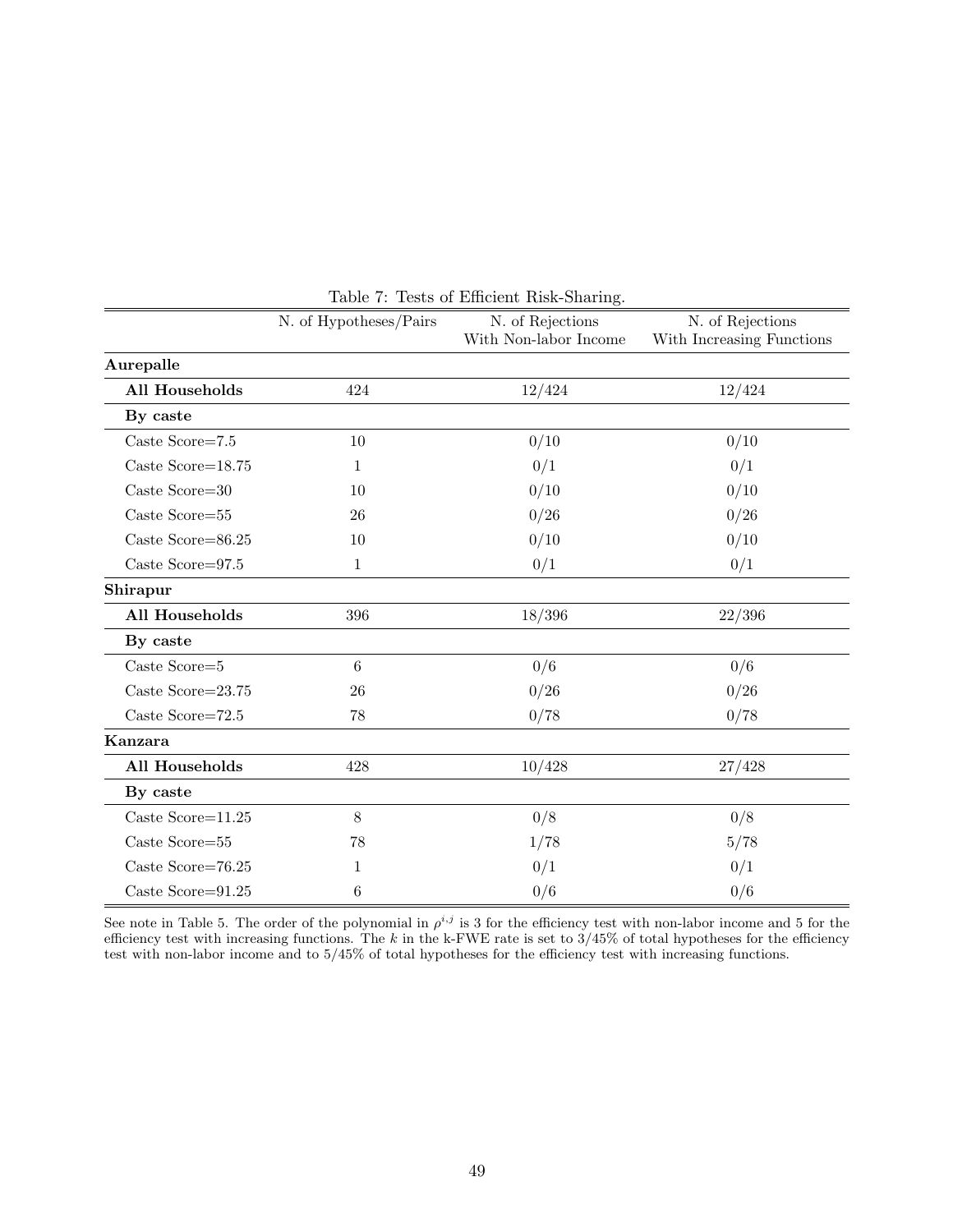Table 7: Tests of Efficient Risk-Sharing.

| | N. of Hypotheses/Pairs | N. of Rejections With Non-labor Income | N. of Rejections With Increasing Functions |
|---|---|---|---|
| **Aurepalle** | | | |
| **All Households** | 424 | 12/424 | 12/424 |
| **By caste** | | | |
| Caste Score=7.5 | 10 | 0/10 | 0/10 |
| Caste Score=18.75 | 1 | 0/1 | 0/1 |
| Caste Score=30 | 10 | 0/10 | 0/10 |
| Caste Score=55 | 26 | 0/26 | 0/26 |
| Caste Score=86.25 | 10 | 0/10 | 0/10 |
| Caste Score=97.5 | 1 | 0/1 | 0/1 |
| **Shirapur** | | | |
| **All Households** | 396 | 18/396 | 22/396 |
| **By caste** | | | |
| Caste Score=5 | 6 | 0/6 | 0/6 |
| Caste Score=23.75 | 26 | 0/26 | 0/26 |
| Caste Score=72.5 | 78 | 0/78 | 0/78 |
| **Kanzara** | | | |
| **All Households** | 428 | 10/428 | 27/428 |
| **By caste** | | | |
| Caste Score=11.25 | 8 | 0/8 | 0/8 |
| Caste Score=55 | 78 | 1/78 | 5/78 |
| Caste Score=76.25 | 1 | 0/1 | 0/1 |
| Caste Score=91.25 | 6 | 0/6 | 0/6 |

See note in Table 5. The order of the polynomial in $\rho^{i,j}$ is 3 for the efficiency test with non-labor income and 5 for the efficiency test with increasing functions. The $k$ in the k-FWE rate is set to 3/45% of total hypotheses for the efficiency test with non-labor income and to 5/45% of total hypotheses for the efficiency test with increasing functions.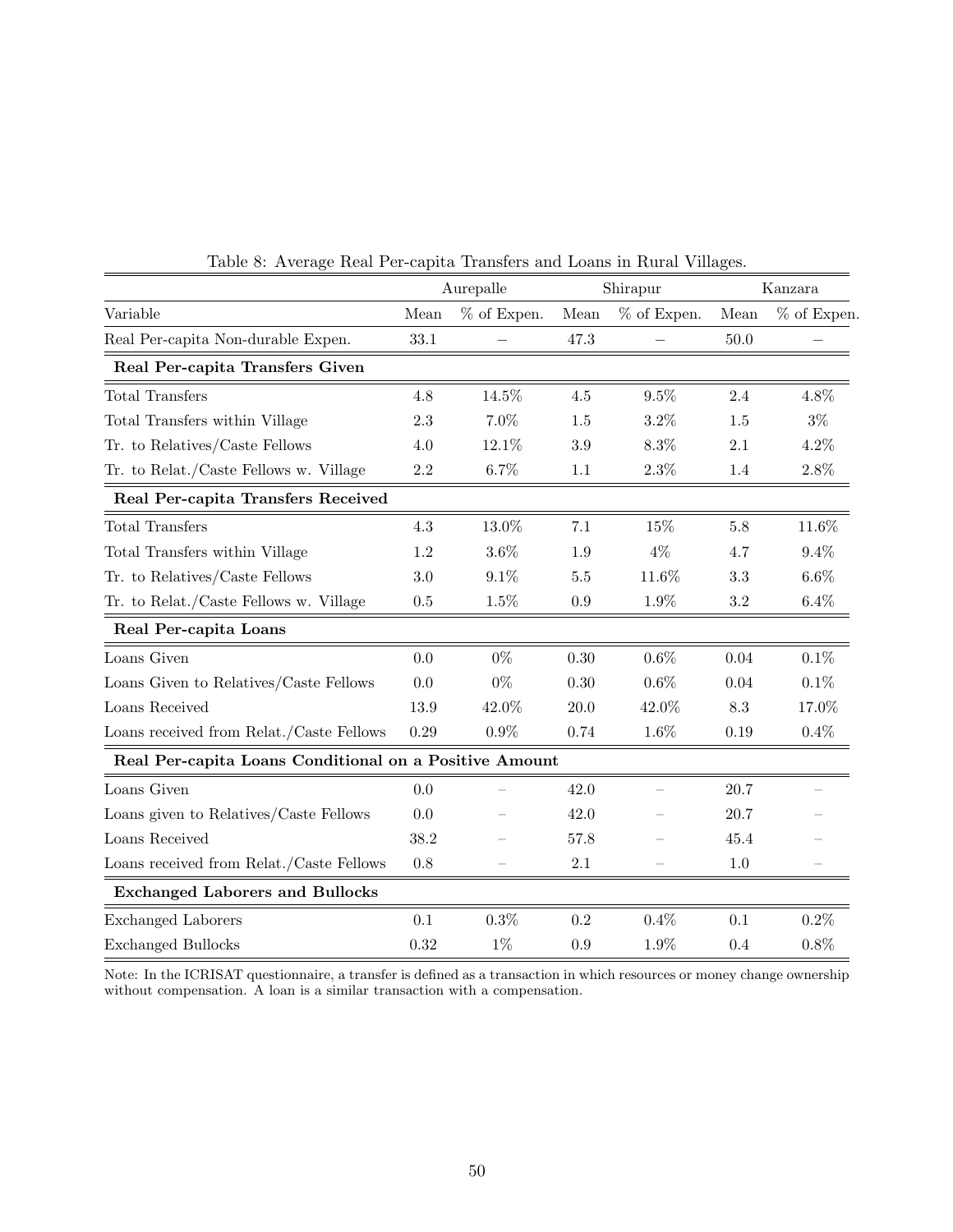Table 8: Average Real Per-capita Transfers and Loans in Rural Villages.

| | Aurepalle | | Shirapur | | Kanzara | |
|---|---|---|---|---|---|---|
| Variable | Mean | % of Expen. | Mean | % of Expen. | Mean | % of Expen. |
| Real Per-capita Non-durable Expen. | 33.1 | – | 47.3 | – | 50.0 | – |
| **Real Per-capita Transfers Given** | | | | | | |
| Total Transfers | 4.8 | 14.5% | 4.5 | 9.5% | 2.4 | 4.8% |
| Total Transfers within Village | 2.3 | 7.0% | 1.5 | 3.2% | 1.5 | 3% |
| Tr. to Relatives/Caste Fellows | 4.0 | 12.1% | 3.9 | 8.3% | 2.1 | 4.2% |
| Tr. to Relat./Caste Fellows w. Village | 2.2 | 6.7% | 1.1 | 2.3% | 1.4 | 2.8% |
| **Real Per-capita Transfers Received** | | | | | | |
| Total Transfers | 4.3 | 13.0% | 7.1 | 15% | 5.8 | 11.6% |
| Total Transfers within Village | 1.2 | 3.6% | 1.9 | 4% | 4.7 | 9.4% |
| Tr. to Relatives/Caste Fellows | 3.0 | 9.1% | 5.5 | 11.6% | 3.3 | 6.6% |
| Tr. to Relat./Caste Fellows w. Village | 0.5 | 1.5% | 0.9 | 1.9% | 3.2 | 6.4% |
| **Real Per-capita Loans** | | | | | | |
| Loans Given | 0.0 | 0% | 0.30 | 0.6% | 0.04 | 0.1% |
| Loans Given to Relatives/Caste Fellows | 0.0 | 0% | 0.30 | 0.6% | 0.04 | 0.1% |
| Loans Received | 13.9 | 42.0% | 20.0 | 42.0% | 8.3 | 17.0% |
| Loans received from Relat./Caste Fellows | 0.29 | 0.9% | 0.74 | 1.6% | 0.19 | 0.4% |
| **Real Per-capita Loans Conditional on a Positive Amount** | | | | | | |
| Loans Given | 0.0 | – | 42.0 | – | 20.7 | – |
| Loans given to Relatives/Caste Fellows | 0.0 | – | 42.0 | – | 20.7 | – |
| Loans Received | 38.2 | – | 57.8 | – | 45.4 | – |
| Loans received from Relat./Caste Fellows | 0.8 | – | 2.1 | – | 1.0 | – |
| **Exchanged Laborers and Bullocks** | | | | | | |
| Exchanged Laborers | 0.1 | 0.3% | 0.2 | 0.4% | 0.1 | 0.2% |
| Exchanged Bullocks | 0.32 | 1% | 0.9 | 1.9% | 0.4 | 0.8% |

Note: In the ICRISAT questionnaire, a transfer is defined as a transaction in which resources or money change ownership without compensation. A loan is a similar transaction with a compensation.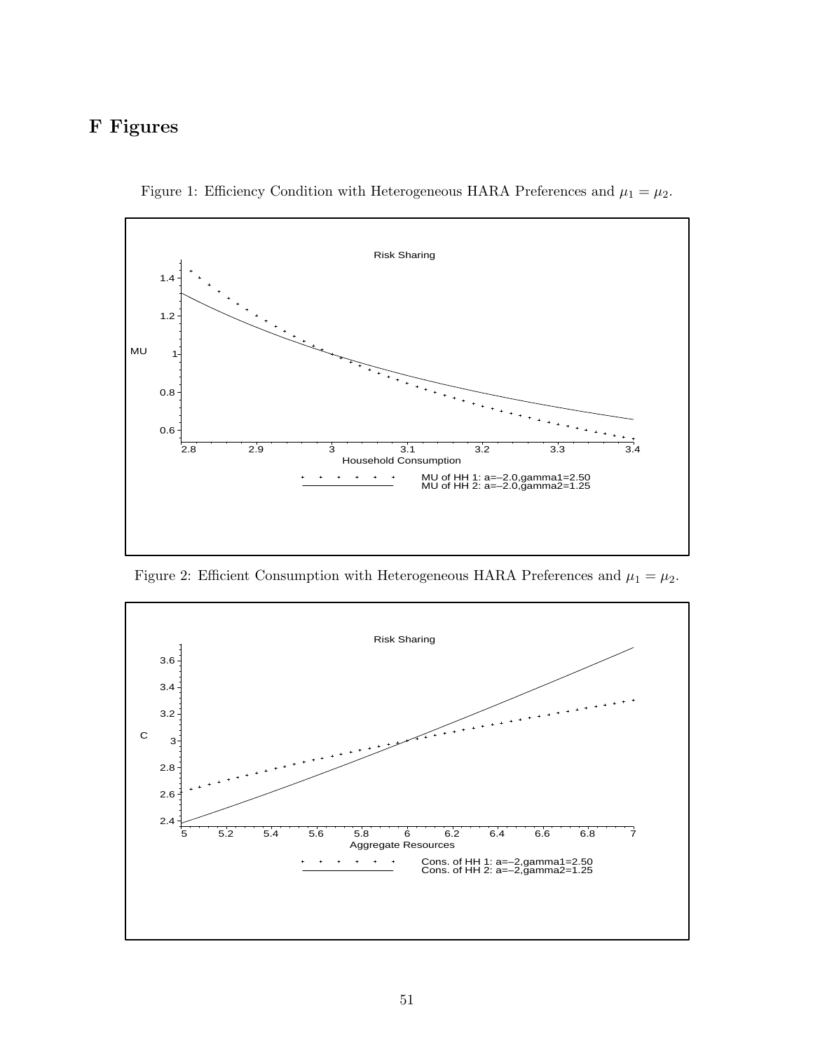# F Figures

Figure 1: Efficiency Condition with Heterogeneous HARA Preferences and $\mu_1 = \mu_2$.

Figure 2: Efficient Consumption with Heterogeneous HARA Preferences and $\mu_1 = \mu_2$.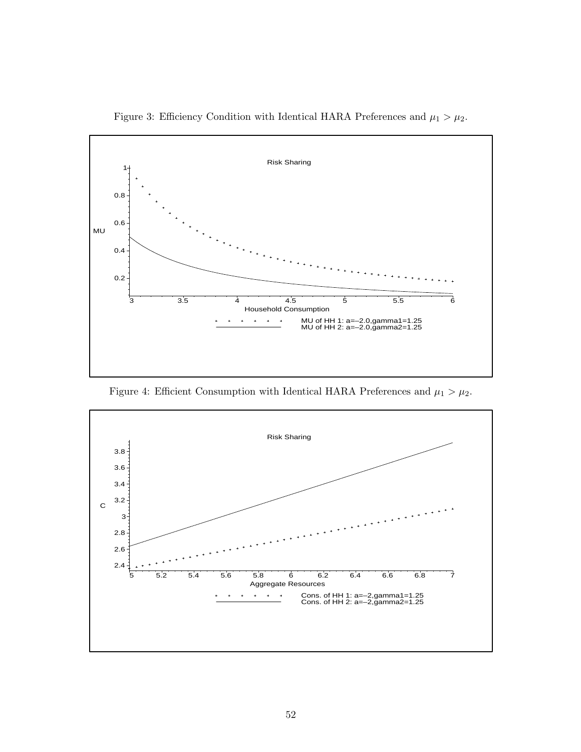Figure 3: Efficiency Condition with Identical HARA Preferences and $\mu_1 > \mu_2$.

Figure 4: Efficient Consumption with Identical HARA Preferences and $\mu_1 > \mu_2$.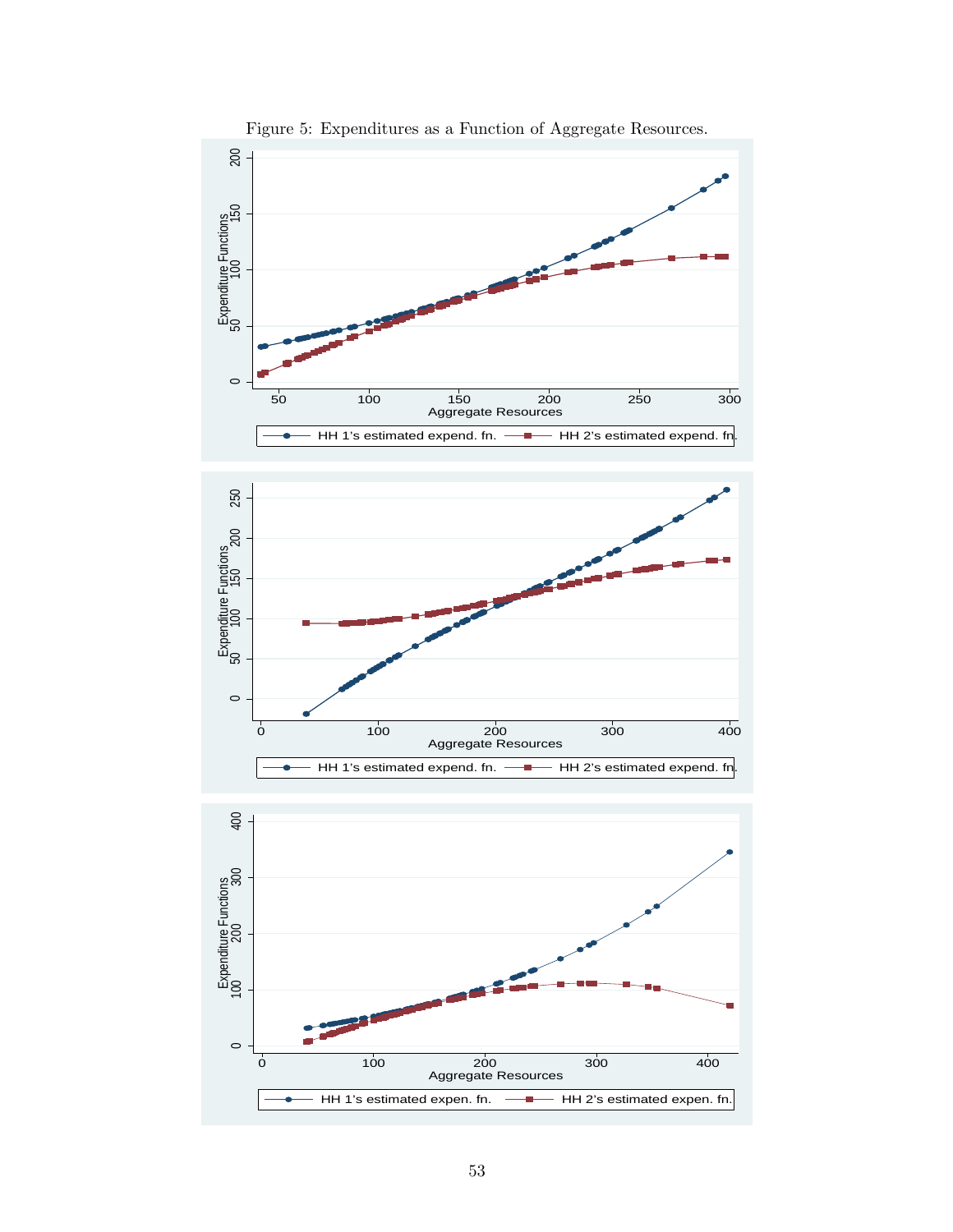Figure 5: Expenditures as a Function of Aggregate Resources.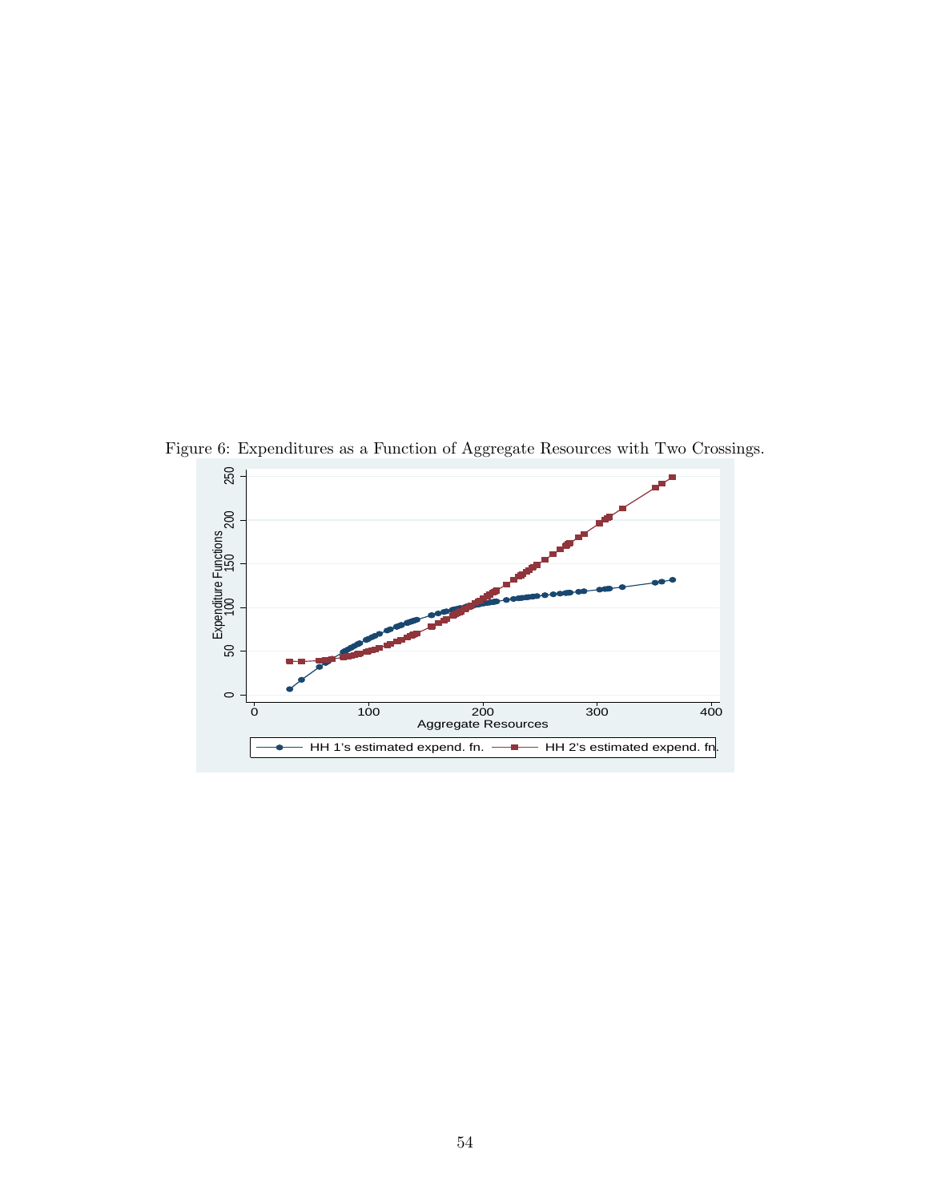Figure 6: Expenditures as a Function of Aggregate Resources with Two Crossings.

Expenditure Functions

0
50
100
150
200
250

0
100
200
300
400

Aggregate Resources

HH 1's estimated expend. fn.
HH 2's estimated expend. fn.